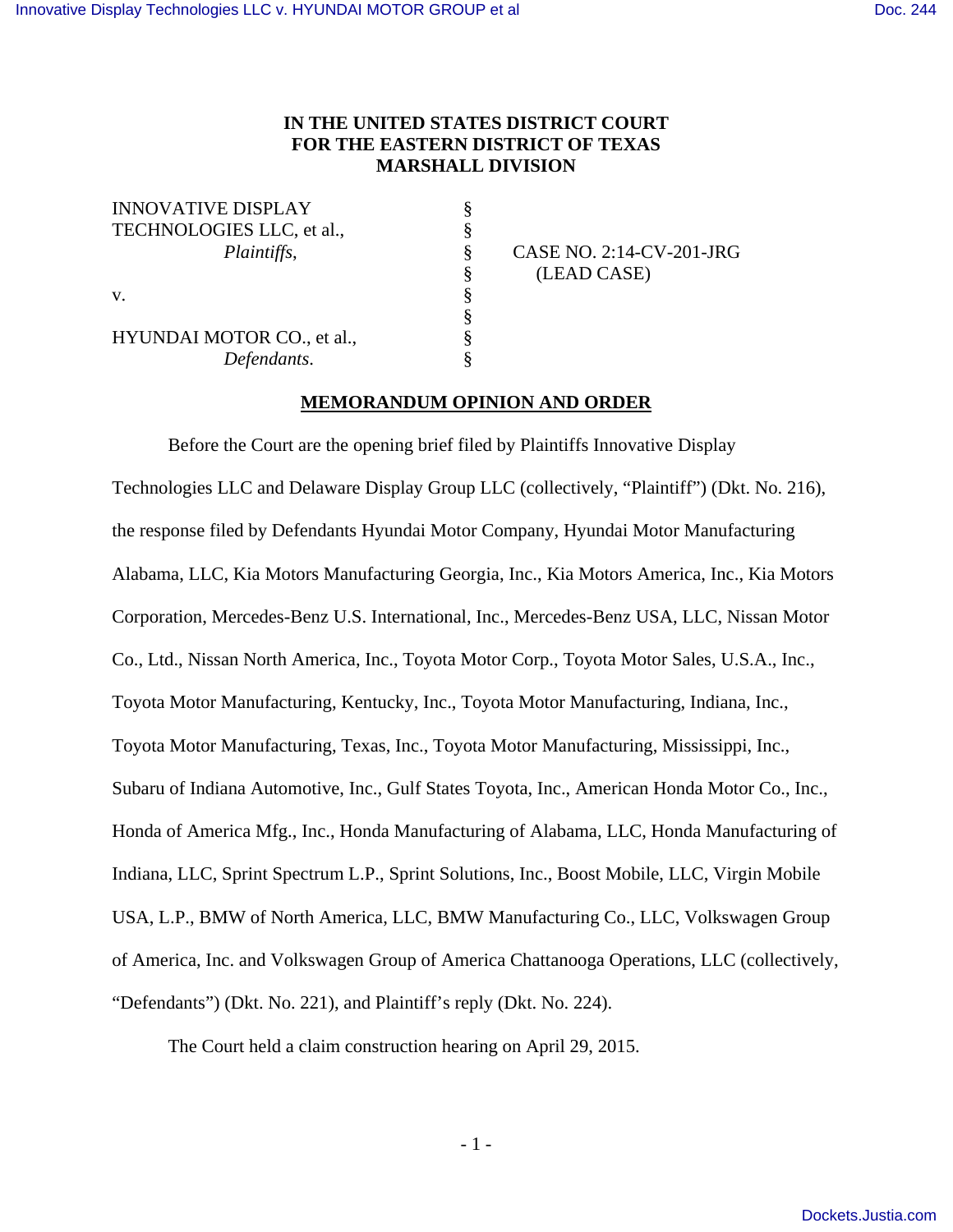# IN THE UNITED STATES DISTRICT COURT FOR THE EASTERN DISTRICT OF TEXAS MARSHALL DIVISION

| | | |
|---|---|---|
| INNOVATIVE DISPLAY TECHNOLOGIES LLC, et al., | § | |
| *Plaintiffs*, | § | CASE NO. 2:14-CV-201-JRG (LEAD CASE) |
| | § | |
| v. | § | |
| | § | |
| HYUNDAI MOTOR CO., et al., | § | |
| *Defendants*. | § | |

## MEMORANDUM OPINION AND ORDER

Before the Court are the opening brief filed by Plaintiffs Innovative Display Technologies LLC and Delaware Display Group LLC (collectively, "Plaintiff") (Dkt. No. 216), the response filed by Defendants Hyundai Motor Company, Hyundai Motor Manufacturing Alabama, LLC, Kia Motors Manufacturing Georgia, Inc., Kia Motors America, Inc., Kia Motors Corporation, Mercedes-Benz U.S. International, Inc., Mercedes-Benz USA, LLC, Nissan Motor Co., Ltd., Nissan North America, Inc., Toyota Motor Corp., Toyota Motor Sales, U.S.A., Inc., Toyota Motor Manufacturing, Kentucky, Inc., Toyota Motor Manufacturing, Indiana, Inc., Toyota Motor Manufacturing, Texas, Inc., Toyota Motor Manufacturing, Mississippi, Inc., Subaru of Indiana Automotive, Inc., Gulf States Toyota, Inc., American Honda Motor Co., Inc., Honda of America Mfg., Inc., Honda Manufacturing of Alabama, LLC, Honda Manufacturing of Indiana, LLC, Sprint Spectrum L.P., Sprint Solutions, Inc., Boost Mobile, LLC, Virgin Mobile USA, L.P., BMW of North America, LLC, BMW Manufacturing Co., LLC, Volkswagen Group of America, Inc. and Volkswagen Group of America Chattanooga Operations, LLC (collectively, "Defendants") (Dkt. No. 221), and Plaintiff's reply (Dkt. No. 224).

The Court held a claim construction hearing on April 29, 2015.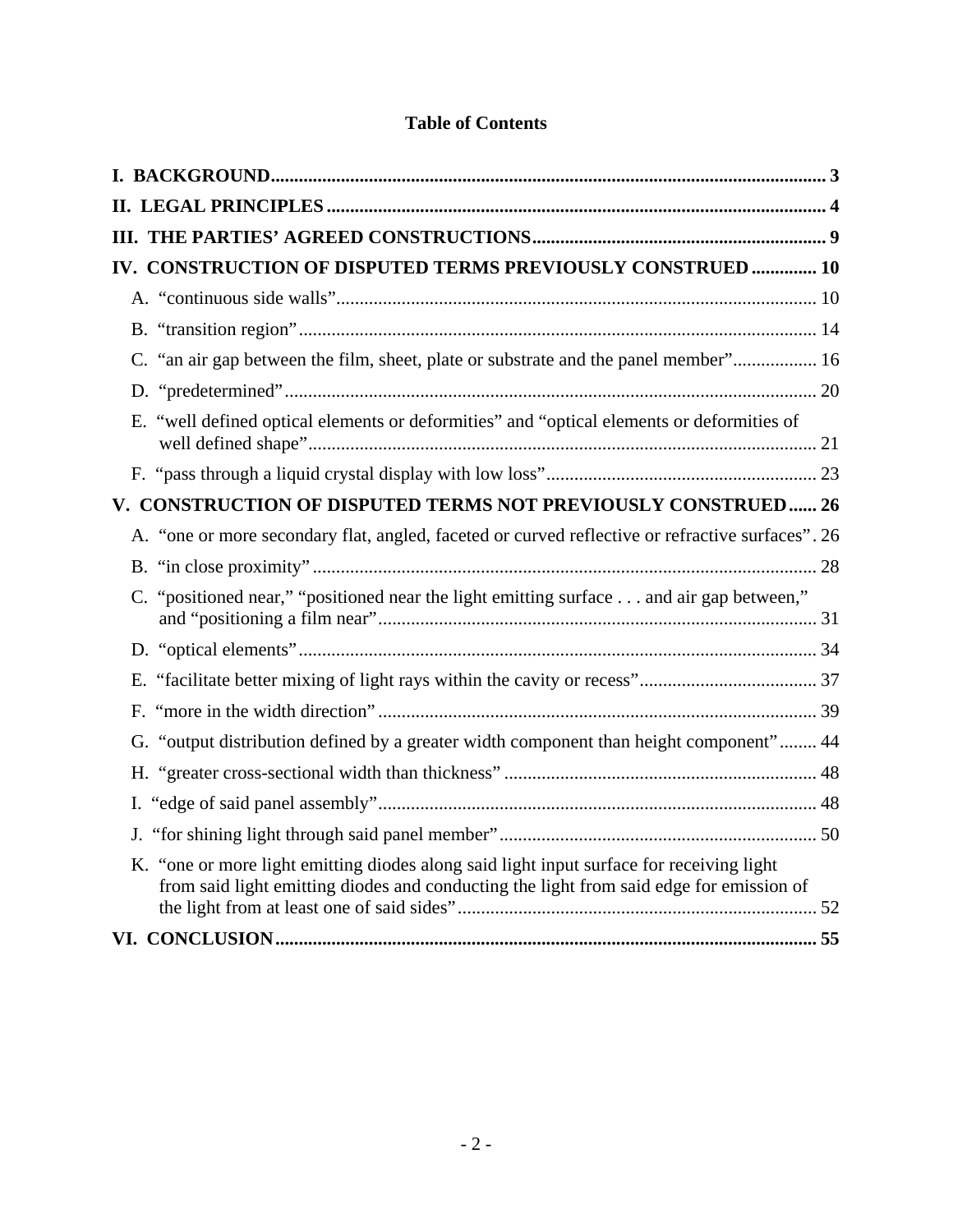# Table of Contents

**I. BACKGROUND** ..... **3**

**II. LEGAL PRINCIPLES** ..... **4**

**III. THE PARTIES' AGREED CONSTRUCTIONS** ..... **9**

**IV. CONSTRUCTION OF DISPUTED TERMS PREVIOUSLY CONSTRUED** ..... **10**

- A. "continuous side walls" ..... 10
- B. "transition region" ..... 14
- C. "an air gap between the film, sheet, plate or substrate and the panel member" ..... 16
- D. "predetermined" ..... 20
- E. "well defined optical elements or deformities" and "optical elements or deformities of well defined shape" ..... 21
- F. "pass through a liquid crystal display with low loss" ..... 23

**V. CONSTRUCTION OF DISPUTED TERMS NOT PREVIOUSLY CONSTRUED** ..... **26**

- A. "one or more secondary flat, angled, faceted or curved reflective or refractive surfaces" . 26
- B. "in close proximity" ..... 28
- C. "positioned near," "positioned near the light emitting surface . . . and air gap between," and "positioning a film near" ..... 31
- D. "optical elements" ..... 34
- E. "facilitate better mixing of light rays within the cavity or recess" ..... 37
- F. "more in the width direction" ..... 39
- G. "output distribution defined by a greater width component than height component" ..... 44
- H. "greater cross-sectional width than thickness" ..... 48
- I. "edge of said panel assembly" ..... 48
- J. "for shining light through said panel member" ..... 50
- K. "one or more light emitting diodes along said light input surface for receiving light from said light emitting diodes and conducting the light from said edge for emission of the light from at least one of said sides" ..... 52

**VI. CONCLUSION** ..... **55**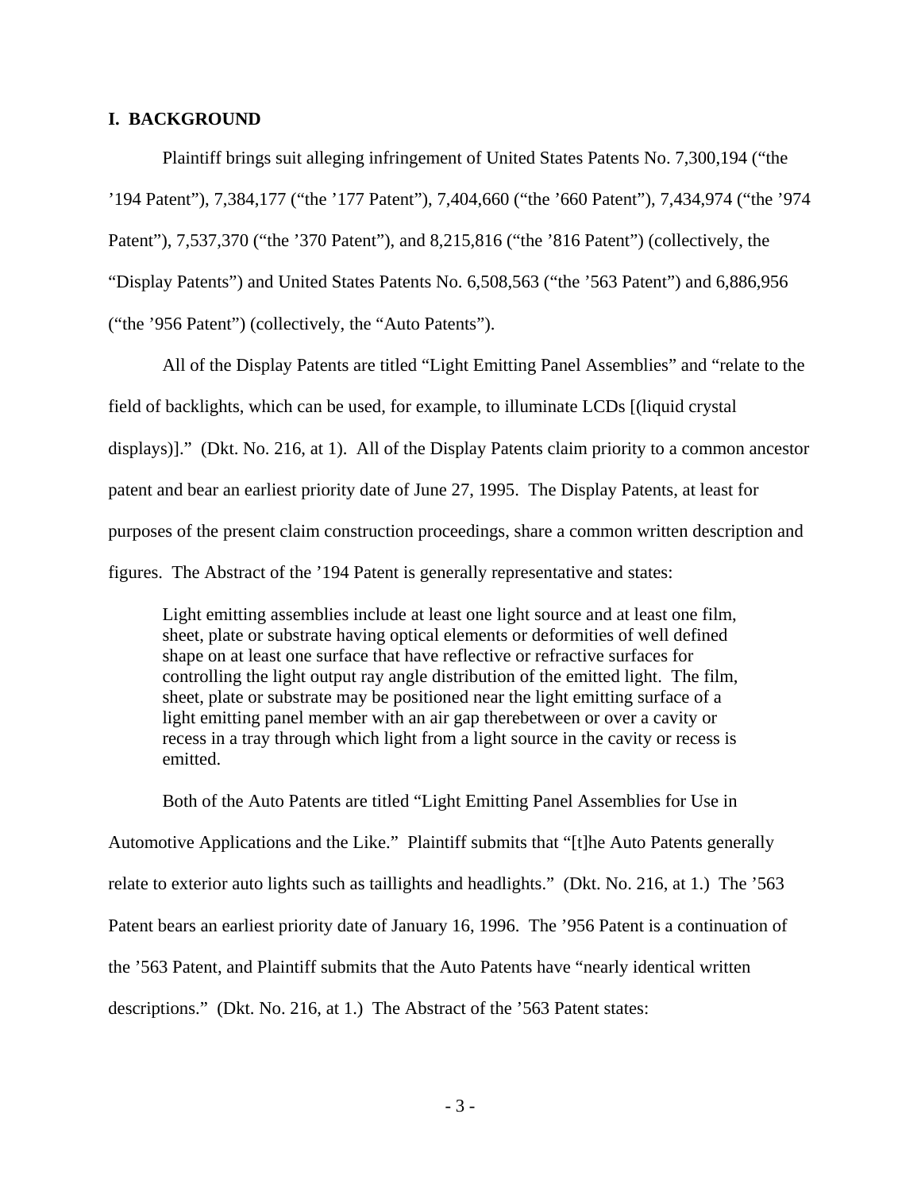## I. BACKGROUND

Plaintiff brings suit alleging infringement of United States Patents No. 7,300,194 ("the '194 Patent"), 7,384,177 ("the '177 Patent"), 7,404,660 ("the '660 Patent"), 7,434,974 ("the '974 Patent"), 7,537,370 ("the '370 Patent"), and 8,215,816 ("the '816 Patent") (collectively, the "Display Patents") and United States Patents No. 6,508,563 ("the '563 Patent") and 6,886,956 ("the '956 Patent") (collectively, the "Auto Patents").

All of the Display Patents are titled "Light Emitting Panel Assemblies" and "relate to the field of backlights, which can be used, for example, to illuminate LCDs [(liquid crystal displays)]." (Dkt. No. 216, at 1). All of the Display Patents claim priority to a common ancestor patent and bear an earliest priority date of June 27, 1995. The Display Patents, at least for purposes of the present claim construction proceedings, share a common written description and figures. The Abstract of the '194 Patent is generally representative and states:

> Light emitting assemblies include at least one light source and at least one film, sheet, plate or substrate having optical elements or deformities of well defined shape on at least one surface that have reflective or refractive surfaces for controlling the light output ray angle distribution of the emitted light. The film, sheet, plate or substrate may be positioned near the light emitting surface of a light emitting panel member with an air gap therebetween or over a cavity or recess in a tray through which light from a light source in the cavity or recess is emitted.

Both of the Auto Patents are titled "Light Emitting Panel Assemblies for Use in Automotive Applications and the Like." Plaintiff submits that "[t]he Auto Patents generally relate to exterior auto lights such as taillights and headlights." (Dkt. No. 216, at 1.) The '563 Patent bears an earliest priority date of January 16, 1996. The '956 Patent is a continuation of the '563 Patent, and Plaintiff submits that the Auto Patents have "nearly identical written descriptions." (Dkt. No. 216, at 1.) The Abstract of the '563 Patent states: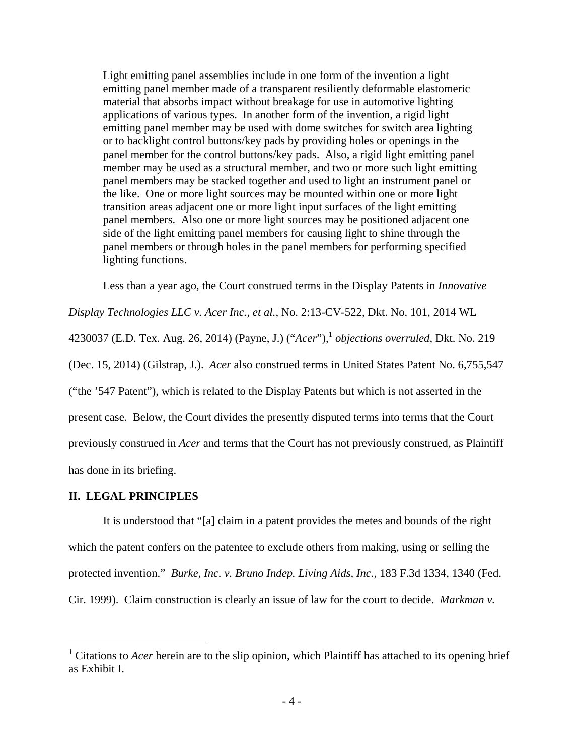> Light emitting panel assemblies include in one form of the invention a light emitting panel member made of a transparent resiliently deformable elastomeric material that absorbs impact without breakage for use in automotive lighting applications of various types. In another form of the invention, a rigid light emitting panel member may be used with dome switches for switch area lighting or to backlight control buttons/key pads by providing holes or openings in the panel member for the control buttons/key pads. Also, a rigid light emitting panel member may be used as a structural member, and two or more such light emitting panel members may be stacked together and used to light an instrument panel or the like. One or more light sources may be mounted within one or more light transition areas adjacent one or more light input surfaces of the light emitting panel members. Also one or more light sources may be positioned adjacent one side of the light emitting panel members for causing light to shine through the panel members or through holes in the panel members for performing specified lighting functions.

Less than a year ago, the Court construed terms in the Display Patents in *Innovative Display Technologies LLC v. Acer Inc., et al.*, No. 2:13-CV-522, Dkt. No. 101, 2014 WL 4230037 (E.D. Tex. Aug. 26, 2014) (Payne, J.) ("*Acer*"),[1] *objections overruled*, Dkt. No. 219 (Dec. 15, 2014) (Gilstrap, J.). *Acer* also construed terms in United States Patent No. 6,755,547 ("the '547 Patent"), which is related to the Display Patents but which is not asserted in the present case. Below, the Court divides the presently disputed terms into terms that the Court previously construed in *Acer* and terms that the Court has not previously construed, as Plaintiff has done in its briefing.

## II. LEGAL PRINCIPLES

It is understood that "[a] claim in a patent provides the metes and bounds of the right which the patent confers on the patentee to exclude others from making, using or selling the protected invention." *Burke, Inc. v. Bruno Indep. Living Aids, Inc.*, 183 F.3d 1334, 1340 (Fed. Cir. 1999). Claim construction is clearly an issue of law for the court to decide. *Markman v.*

---

[1] Citations to *Acer* herein are to the slip opinion, which Plaintiff has attached to its opening brief as Exhibit I.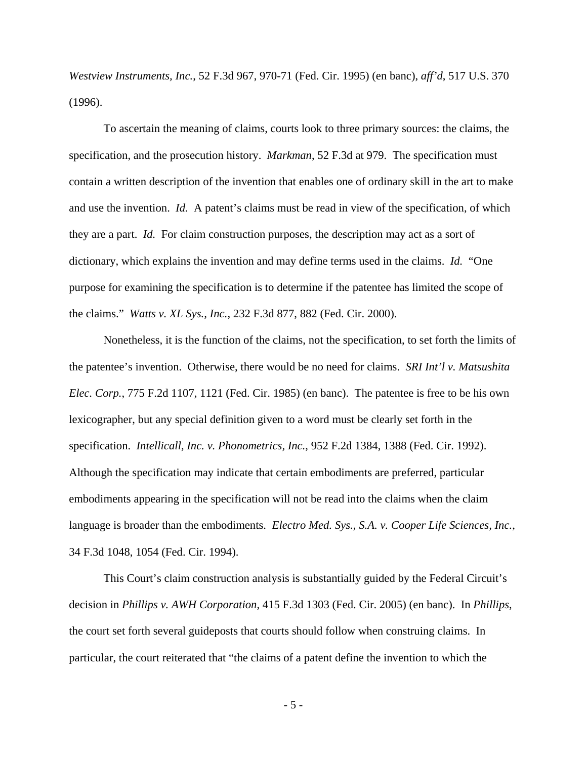*Westview Instruments, Inc.*, 52 F.3d 967, 970-71 (Fed. Cir. 1995) (en banc), *aff'd*, 517 U.S. 370 (1996).

To ascertain the meaning of claims, courts look to three primary sources: the claims, the specification, and the prosecution history. *Markman*, 52 F.3d at 979. The specification must contain a written description of the invention that enables one of ordinary skill in the art to make and use the invention. *Id.* A patent's claims must be read in view of the specification, of which they are a part. *Id.* For claim construction purposes, the description may act as a sort of dictionary, which explains the invention and may define terms used in the claims. *Id.* "One purpose for examining the specification is to determine if the patentee has limited the scope of the claims." *Watts v. XL Sys., Inc.*, 232 F.3d 877, 882 (Fed. Cir. 2000).

Nonetheless, it is the function of the claims, not the specification, to set forth the limits of the patentee's invention. Otherwise, there would be no need for claims. *SRI Int'l v. Matsushita Elec. Corp.*, 775 F.2d 1107, 1121 (Fed. Cir. 1985) (en banc). The patentee is free to be his own lexicographer, but any special definition given to a word must be clearly set forth in the specification. *Intellicall, Inc. v. Phonometrics, Inc.*, 952 F.2d 1384, 1388 (Fed. Cir. 1992). Although the specification may indicate that certain embodiments are preferred, particular embodiments appearing in the specification will not be read into the claims when the claim language is broader than the embodiments. *Electro Med. Sys., S.A. v. Cooper Life Sciences, Inc.*, 34 F.3d 1048, 1054 (Fed. Cir. 1994).

This Court's claim construction analysis is substantially guided by the Federal Circuit's decision in *Phillips v. AWH Corporation*, 415 F.3d 1303 (Fed. Cir. 2005) (en banc). In *Phillips*, the court set forth several guideposts that courts should follow when construing claims. In particular, the court reiterated that "the claims of a patent define the invention to which the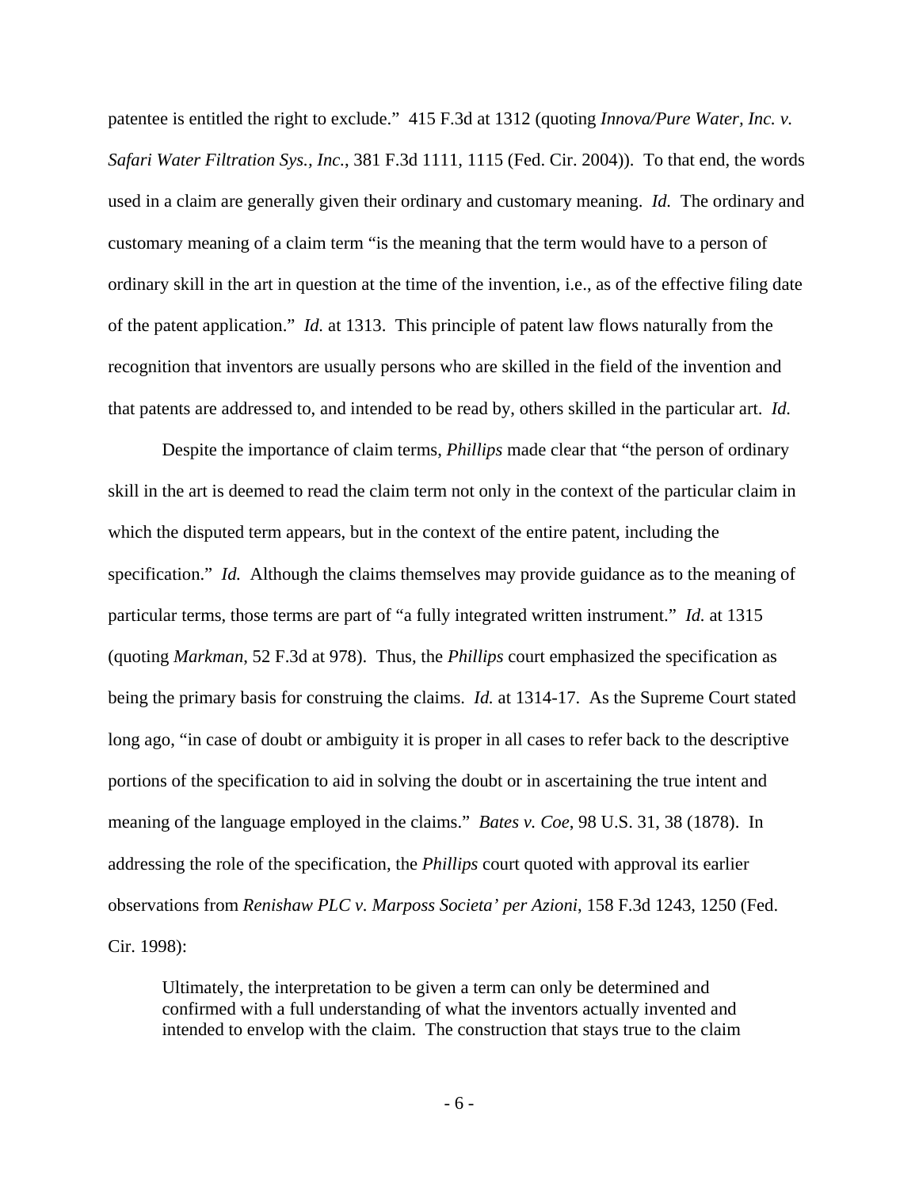patentee is entitled the right to exclude." 415 F.3d at 1312 (quoting *Innova/Pure Water, Inc. v. Safari Water Filtration Sys., Inc.*, 381 F.3d 1111, 1115 (Fed. Cir. 2004)). To that end, the words used in a claim are generally given their ordinary and customary meaning. *Id.* The ordinary and customary meaning of a claim term "is the meaning that the term would have to a person of ordinary skill in the art in question at the time of the invention, i.e., as of the effective filing date of the patent application." *Id.* at 1313. This principle of patent law flows naturally from the recognition that inventors are usually persons who are skilled in the field of the invention and that patents are addressed to, and intended to be read by, others skilled in the particular art. *Id.*

Despite the importance of claim terms, *Phillips* made clear that "the person of ordinary skill in the art is deemed to read the claim term not only in the context of the particular claim in which the disputed term appears, but in the context of the entire patent, including the specification." *Id.* Although the claims themselves may provide guidance as to the meaning of particular terms, those terms are part of "a fully integrated written instrument." *Id.* at 1315 (quoting *Markman*, 52 F.3d at 978). Thus, the *Phillips* court emphasized the specification as being the primary basis for construing the claims. *Id.* at 1314-17. As the Supreme Court stated long ago, "in case of doubt or ambiguity it is proper in all cases to refer back to the descriptive portions of the specification to aid in solving the doubt or in ascertaining the true intent and meaning of the language employed in the claims." *Bates v. Coe*, 98 U.S. 31, 38 (1878). In addressing the role of the specification, the *Phillips* court quoted with approval its earlier observations from *Renishaw PLC v. Marposs Societa' per Azioni*, 158 F.3d 1243, 1250 (Fed. Cir. 1998):

> Ultimately, the interpretation to be given a term can only be determined and confirmed with a full understanding of what the inventors actually invented and intended to envelop with the claim. The construction that stays true to the claim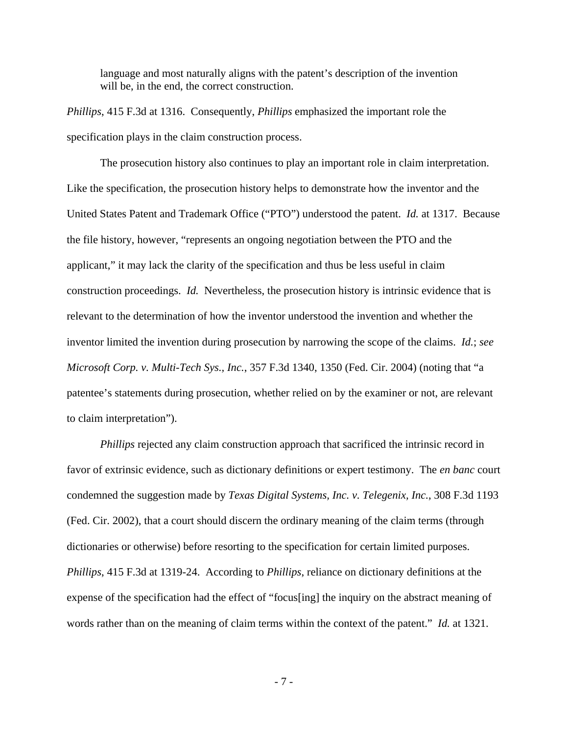> language and most naturally aligns with the patent's description of the invention will be, in the end, the correct construction.

*Phillips*, 415 F.3d at 1316. Consequently, *Phillips* emphasized the important role the specification plays in the claim construction process.

The prosecution history also continues to play an important role in claim interpretation. Like the specification, the prosecution history helps to demonstrate how the inventor and the United States Patent and Trademark Office ("PTO") understood the patent. *Id.* at 1317. Because the file history, however, "represents an ongoing negotiation between the PTO and the applicant," it may lack the clarity of the specification and thus be less useful in claim construction proceedings. *Id.* Nevertheless, the prosecution history is intrinsic evidence that is relevant to the determination of how the inventor understood the invention and whether the inventor limited the invention during prosecution by narrowing the scope of the claims. *Id.*; *see Microsoft Corp. v. Multi-Tech Sys., Inc.*, 357 F.3d 1340, 1350 (Fed. Cir. 2004) (noting that "a patentee's statements during prosecution, whether relied on by the examiner or not, are relevant to claim interpretation").

*Phillips* rejected any claim construction approach that sacrificed the intrinsic record in favor of extrinsic evidence, such as dictionary definitions or expert testimony. The *en banc* court condemned the suggestion made by *Texas Digital Systems, Inc. v. Telegenix, Inc.*, 308 F.3d 1193 (Fed. Cir. 2002), that a court should discern the ordinary meaning of the claim terms (through dictionaries or otherwise) before resorting to the specification for certain limited purposes. *Phillips*, 415 F.3d at 1319-24. According to *Phillips*, reliance on dictionary definitions at the expense of the specification had the effect of "focus[ing] the inquiry on the abstract meaning of words rather than on the meaning of claim terms within the context of the patent." *Id.* at 1321.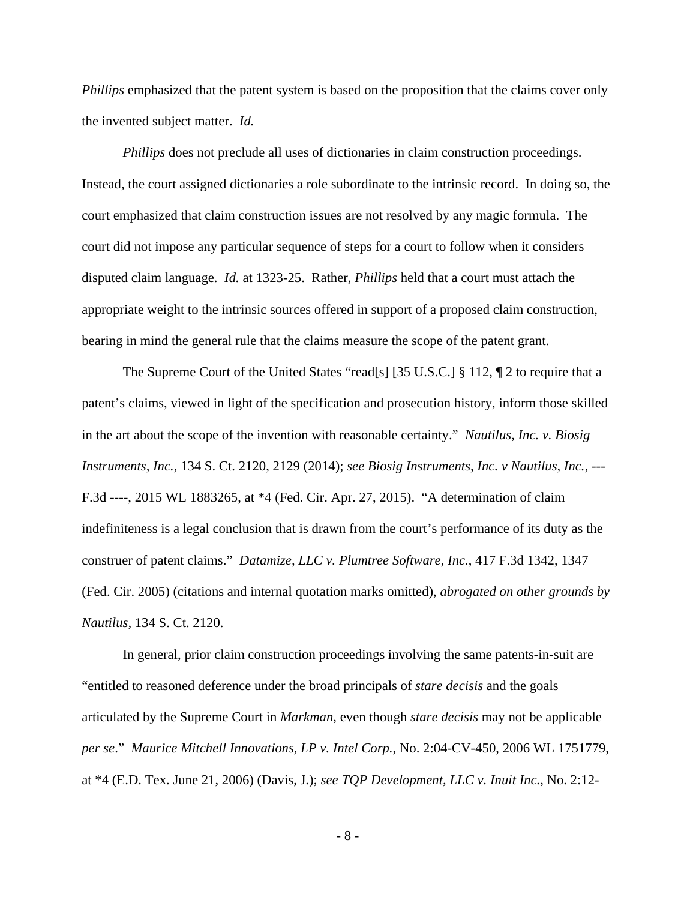*Phillips* emphasized that the patent system is based on the proposition that the claims cover only the invented subject matter. *Id.*

*Phillips* does not preclude all uses of dictionaries in claim construction proceedings. Instead, the court assigned dictionaries a role subordinate to the intrinsic record. In doing so, the court emphasized that claim construction issues are not resolved by any magic formula. The court did not impose any particular sequence of steps for a court to follow when it considers disputed claim language. *Id.* at 1323-25. Rather, *Phillips* held that a court must attach the appropriate weight to the intrinsic sources offered in support of a proposed claim construction, bearing in mind the general rule that the claims measure the scope of the patent grant.

The Supreme Court of the United States "read[s] [35 U.S.C.] § 112, ¶ 2 to require that a patent's claims, viewed in light of the specification and prosecution history, inform those skilled in the art about the scope of the invention with reasonable certainty." *Nautilus, Inc. v. Biosig Instruments, Inc.*, 134 S. Ct. 2120, 2129 (2014); *see Biosig Instruments, Inc. v Nautilus, Inc.*, --- F.3d ----, 2015 WL 1883265, at *4 (Fed. Cir. Apr. 27, 2015). "A determination of claim indefiniteness is a legal conclusion that is drawn from the court's performance of its duty as the construer of patent claims." *Datamize, LLC v. Plumtree Software, Inc.*, 417 F.3d 1342, 1347 (Fed. Cir. 2005) (citations and internal quotation marks omitted), *abrogated on other grounds by Nautilus*, 134 S. Ct. 2120.

In general, prior claim construction proceedings involving the same patents-in-suit are "entitled to reasoned deference under the broad principals of *stare decisis* and the goals articulated by the Supreme Court in *Markman*, even though *stare decisis* may not be applicable *per se*." *Maurice Mitchell Innovations, LP v. Intel Corp.*, No. 2:04-CV-450, 2006 WL 1751779, at *4 (E.D. Tex. June 21, 2006) (Davis, J.); *see TQP Development, LLC v. Inuit Inc.*, No. 2:12-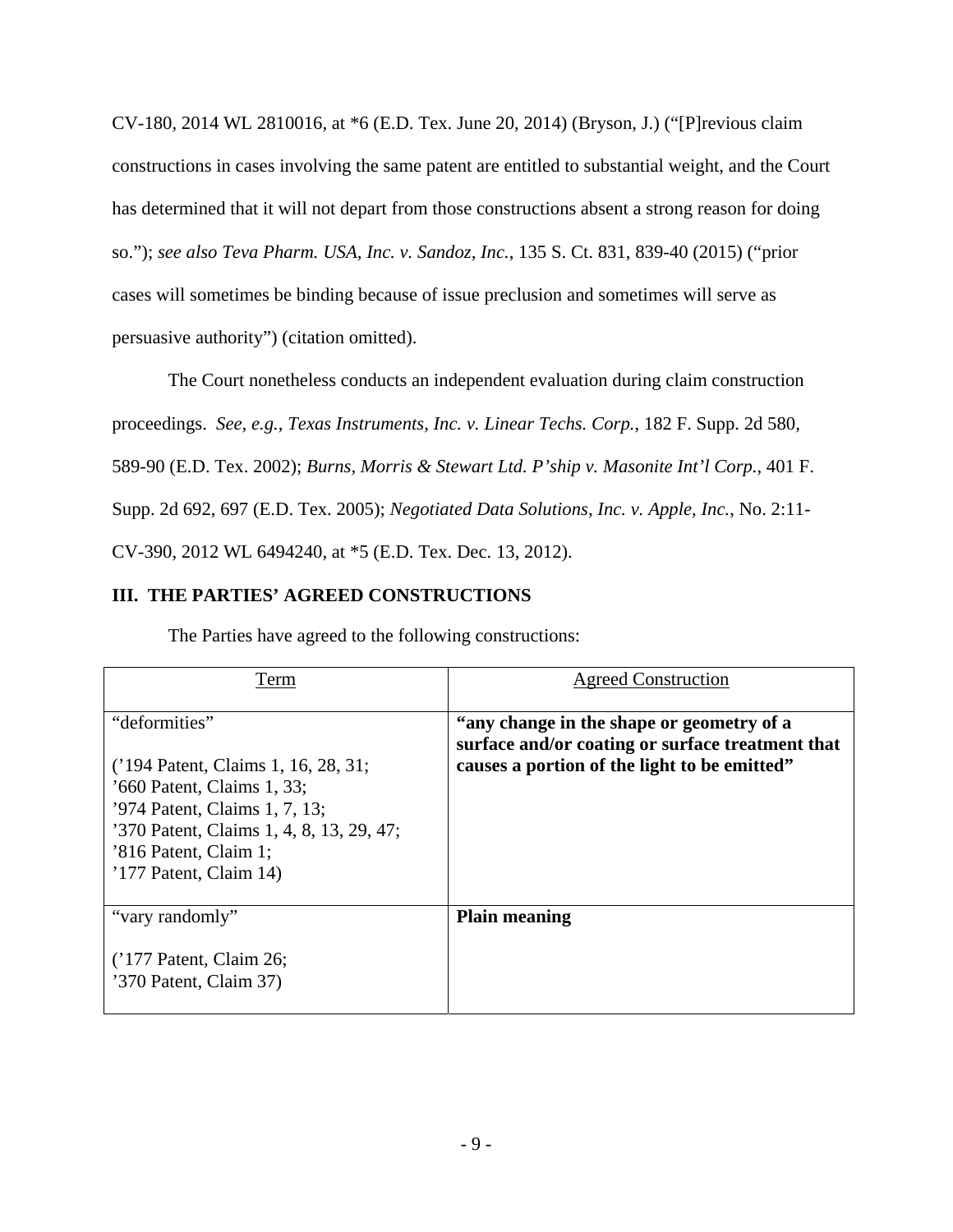CV-180, 2014 WL 2810016, at *6 (E.D. Tex. June 20, 2014) (Bryson, J.) ("[P]revious claim constructions in cases involving the same patent are entitled to substantial weight, and the Court has determined that it will not depart from those constructions absent a strong reason for doing so."); *see also Teva Pharm. USA, Inc. v. Sandoz, Inc.*, 135 S. Ct. 831, 839-40 (2015) ("prior cases will sometimes be binding because of issue preclusion and sometimes will serve as persuasive authority") (citation omitted).

The Court nonetheless conducts an independent evaluation during claim construction proceedings. *See, e.g., Texas Instruments, Inc. v. Linear Techs. Corp.*, 182 F. Supp. 2d 580, 589-90 (E.D. Tex. 2002); *Burns, Morris & Stewart Ltd. P'ship v. Masonite Int'l Corp.*, 401 F. Supp. 2d 692, 697 (E.D. Tex. 2005); *Negotiated Data Solutions, Inc. v. Apple, Inc.*, No. 2:11-CV-390, 2012 WL 6494240, at *5 (E.D. Tex. Dec. 13, 2012).

## III. THE PARTIES' AGREED CONSTRUCTIONS

The Parties have agreed to the following constructions:

| Term | Agreed Construction |
|---|---|
| "deformities"<br><br>('194 Patent, Claims 1, 16, 28, 31;<br>'660 Patent, Claims 1, 33;<br>'974 Patent, Claims 1, 7, 13;<br>'370 Patent, Claims 1, 4, 8, 13, 29, 47;<br>'816 Patent, Claim 1;<br>'177 Patent, Claim 14) | **"any change in the shape or geometry of a surface and/or coating or surface treatment that causes a portion of the light to be emitted"** |
| "vary randomly"<br><br>('177 Patent, Claim 26;<br>'370 Patent, Claim 37) | **Plain meaning** |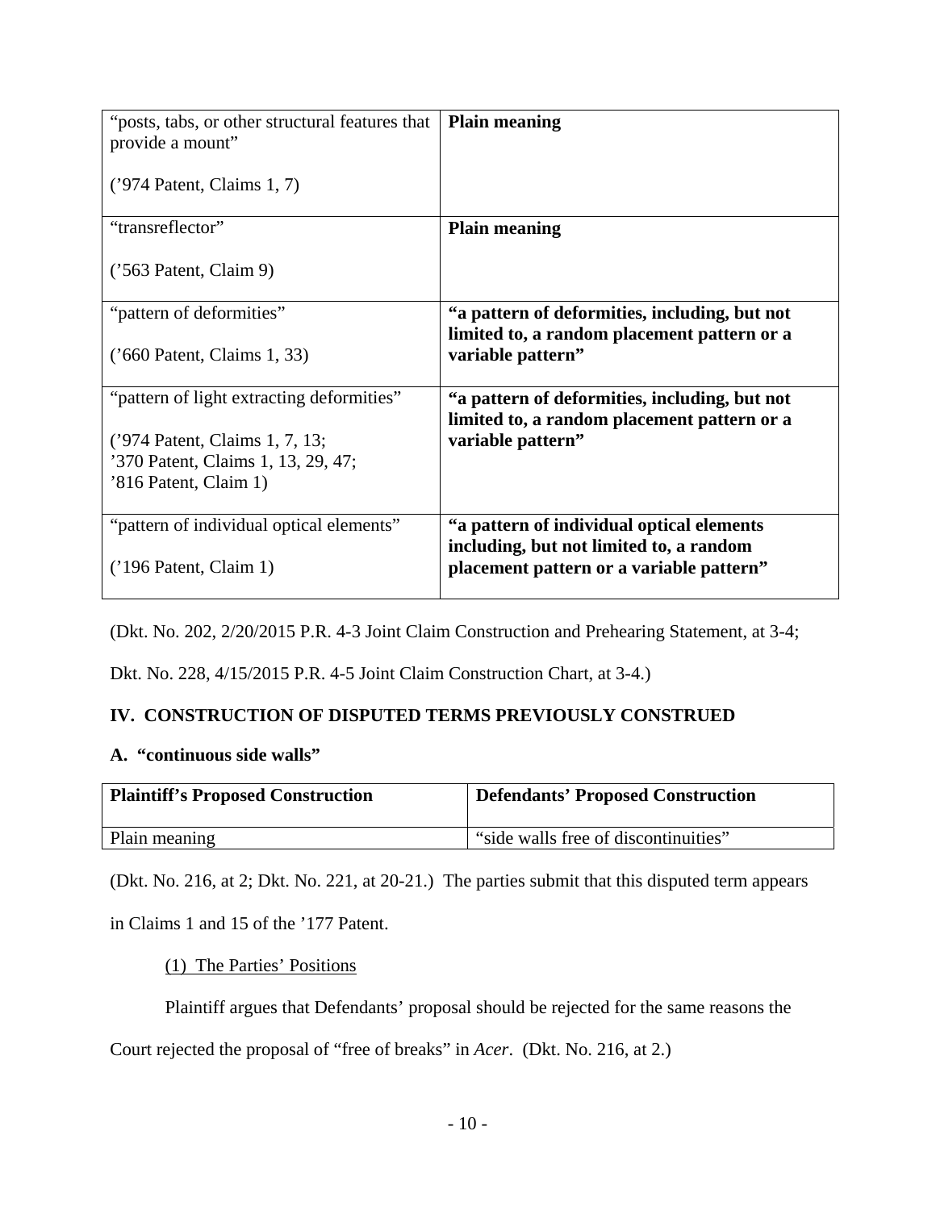| | |
|---|---|
| "posts, tabs, or other structural features that provide a mount"<br><br>('974 Patent, Claims 1, 7) | **Plain meaning** |
| "transreflector"<br><br>('563 Patent, Claim 9) | **Plain meaning** |
| "pattern of deformities"<br><br>('660 Patent, Claims 1, 33) | **"a pattern of deformities, including, but not limited to, a random placement pattern or a variable pattern"** |
| "pattern of light extracting deformities"<br><br>('974 Patent, Claims 1, 7, 13;<br>'370 Patent, Claims 1, 13, 29, 47;<br>'816 Patent, Claim 1) | **"a pattern of deformities, including, but not limited to, a random placement pattern or a variable pattern"** |
| "pattern of individual optical elements"<br><br>('196 Patent, Claim 1) | **"a pattern of individual optical elements including, but not limited to, a random placement pattern or a variable pattern"** |

(Dkt. No. 202, 2/20/2015 P.R. 4-3 Joint Claim Construction and Prehearing Statement, at 3-4; Dkt. No. 228, 4/15/2015 P.R. 4-5 Joint Claim Construction Chart, at 3-4.)

## IV. CONSTRUCTION OF DISPUTED TERMS PREVIOUSLY CONSTRUED

### A. "continuous side walls"

| Plaintiff's Proposed Construction | Defendants' Proposed Construction |
|---|---|
| Plain meaning | "side walls free of discontinuities" |

(Dkt. No. 216, at 2; Dkt. No. 221, at 20-21.) The parties submit that this disputed term appears in Claims 1 and 15 of the '177 Patent.

(1) The Parties' Positions

Plaintiff argues that Defendants' proposal should be rejected for the same reasons the Court rejected the proposal of "free of breaks" in *Acer*. (Dkt. No. 216, at 2.)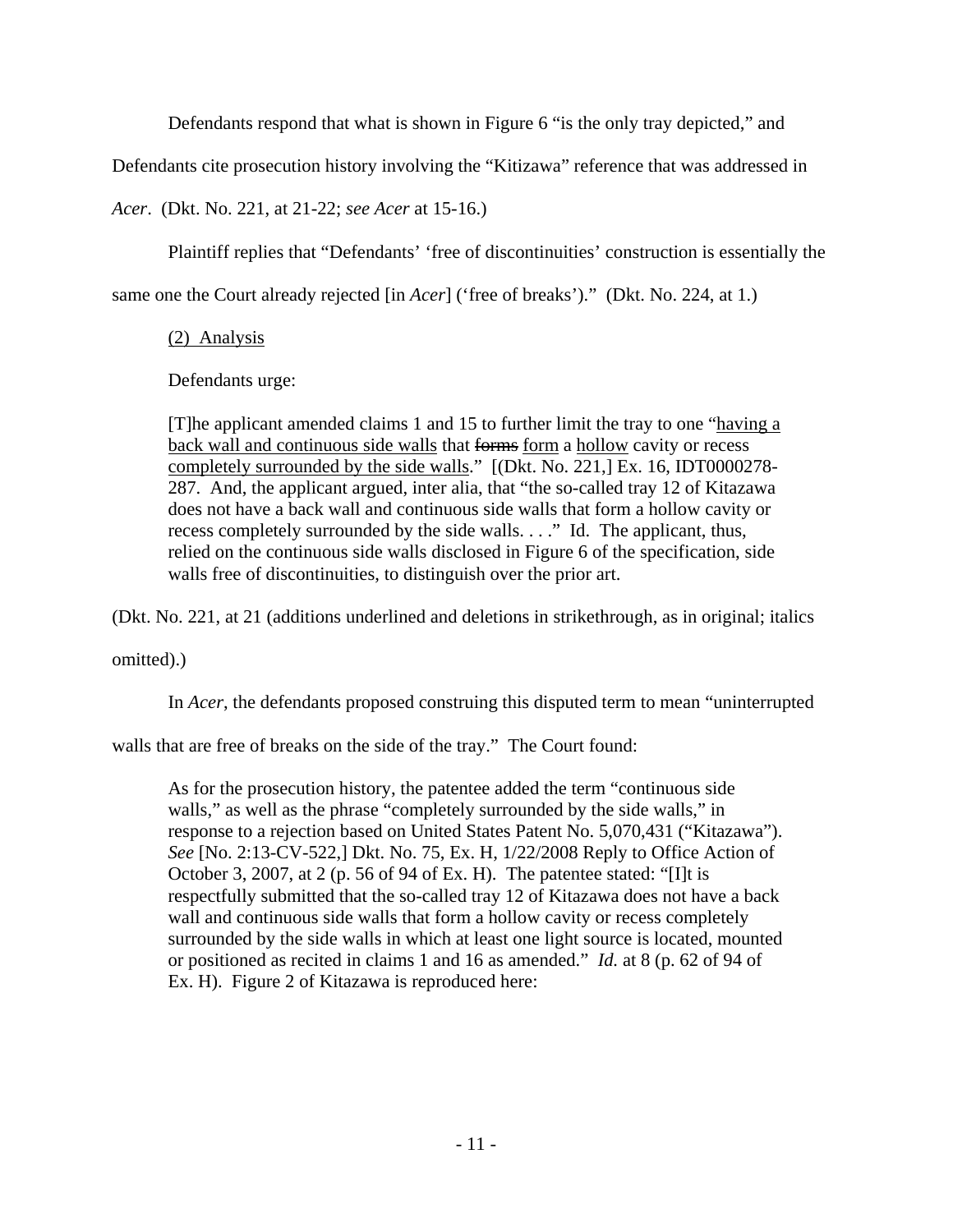Defendants respond that what is shown in Figure 6 "is the only tray depicted," and Defendants cite prosecution history involving the "Kitizawa" reference that was addressed in *Acer*. (Dkt. No. 221, at 21-22; *see Acer* at 15-16.)

Plaintiff replies that "Defendants' 'free of discontinuities' construction is essentially the same one the Court already rejected [in *Acer*] ('free of breaks')." (Dkt. No. 224, at 1.)

<u>(2) Analysis</u>

Defendants urge:

> [T]he applicant amended claims 1 and 15 to further limit the tray to one "<u>having a back wall and continuous side walls</u> that ~~forms~~ <u>form</u> a <u>hollow</u> cavity or recess <u>completely surrounded by the side walls</u>." [(Dkt. No. 221,] Ex. 16, IDT0000278-287. And, the applicant argued, inter alia, that "the so-called tray 12 of Kitazawa does not have a back wall and continuous side walls that form a hollow cavity or recess completely surrounded by the side walls. . . ." Id. The applicant, thus, relied on the continuous side walls disclosed in Figure 6 of the specification, side walls free of discontinuities, to distinguish over the prior art.

(Dkt. No. 221, at 21 (additions underlined and deletions in strikethrough, as in original; italics omitted).)

In *Acer*, the defendants proposed construing this disputed term to mean "uninterrupted walls that are free of breaks on the side of the tray." The Court found:

> As for the prosecution history, the patentee added the term "continuous side walls," as well as the phrase "completely surrounded by the side walls," in response to a rejection based on United States Patent No. 5,070,431 ("Kitazawa"). *See* [No. 2:13-CV-522,] Dkt. No. 75, Ex. H, 1/22/2008 Reply to Office Action of October 3, 2007, at 2 (p. 56 of 94 of Ex. H). The patentee stated: "[I]t is respectfully submitted that the so-called tray 12 of Kitazawa does not have a back wall and continuous side walls that form a hollow cavity or recess completely surrounded by the side walls in which at least one light source is located, mounted or positioned as recited in claims 1 and 16 as amended." *Id.* at 8 (p. 62 of 94 of Ex. H). Figure 2 of Kitazawa is reproduced here: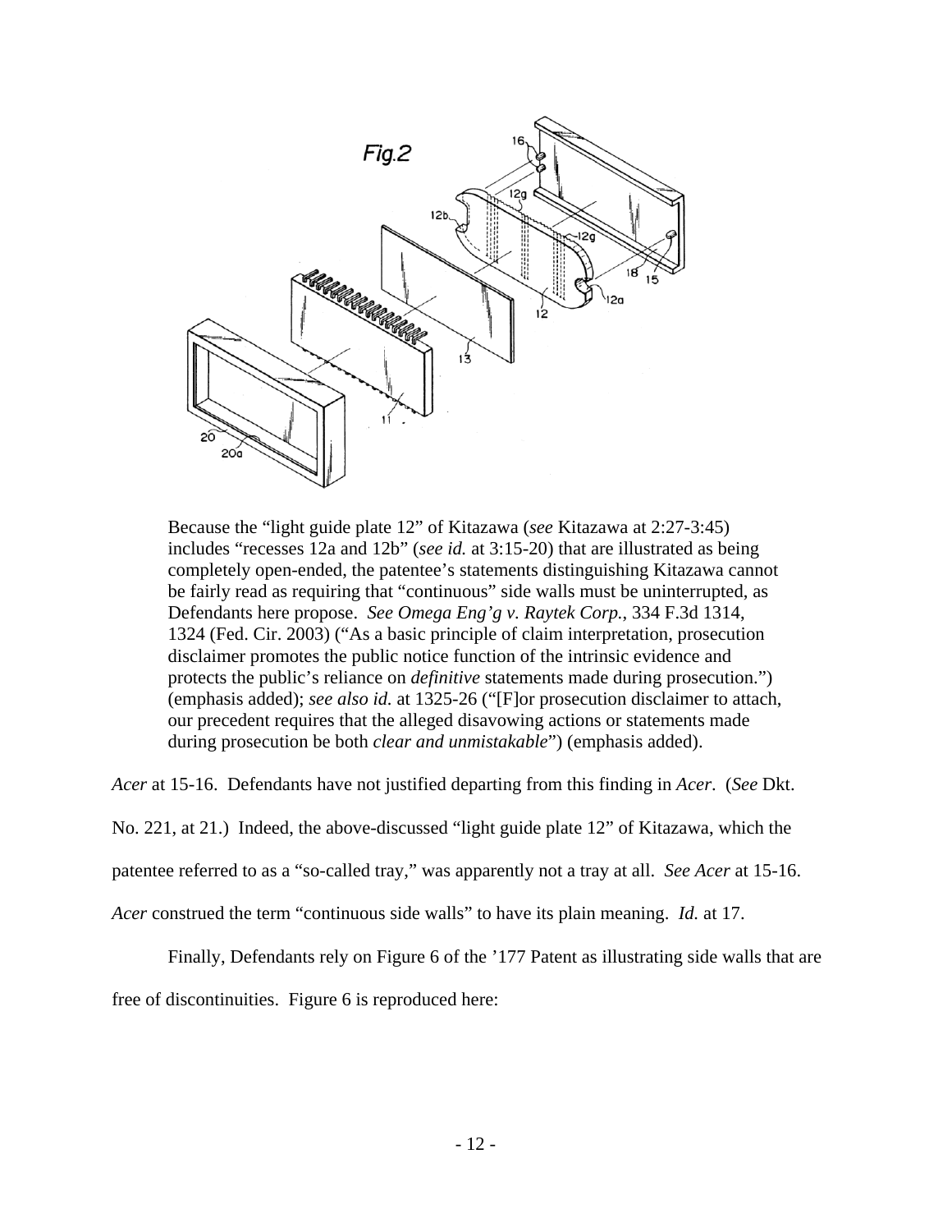> Because the "light guide plate 12" of Kitazawa (*see* Kitazawa at 2:27-3:45) includes "recesses 12a and 12b" (*see id.* at 3:15-20) that are illustrated as being completely open-ended, the patentee's statements distinguishing Kitazawa cannot be fairly read as requiring that "continuous" side walls must be uninterrupted, as Defendants here propose. *See Omega Eng'g v. Raytek Corp.*, 334 F.3d 1314, 1324 (Fed. Cir. 2003) ("As a basic principle of claim interpretation, prosecution disclaimer promotes the public notice function of the intrinsic evidence and protects the public's reliance on *definitive* statements made during prosecution.") (emphasis added); *see also id.* at 1325-26 ("[F]or prosecution disclaimer to attach, our precedent requires that the alleged disavowing actions or statements made during prosecution be both *clear and unmistakable*") (emphasis added).

*Acer* at 15-16. Defendants have not justified departing from this finding in *Acer*. (*See* Dkt. No. 221, at 21.) Indeed, the above-discussed "light guide plate 12" of Kitazawa, which the patentee referred to as a "so-called tray," was apparently not a tray at all. *See Acer* at 15-16. *Acer* construed the term "continuous side walls" to have its plain meaning. *Id.* at 17.

Finally, Defendants rely on Figure 6 of the '177 Patent as illustrating side walls that are free of discontinuities. Figure 6 is reproduced here: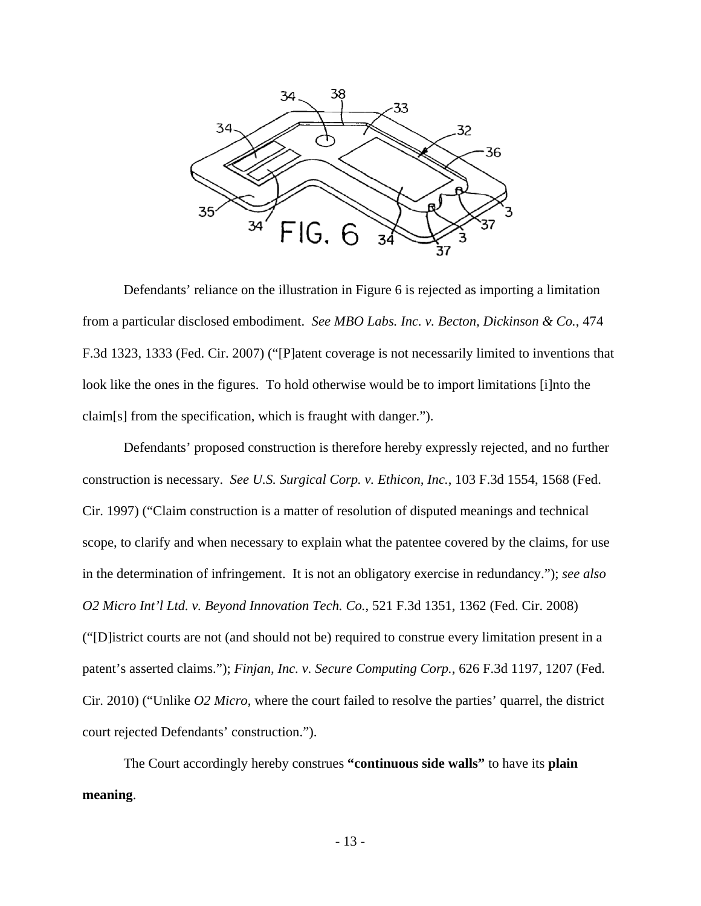Defendants' reliance on the illustration in Figure 6 is rejected as importing a limitation from a particular disclosed embodiment. *See MBO Labs. Inc. v. Becton, Dickinson & Co.*, 474 F.3d 1323, 1333 (Fed. Cir. 2007) ("[P]atent coverage is not necessarily limited to inventions that look like the ones in the figures. To hold otherwise would be to import limitations [i]nto the claim[s] from the specification, which is fraught with danger.").

Defendants' proposed construction is therefore hereby expressly rejected, and no further construction is necessary. *See U.S. Surgical Corp. v. Ethicon, Inc.*, 103 F.3d 1554, 1568 (Fed. Cir. 1997) ("Claim construction is a matter of resolution of disputed meanings and technical scope, to clarify and when necessary to explain what the patentee covered by the claims, for use in the determination of infringement. It is not an obligatory exercise in redundancy."); *see also O2 Micro Int'l Ltd. v. Beyond Innovation Tech. Co.*, 521 F.3d 1351, 1362 (Fed. Cir. 2008) ("[D]istrict courts are not (and should not be) required to construe every limitation present in a patent's asserted claims."); *Finjan, Inc. v. Secure Computing Corp.*, 626 F.3d 1197, 1207 (Fed. Cir. 2010) ("Unlike *O2 Micro*, where the court failed to resolve the parties' quarrel, the district court rejected Defendants' construction.").

The Court accordingly hereby construes **"continuous side walls"** to have its **plain meaning**.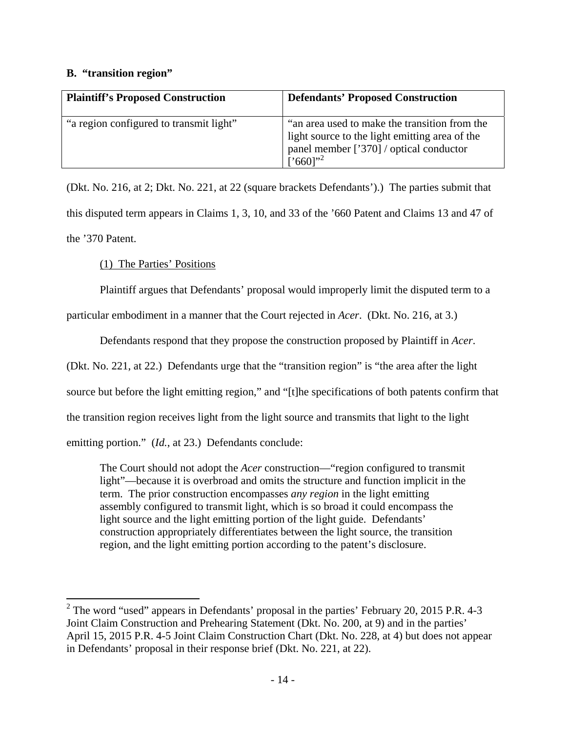### B. "transition region"

| Plaintiff's Proposed Construction | Defendants' Proposed Construction |
|---|---|
| "a region configured to transmit light" | "an area used to make the transition from the light source to the light emitting area of the panel member ['370] / optical conductor ['660]"[2] |

(Dkt. No. 216, at 2; Dkt. No. 221, at 22 (square brackets Defendants').) The parties submit that this disputed term appears in Claims 1, 3, 10, and 33 of the '660 Patent and Claims 13 and 47 of the '370 Patent.

(1) The Parties' Positions

Plaintiff argues that Defendants' proposal would improperly limit the disputed term to a particular embodiment in a manner that the Court rejected in *Acer*. (Dkt. No. 216, at 3.)

Defendants respond that they propose the construction proposed by Plaintiff in *Acer*. (Dkt. No. 221, at 22.) Defendants urge that the "transition region" is "the area after the light source but before the light emitting region," and "[t]he specifications of both patents confirm that the transition region receives light from the light source and transmits that light to the light emitting portion." (*Id.*, at 23.) Defendants conclude:

> The Court should not adopt the *Acer* construction—"region configured to transmit light"—because it is overbroad and omits the structure and function implicit in the term. The prior construction encompasses *any region* in the light emitting assembly configured to transmit light, which is so broad it could encompass the light source and the light emitting portion of the light guide. Defendants' construction appropriately differentiates between the light source, the transition region, and the light emitting portion according to the patent's disclosure.

[2] The word "used" appears in Defendants' proposal in the parties' February 20, 2015 P.R. 4-3 Joint Claim Construction and Prehearing Statement (Dkt. No. 200, at 9) and in the parties' April 15, 2015 P.R. 4-5 Joint Claim Construction Chart (Dkt. No. 228, at 4) but does not appear in Defendants' proposal in their response brief (Dkt. No. 221, at 22).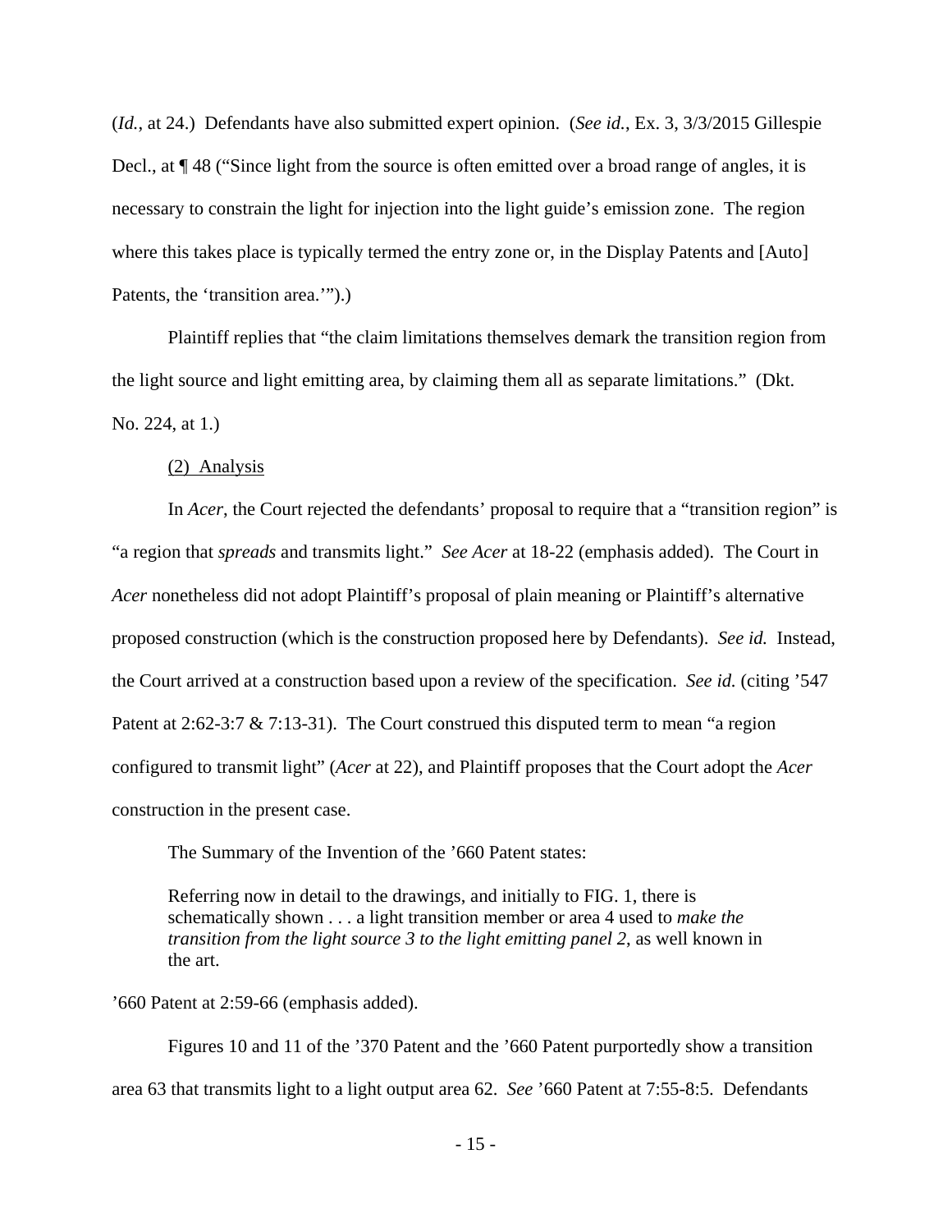(*Id.*, at 24.) Defendants have also submitted expert opinion. (*See id.*, Ex. 3, 3/3/2015 Gillespie Decl., at ¶ 48 ("Since light from the source is often emitted over a broad range of angles, it is necessary to constrain the light for injection into the light guide's emission zone. The region where this takes place is typically termed the entry zone or, in the Display Patents and [Auto] Patents, the 'transition area.'").)

Plaintiff replies that "the claim limitations themselves demark the transition region from the light source and light emitting area, by claiming them all as separate limitations." (Dkt. No. 224, at 1.)

(2) Analysis

In *Acer*, the Court rejected the defendants' proposal to require that a "transition region" is "a region that *spreads* and transmits light." *See Acer* at 18-22 (emphasis added). The Court in *Acer* nonetheless did not adopt Plaintiff's proposal of plain meaning or Plaintiff's alternative proposed construction (which is the construction proposed here by Defendants). *See id.* Instead, the Court arrived at a construction based upon a review of the specification. *See id.* (citing '547 Patent at 2:62-3:7 & 7:13-31). The Court construed this disputed term to mean "a region configured to transmit light" (*Acer* at 22), and Plaintiff proposes that the Court adopt the *Acer* construction in the present case.

The Summary of the Invention of the '660 Patent states:

> Referring now in detail to the drawings, and initially to FIG. 1, there is schematically shown . . . a light transition member or area 4 used to *make the transition from the light source 3 to the light emitting panel 2*, as well known in the art.

'660 Patent at 2:59-66 (emphasis added).

Figures 10 and 11 of the '370 Patent and the '660 Patent purportedly show a transition area 63 that transmits light to a light output area 62. *See* '660 Patent at 7:55-8:5. Defendants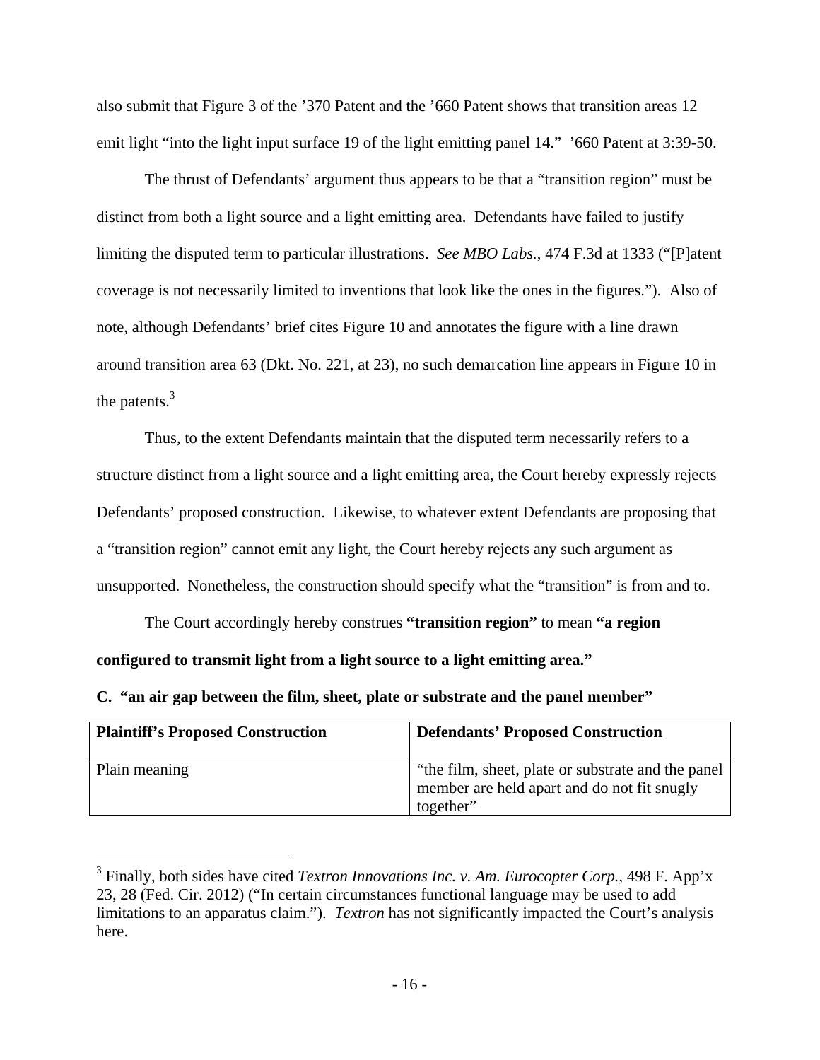also submit that Figure 3 of the ’370 Patent and the ’660 Patent shows that transition areas 12 emit light “into the light input surface 19 of the light emitting panel 14.” ’660 Patent at 3:39-50.

The thrust of Defendants’ argument thus appears to be that a “transition region” must be distinct from both a light source and a light emitting area. Defendants have failed to justify limiting the disputed term to particular illustrations. *See MBO Labs.*, 474 F.3d at 1333 (“[P]atent coverage is not necessarily limited to inventions that look like the ones in the figures.”). Also of note, although Defendants’ brief cites Figure 10 and annotates the figure with a line drawn around transition area 63 (Dkt. No. 221, at 23), no such demarcation line appears in Figure 10 in the patents.[3]

Thus, to the extent Defendants maintain that the disputed term necessarily refers to a structure distinct from a light source and a light emitting area, the Court hereby expressly rejects Defendants’ proposed construction. Likewise, to whatever extent Defendants are proposing that a “transition region” cannot emit any light, the Court hereby rejects any such argument as unsupported. Nonetheless, the construction should specify what the “transition” is from and to.

The Court accordingly hereby construes **“transition region”** to mean **“a region configured to transmit light from a light source to a light emitting area.”**

**C. “an air gap between the film, sheet, plate or substrate and the panel member”**

| Plaintiff’s Proposed Construction | Defendants’ Proposed Construction |
|---|---|
| Plain meaning | “the film, sheet, plate or substrate and the panel member are held apart and do not fit snugly together” |

[3] Finally, both sides have cited *Textron Innovations Inc. v. Am. Eurocopter Corp.*, 498 F. App’x 23, 28 (Fed. Cir. 2012) (“In certain circumstances functional language may be used to add limitations to an apparatus claim.”). *Textron* has not significantly impacted the Court’s analysis here.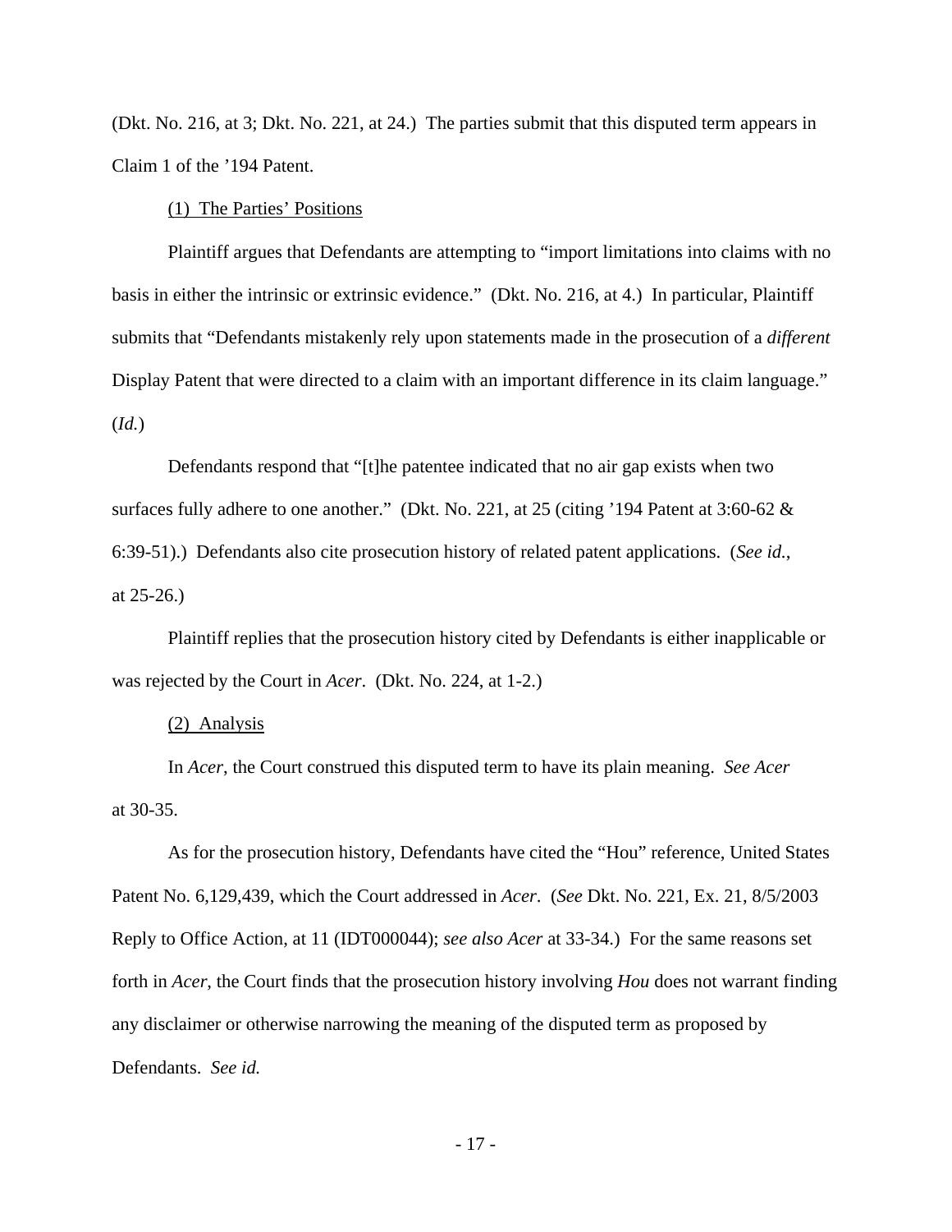(Dkt. No. 216, at 3; Dkt. No. 221, at 24.) The parties submit that this disputed term appears in Claim 1 of the '194 Patent.

(1) The Parties' Positions

Plaintiff argues that Defendants are attempting to "import limitations into claims with no basis in either the intrinsic or extrinsic evidence." (Dkt. No. 216, at 4.) In particular, Plaintiff submits that "Defendants mistakenly rely upon statements made in the prosecution of a *different* Display Patent that were directed to a claim with an important difference in its claim language." (*Id.*)

Defendants respond that "[t]he patentee indicated that no air gap exists when two surfaces fully adhere to one another." (Dkt. No. 221, at 25 (citing '194 Patent at 3:60-62 & 6:39-51).) Defendants also cite prosecution history of related patent applications. (*See id.*, at 25-26.)

Plaintiff replies that the prosecution history cited by Defendants is either inapplicable or was rejected by the Court in *Acer*. (Dkt. No. 224, at 1-2.)

(2) Analysis

In *Acer*, the Court construed this disputed term to have its plain meaning. *See Acer* at 30-35.

As for the prosecution history, Defendants have cited the "Hou" reference, United States Patent No. 6,129,439, which the Court addressed in *Acer*. (*See* Dkt. No. 221, Ex. 21, 8/5/2003 Reply to Office Action, at 11 (IDT000044); *see also Acer* at 33-34.) For the same reasons set forth in *Acer*, the Court finds that the prosecution history involving *Hou* does not warrant finding any disclaimer or otherwise narrowing the meaning of the disputed term as proposed by Defendants. *See id.*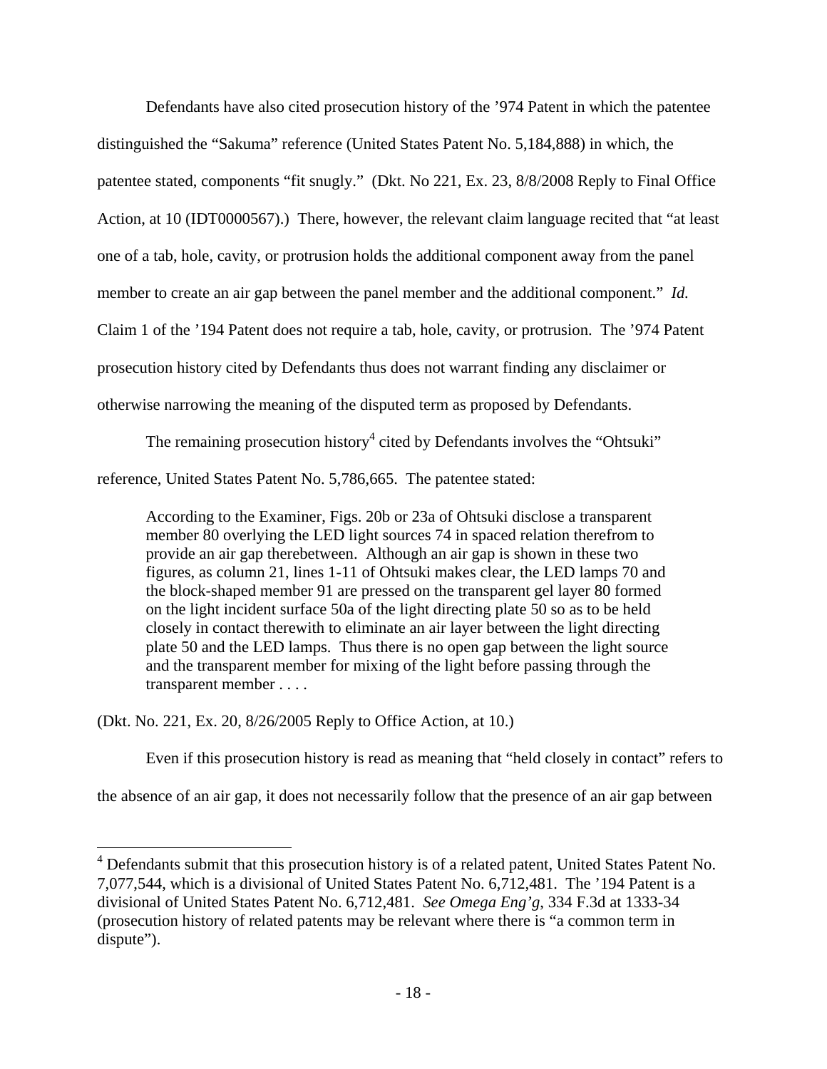Defendants have also cited prosecution history of the ’974 Patent in which the patentee distinguished the “Sakuma” reference (United States Patent No. 5,184,888) in which, the patentee stated, components “fit snugly.” (Dkt. No 221, Ex. 23, 8/8/2008 Reply to Final Office Action, at 10 (IDT0000567).) There, however, the relevant claim language recited that “at least one of a tab, hole, cavity, or protrusion holds the additional component away from the panel member to create an air gap between the panel member and the additional component.” *Id.* Claim 1 of the ’194 Patent does not require a tab, hole, cavity, or protrusion. The ’974 Patent prosecution history cited by Defendants thus does not warrant finding any disclaimer or otherwise narrowing the meaning of the disputed term as proposed by Defendants.

The remaining prosecution history[4] cited by Defendants involves the “Ohtsuki” reference, United States Patent No. 5,786,665. The patentee stated:

> According to the Examiner, Figs. 20b or 23a of Ohtsuki disclose a transparent member 80 overlying the LED light sources 74 in spaced relation therefrom to provide an air gap therebetween. Although an air gap is shown in these two figures, as column 21, lines 1-11 of Ohtsuki makes clear, the LED lamps 70 and the block-shaped member 91 are pressed on the transparent gel layer 80 formed on the light incident surface 50a of the light directing plate 50 so as to be held closely in contact therewith to eliminate an air layer between the light directing plate 50 and the LED lamps. Thus there is no open gap between the light source and the transparent member for mixing of the light before passing through the transparent member . . . .

(Dkt. No. 221, Ex. 20, 8/26/2005 Reply to Office Action, at 10.)

Even if this prosecution history is read as meaning that “held closely in contact” refers to the absence of an air gap, it does not necessarily follow that the presence of an air gap between

---

[4] Defendants submit that this prosecution history is of a related patent, United States Patent No. 7,077,544, which is a divisional of United States Patent No. 6,712,481. The ’194 Patent is a divisional of United States Patent No. 6,712,481. *See Omega Eng’g*, 334 F.3d at 1333-34 (prosecution history of related patents may be relevant where there is “a common term in dispute”).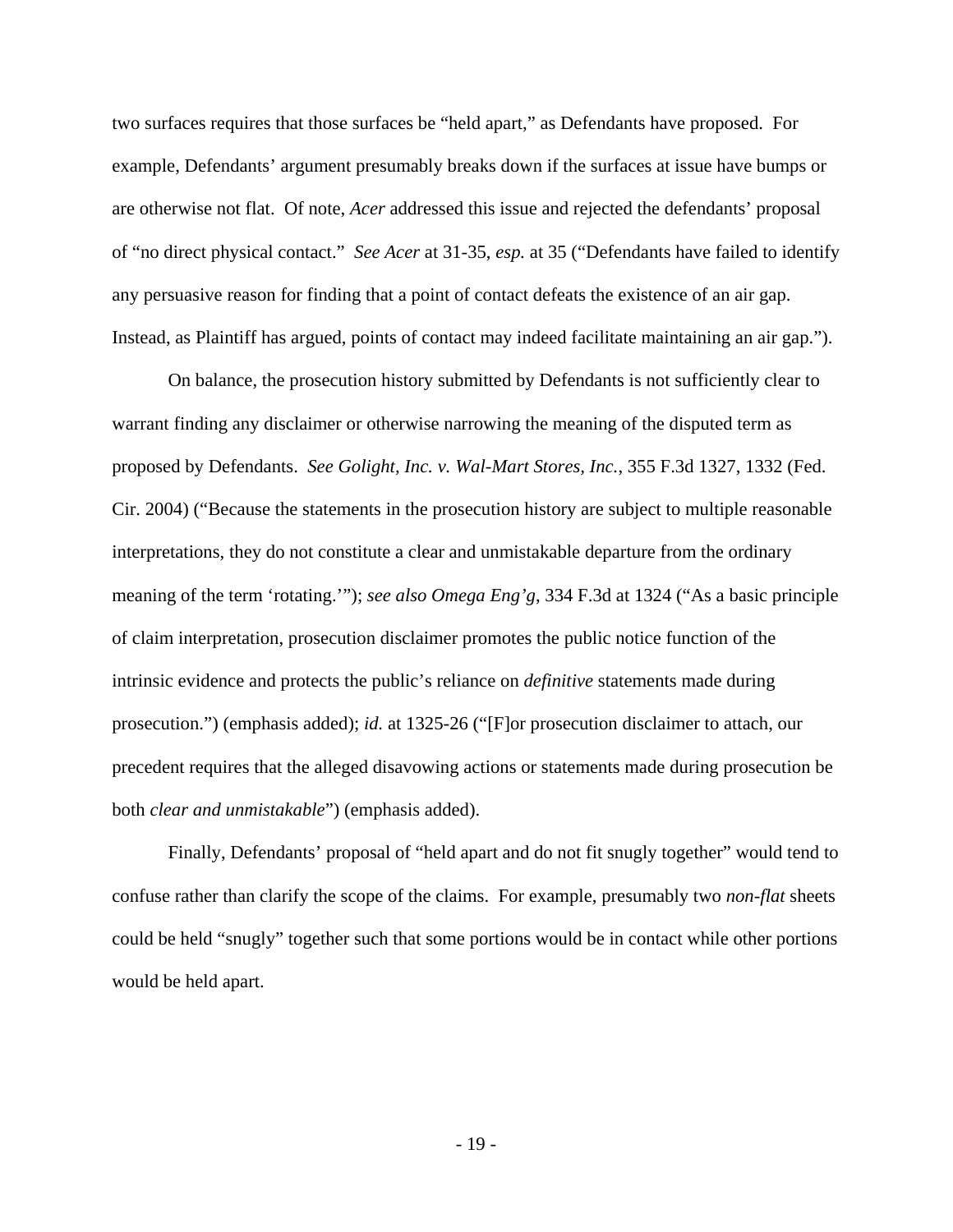two surfaces requires that those surfaces be "held apart," as Defendants have proposed. For example, Defendants' argument presumably breaks down if the surfaces at issue have bumps or are otherwise not flat. Of note, *Acer* addressed this issue and rejected the defendants' proposal of "no direct physical contact." *See Acer* at 31-35, *esp.* at 35 ("Defendants have failed to identify any persuasive reason for finding that a point of contact defeats the existence of an air gap. Instead, as Plaintiff has argued, points of contact may indeed facilitate maintaining an air gap.").

On balance, the prosecution history submitted by Defendants is not sufficiently clear to warrant finding any disclaimer or otherwise narrowing the meaning of the disputed term as proposed by Defendants. *See Golight, Inc. v. Wal-Mart Stores, Inc.*, 355 F.3d 1327, 1332 (Fed. Cir. 2004) ("Because the statements in the prosecution history are subject to multiple reasonable interpretations, they do not constitute a clear and unmistakable departure from the ordinary meaning of the term 'rotating.'"); *see also Omega Eng'g*, 334 F.3d at 1324 ("As a basic principle of claim interpretation, prosecution disclaimer promotes the public notice function of the intrinsic evidence and protects the public's reliance on *definitive* statements made during prosecution.") (emphasis added); *id.* at 1325-26 ("[F]or prosecution disclaimer to attach, our precedent requires that the alleged disavowing actions or statements made during prosecution be both *clear and unmistakable*") (emphasis added).

Finally, Defendants' proposal of "held apart and do not fit snugly together" would tend to confuse rather than clarify the scope of the claims. For example, presumably two *non-flat* sheets could be held "snugly" together such that some portions would be in contact while other portions would be held apart.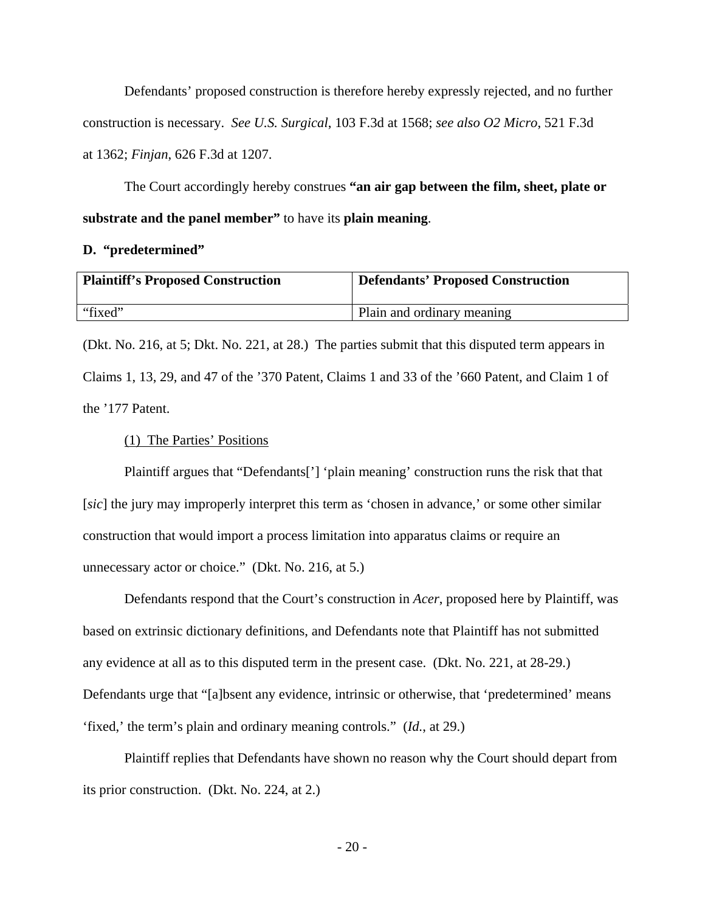Defendants' proposed construction is therefore hereby expressly rejected, and no further construction is necessary. *See U.S. Surgical*, 103 F.3d at 1568; *see also O2 Micro*, 521 F.3d at 1362; *Finjan*, 626 F.3d at 1207.

The Court accordingly hereby construes **"an air gap between the film, sheet, plate or substrate and the panel member"** to have its **plain meaning**.

**D. "predetermined"**

| Plaintiff's Proposed Construction | Defendants' Proposed Construction |
|---|---|
| "fixed" | Plain and ordinary meaning |

(Dkt. No. 216, at 5; Dkt. No. 221, at 28.) The parties submit that this disputed term appears in Claims 1, 13, 29, and 47 of the '370 Patent, Claims 1 and 33 of the '660 Patent, and Claim 1 of the '177 Patent.

(1) The Parties' Positions

Plaintiff argues that "Defendants['] 'plain meaning' construction runs the risk that that [*sic*] the jury may improperly interpret this term as 'chosen in advance,' or some other similar construction that would import a process limitation into apparatus claims or require an unnecessary actor or choice." (Dkt. No. 216, at 5.)

Defendants respond that the Court's construction in *Acer*, proposed here by Plaintiff, was based on extrinsic dictionary definitions, and Defendants note that Plaintiff has not submitted any evidence at all as to this disputed term in the present case. (Dkt. No. 221, at 28-29.) Defendants urge that "[a]bsent any evidence, intrinsic or otherwise, that 'predetermined' means 'fixed,' the term's plain and ordinary meaning controls." (*Id.*, at 29.)

Plaintiff replies that Defendants have shown no reason why the Court should depart from its prior construction. (Dkt. No. 224, at 2.)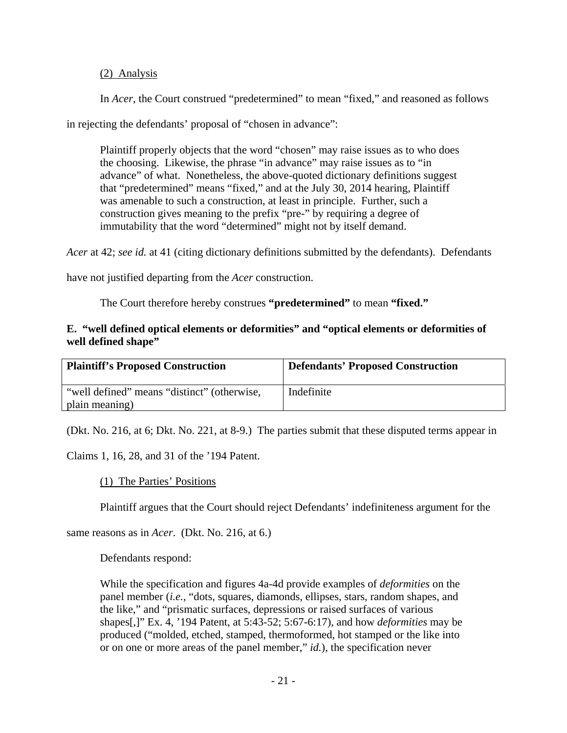(2) Analysis

In *Acer*, the Court construed "predetermined" to mean "fixed," and reasoned as follows in rejecting the defendants' proposal of "chosen in advance":

> Plaintiff properly objects that the word "chosen" may raise issues as to who does the choosing. Likewise, the phrase "in advance" may raise issues as to "in advance" of what. Nonetheless, the above-quoted dictionary definitions suggest that "predetermined" means "fixed," and at the July 30, 2014 hearing, Plaintiff was amenable to such a construction, at least in principle. Further, such a construction gives meaning to the prefix "pre-" by requiring a degree of immutability that the word "determined" might not by itself demand.

*Acer* at 42; *see id.* at 41 (citing dictionary definitions submitted by the defendants). Defendants have not justified departing from the *Acer* construction.

The Court therefore hereby construes **"predetermined"** to mean **"fixed."**

### E. "well defined optical elements or deformities" and "optical elements or deformities of well defined shape"

| Plaintiff's Proposed Construction | Defendants' Proposed Construction |
|---|---|
| "well defined" means "distinct" (otherwise, plain meaning) | Indefinite |

(Dkt. No. 216, at 6; Dkt. No. 221, at 8-9.) The parties submit that these disputed terms appear in Claims 1, 16, 28, and 31 of the '194 Patent.

(1) The Parties' Positions

Plaintiff argues that the Court should reject Defendants' indefiniteness argument for the same reasons as in *Acer*. (Dkt. No. 216, at 6.)

Defendants respond:

> While the specification and figures 4a-4d provide examples of *deformities* on the panel member (*i.e.*, "dots, squares, diamonds, ellipses, stars, random shapes, and the like," and "prismatic surfaces, depressions or raised surfaces of various shapes[,]" Ex. 4, '194 Patent, at 5:43-52; 5:67-6:17), and how *deformities* may be produced ("molded, etched, stamped, thermoformed, hot stamped or the like into or on one or more areas of the panel member," *id.*), the specification never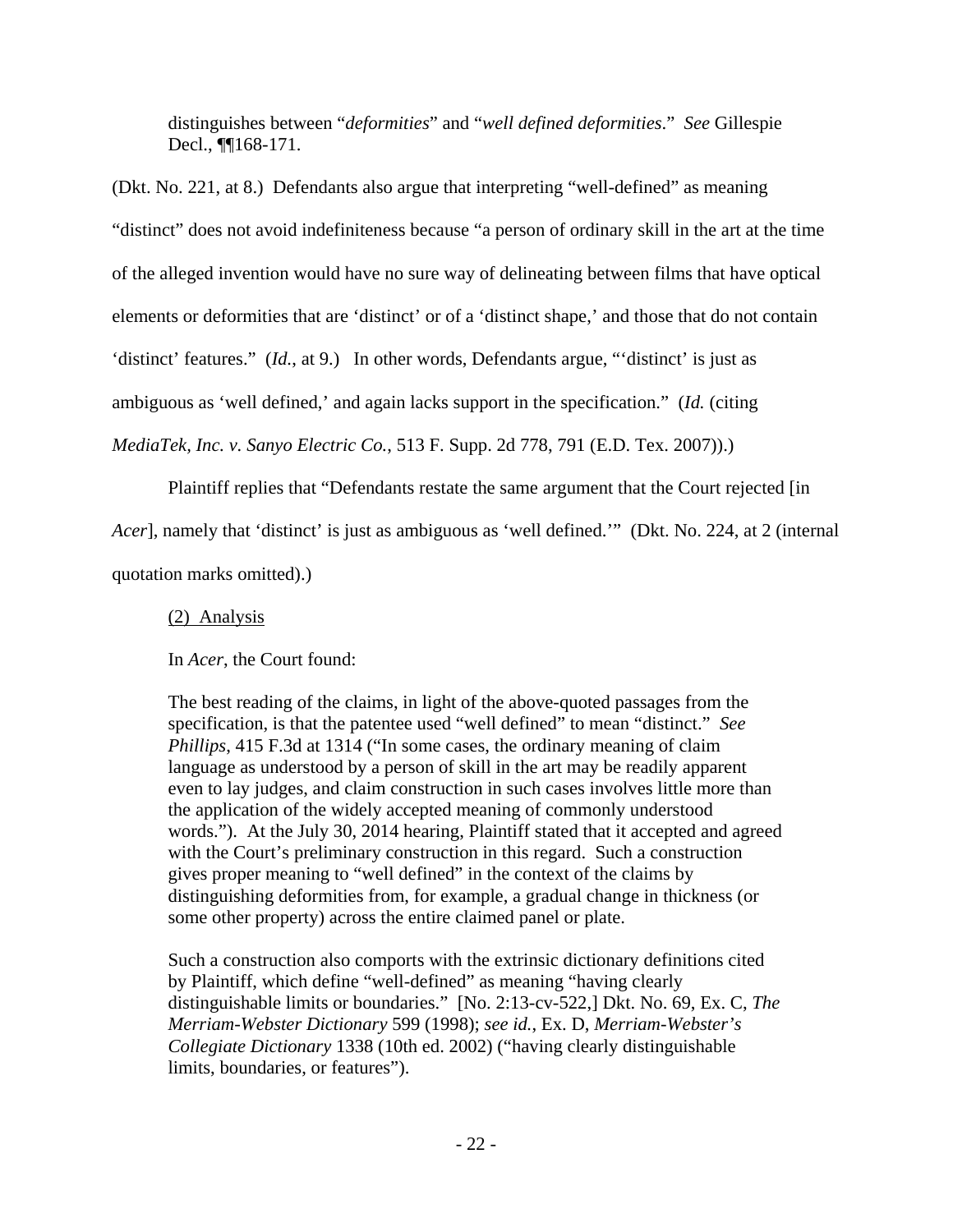> distinguishes between "*deformities*" and "*well defined deformities*." *See* Gillespie Decl., ¶¶168-171.

(Dkt. No. 221, at 8.) Defendants also argue that interpreting "well-defined" as meaning "distinct" does not avoid indefiniteness because "a person of ordinary skill in the art at the time of the alleged invention would have no sure way of delineating between films that have optical elements or deformities that are 'distinct' or of a 'distinct shape,' and those that do not contain 'distinct' features." (*Id.*, at 9.) In other words, Defendants argue, "'distinct' is just as ambiguous as 'well defined,' and again lacks support in the specification." (*Id.* (citing *MediaTek, Inc. v. Sanyo Electric Co.*, 513 F. Supp. 2d 778, 791 (E.D. Tex. 2007)).)

Plaintiff replies that "Defendants restate the same argument that the Court rejected [in *Acer*], namely that 'distinct' is just as ambiguous as 'well defined.'" (Dkt. No. 224, at 2 (internal quotation marks omitted).)

(2) Analysis

In *Acer*, the Court found:

> The best reading of the claims, in light of the above-quoted passages from the specification, is that the patentee used "well defined" to mean "distinct." *See Phillips*, 415 F.3d at 1314 ("In some cases, the ordinary meaning of claim language as understood by a person of skill in the art may be readily apparent even to lay judges, and claim construction in such cases involves little more than the application of the widely accepted meaning of commonly understood words."). At the July 30, 2014 hearing, Plaintiff stated that it accepted and agreed with the Court's preliminary construction in this regard. Such a construction gives proper meaning to "well defined" in the context of the claims by distinguishing deformities from, for example, a gradual change in thickness (or some other property) across the entire claimed panel or plate.
>
> Such a construction also comports with the extrinsic dictionary definitions cited by Plaintiff, which define "well-defined" as meaning "having clearly distinguishable limits or boundaries." [No. 2:13-cv-522,] Dkt. No. 69, Ex. C, *The Merriam-Webster Dictionary* 599 (1998); *see id.*, Ex. D, *Merriam-Webster's Collegiate Dictionary* 1338 (10th ed. 2002) ("having clearly distinguishable limits, boundaries, or features").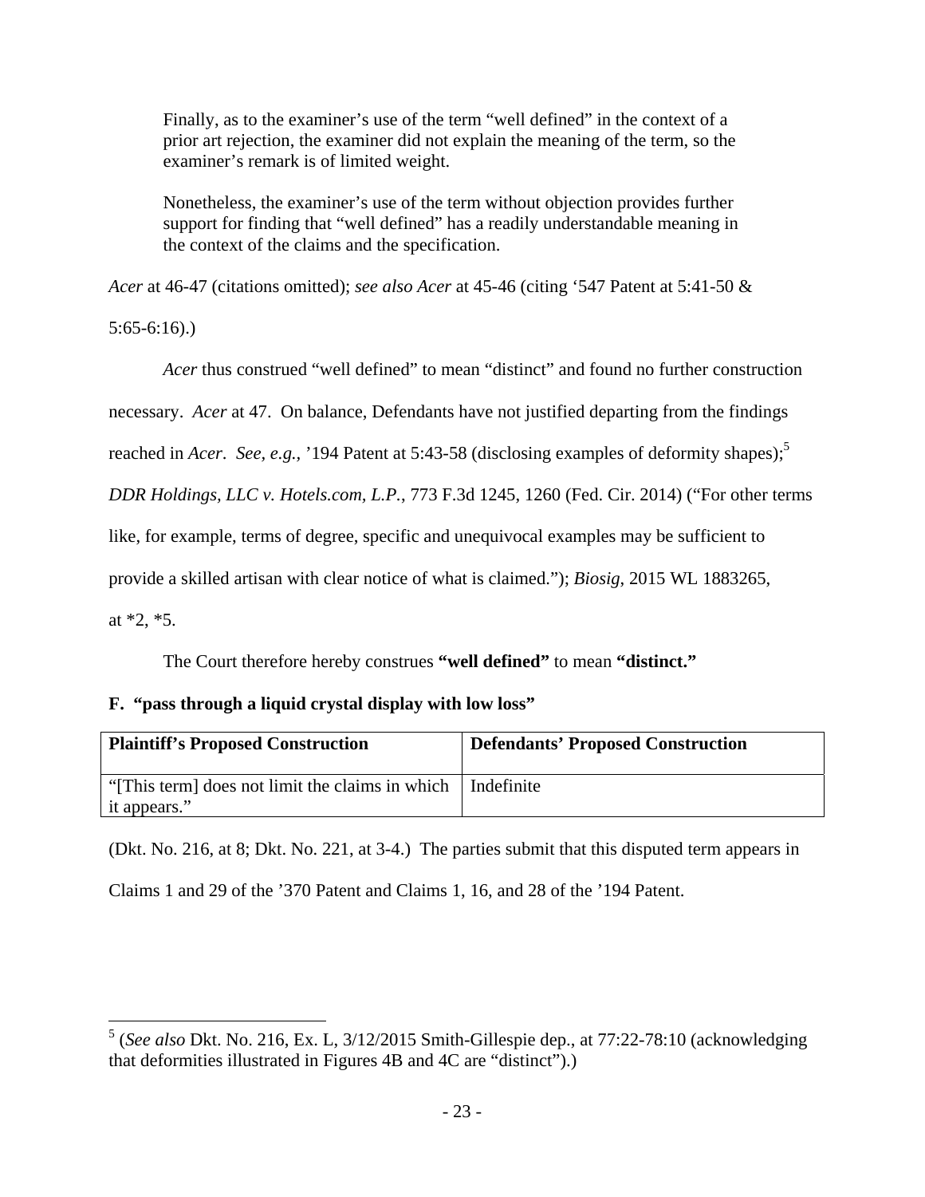> Finally, as to the examiner's use of the term "well defined" in the context of a prior art rejection, the examiner did not explain the meaning of the term, so the examiner's remark is of limited weight.
>
> Nonetheless, the examiner's use of the term without objection provides further support for finding that "well defined" has a readily understandable meaning in the context of the claims and the specification.

*Acer* at 46-47 (citations omitted); *see also Acer* at 45-46 (citing '547 Patent at 5:41-50 & 5:65-6:16).)

*Acer* thus construed "well defined" to mean "distinct" and found no further construction necessary. *Acer* at 47. On balance, Defendants have not justified departing from the findings reached in *Acer*. *See, e.g.*, '194 Patent at 5:43-58 (disclosing examples of deformity shapes);[5] *DDR Holdings, LLC v. Hotels.com, L.P.*, 773 F.3d 1245, 1260 (Fed. Cir. 2014) ("For other terms like, for example, terms of degree, specific and unequivocal examples may be sufficient to provide a skilled artisan with clear notice of what is claimed."); *Biosig*, 2015 WL 1883265, at *2, *5.

The Court therefore hereby construes **"well defined"** to mean **"distinct."**

### F. "pass through a liquid crystal display with low loss"

| Plaintiff's Proposed Construction | Defendants' Proposed Construction |
|---|---|
| "[This term] does not limit the claims in which it appears." | Indefinite |

(Dkt. No. 216, at 8; Dkt. No. 221, at 3-4.) The parties submit that this disputed term appears in Claims 1 and 29 of the '370 Patent and Claims 1, 16, and 28 of the '194 Patent.

---

[5] (*See also* Dkt. No. 216, Ex. L, 3/12/2015 Smith-Gillespie dep., at 77:22-78:10 (acknowledging that deformities illustrated in Figures 4B and 4C are "distinct").)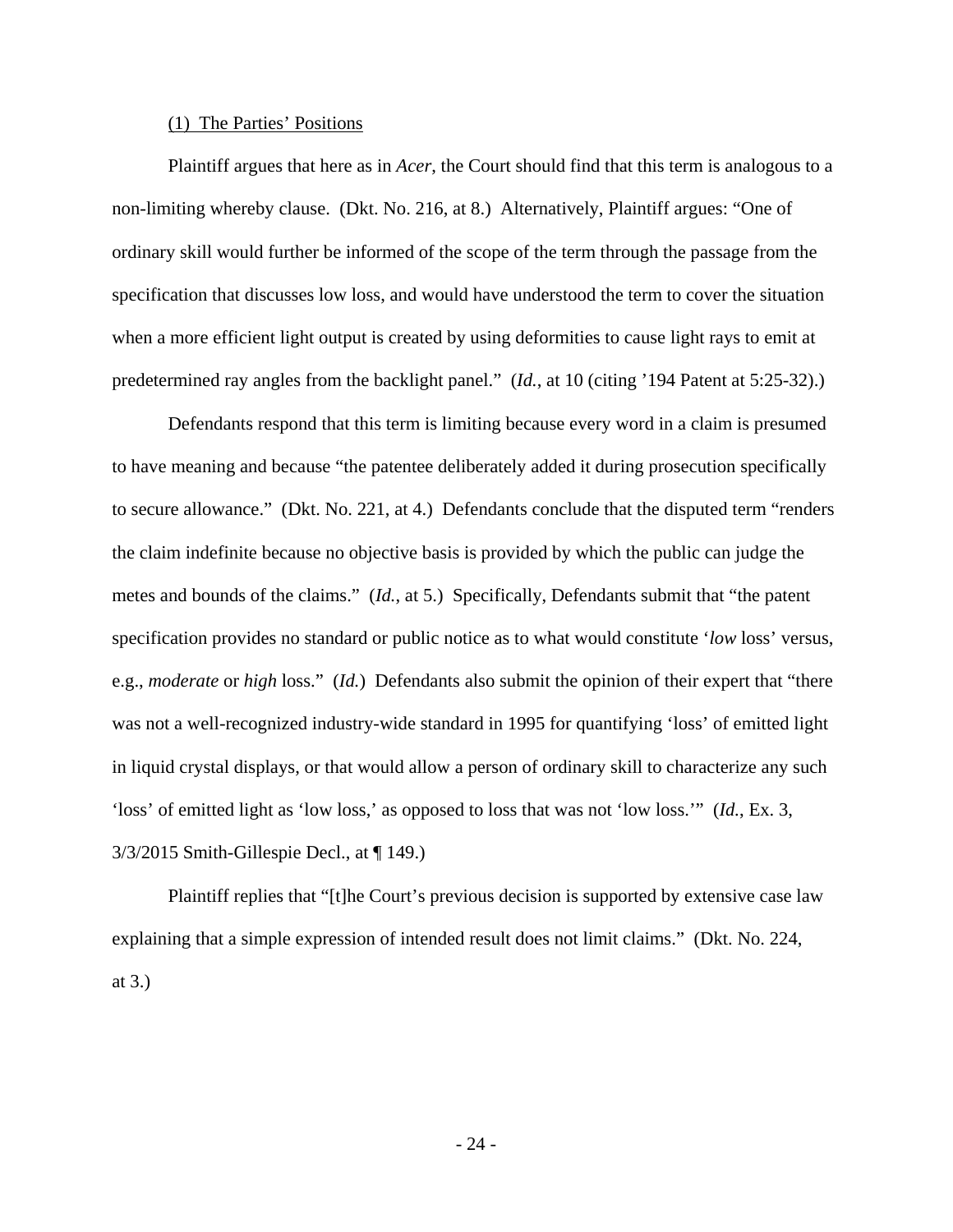<u>(1) The Parties' Positions</u>

Plaintiff argues that here as in *Acer*, the Court should find that this term is analogous to a non-limiting whereby clause. (Dkt. No. 216, at 8.) Alternatively, Plaintiff argues: "One of ordinary skill would further be informed of the scope of the term through the passage from the specification that discusses low loss, and would have understood the term to cover the situation when a more efficient light output is created by using deformities to cause light rays to emit at predetermined ray angles from the backlight panel." (*Id.*, at 10 (citing '194 Patent at 5:25-32).)

Defendants respond that this term is limiting because every word in a claim is presumed to have meaning and because "the patentee deliberately added it during prosecution specifically to secure allowance." (Dkt. No. 221, at 4.) Defendants conclude that the disputed term "renders the claim indefinite because no objective basis is provided by which the public can judge the metes and bounds of the claims." (*Id.*, at 5.) Specifically, Defendants submit that "the patent specification provides no standard or public notice as to what would constitute '*low* loss' versus, e.g., *moderate* or *high* loss." (*Id.*) Defendants also submit the opinion of their expert that "there was not a well-recognized industry-wide standard in 1995 for quantifying 'loss' of emitted light in liquid crystal displays, or that would allow a person of ordinary skill to characterize any such 'loss' of emitted light as 'low loss,' as opposed to loss that was not 'low loss.'" (*Id.*, Ex. 3, 3/3/2015 Smith-Gillespie Decl., at ¶ 149.)

Plaintiff replies that "[t]he Court's previous decision is supported by extensive case law explaining that a simple expression of intended result does not limit claims." (Dkt. No. 224, at 3.)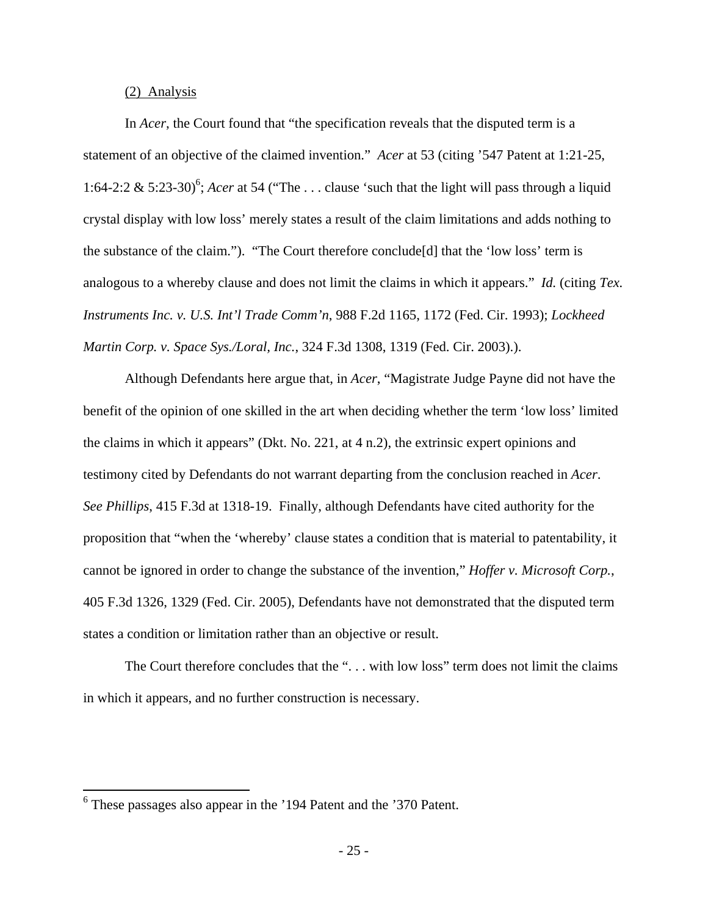(2) Analysis

In *Acer*, the Court found that "the specification reveals that the disputed term is a statement of an objective of the claimed invention." *Acer* at 53 (citing '547 Patent at 1:21-25, 1:64-2:2 & 5:23-30)[6]; *Acer* at 54 ("The . . . clause 'such that the light will pass through a liquid crystal display with low loss' merely states a result of the claim limitations and adds nothing to the substance of the claim."). "The Court therefore conclude[d] that the 'low loss' term is analogous to a whereby clause and does not limit the claims in which it appears." *Id.* (citing *Tex. Instruments Inc. v. U.S. Int'l Trade Comm'n*, 988 F.2d 1165, 1172 (Fed. Cir. 1993); *Lockheed Martin Corp. v. Space Sys./Loral, Inc.*, 324 F.3d 1308, 1319 (Fed. Cir. 2003).).

Although Defendants here argue that, in *Acer*, "Magistrate Judge Payne did not have the benefit of the opinion of one skilled in the art when deciding whether the term 'low loss' limited the claims in which it appears" (Dkt. No. 221, at 4 n.2), the extrinsic expert opinions and testimony cited by Defendants do not warrant departing from the conclusion reached in *Acer*. *See Phillips*, 415 F.3d at 1318-19. Finally, although Defendants have cited authority for the proposition that "when the 'whereby' clause states a condition that is material to patentability, it cannot be ignored in order to change the substance of the invention," *Hoffer v. Microsoft Corp.*, 405 F.3d 1326, 1329 (Fed. Cir. 2005), Defendants have not demonstrated that the disputed term states a condition or limitation rather than an objective or result.

The Court therefore concludes that the ". . . with low loss" term does not limit the claims in which it appears, and no further construction is necessary.

---

[6] These passages also appear in the '194 Patent and the '370 Patent.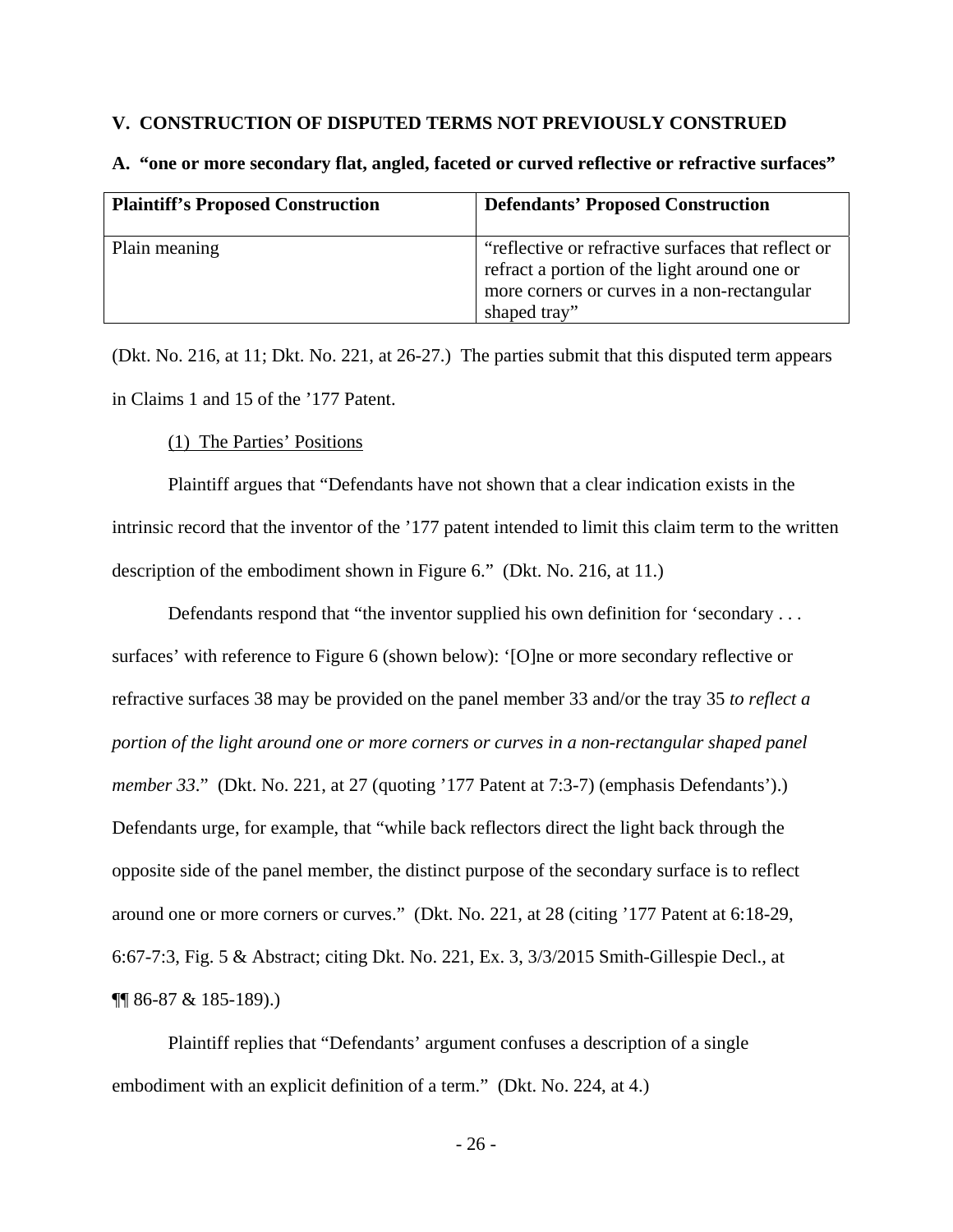## V. CONSTRUCTION OF DISPUTED TERMS NOT PREVIOUSLY CONSTRUED

### A. "one or more secondary flat, angled, faceted or curved reflective or refractive surfaces"

| Plaintiff's Proposed Construction | Defendants' Proposed Construction |
|---|---|
| Plain meaning | "reflective or refractive surfaces that reflect or refract a portion of the light around one or more corners or curves in a non-rectangular shaped tray" |

(Dkt. No. 216, at 11; Dkt. No. 221, at 26-27.) The parties submit that this disputed term appears in Claims 1 and 15 of the '177 Patent.

(1) The Parties' Positions

Plaintiff argues that "Defendants have not shown that a clear indication exists in the intrinsic record that the inventor of the '177 patent intended to limit this claim term to the written description of the embodiment shown in Figure 6." (Dkt. No. 216, at 11.)

Defendants respond that "the inventor supplied his own definition for 'secondary . . . surfaces' with reference to Figure 6 (shown below): '[O]ne or more secondary reflective or refractive surfaces 38 may be provided on the panel member 33 and/or the tray 35 *to reflect a portion of the light around one or more corners or curves in a non-rectangular shaped panel member 33*." (Dkt. No. 221, at 27 (quoting '177 Patent at 7:3-7) (emphasis Defendants').) Defendants urge, for example, that "while back reflectors direct the light back through the opposite side of the panel member, the distinct purpose of the secondary surface is to reflect around one or more corners or curves." (Dkt. No. 221, at 28 (citing '177 Patent at 6:18-29, 6:67-7:3, Fig. 5 & Abstract; citing Dkt. No. 221, Ex. 3, 3/3/2015 Smith-Gillespie Decl., at ¶¶ 86-87 & 185-189).)

Plaintiff replies that "Defendants' argument confuses a description of a single embodiment with an explicit definition of a term." (Dkt. No. 224, at 4.)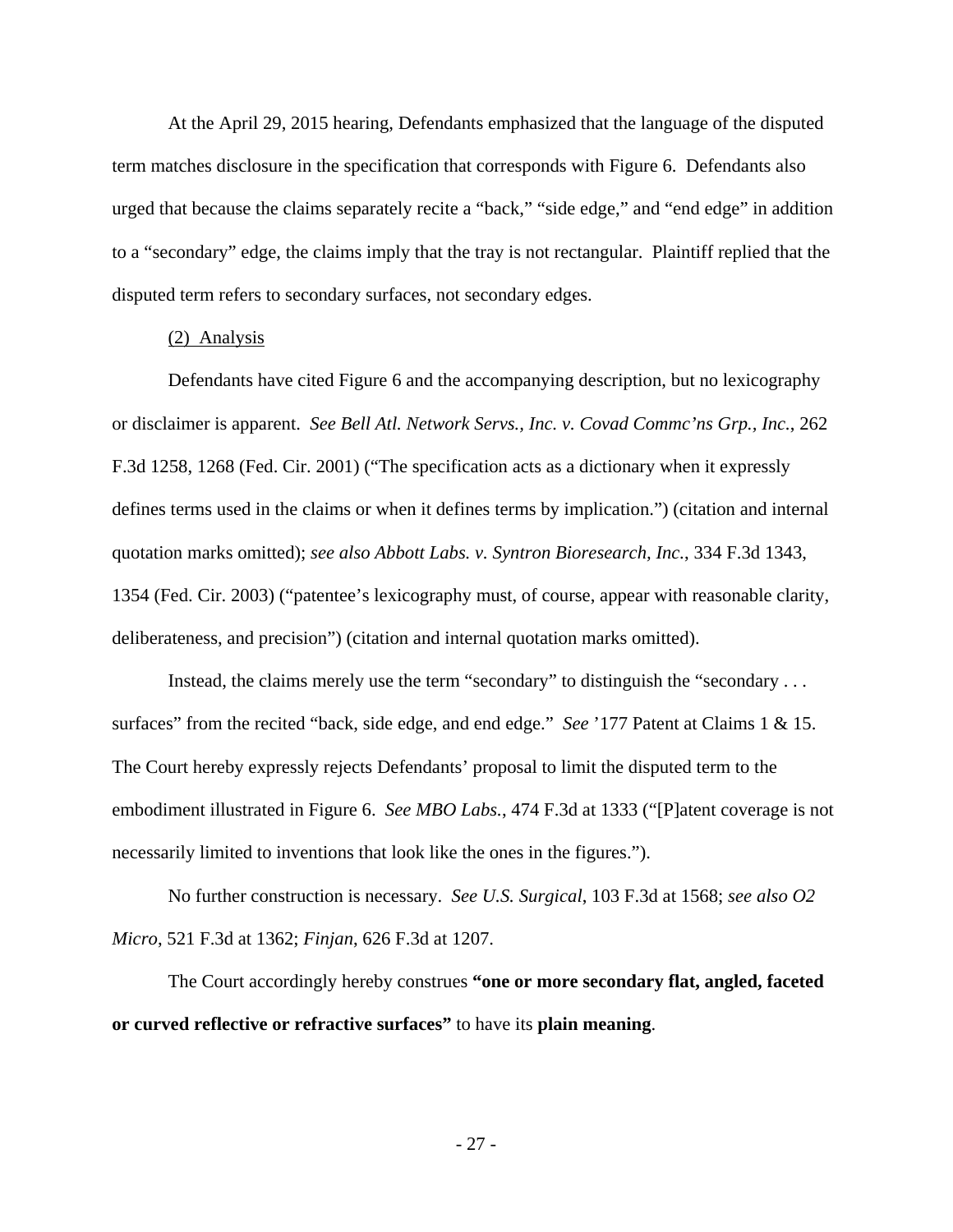At the April 29, 2015 hearing, Defendants emphasized that the language of the disputed term matches disclosure in the specification that corresponds with Figure 6. Defendants also urged that because the claims separately recite a "back," "side edge," and "end edge" in addition to a "secondary" edge, the claims imply that the tray is not rectangular. Plaintiff replied that the disputed term refers to secondary surfaces, not secondary edges.

(2) Analysis

Defendants have cited Figure 6 and the accompanying description, but no lexicography or disclaimer is apparent. *See Bell Atl. Network Servs., Inc. v. Covad Commc'ns Grp., Inc.*, 262 F.3d 1258, 1268 (Fed. Cir. 2001) ("The specification acts as a dictionary when it expressly defines terms used in the claims or when it defines terms by implication.") (citation and internal quotation marks omitted); *see also Abbott Labs. v. Syntron Bioresearch, Inc.*, 334 F.3d 1343, 1354 (Fed. Cir. 2003) ("patentee's lexicography must, of course, appear with reasonable clarity, deliberateness, and precision") (citation and internal quotation marks omitted).

Instead, the claims merely use the term "secondary" to distinguish the "secondary . . . surfaces" from the recited "back, side edge, and end edge." *See* '177 Patent at Claims 1 & 15. The Court hereby expressly rejects Defendants' proposal to limit the disputed term to the embodiment illustrated in Figure 6. *See MBO Labs.*, 474 F.3d at 1333 ("[P]atent coverage is not necessarily limited to inventions that look like the ones in the figures.").

No further construction is necessary. *See U.S. Surgical*, 103 F.3d at 1568; *see also O2 Micro*, 521 F.3d at 1362; *Finjan*, 626 F.3d at 1207.

The Court accordingly hereby construes **"one or more secondary flat, angled, faceted or curved reflective or refractive surfaces"** to have its **plain meaning**.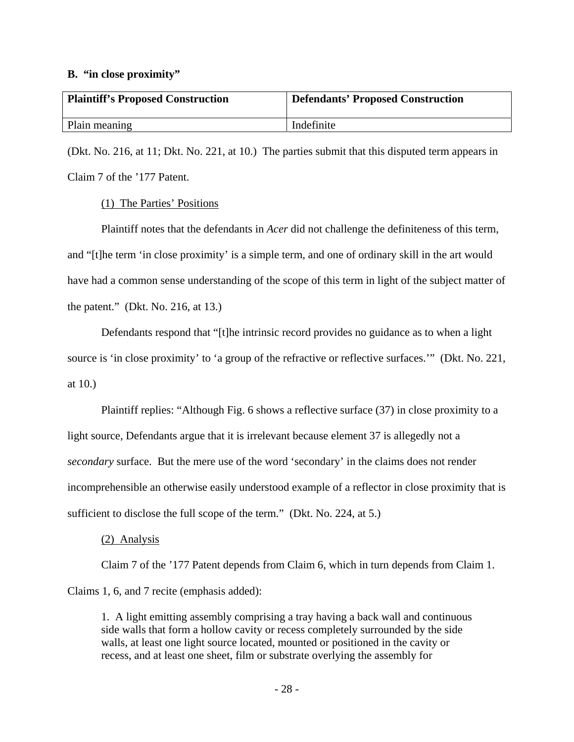### B. "in close proximity"

| Plaintiff's Proposed Construction | Defendants' Proposed Construction |
|---|---|
| Plain meaning | Indefinite |

(Dkt. No. 216, at 11; Dkt. No. 221, at 10.) The parties submit that this disputed term appears in Claim 7 of the '177 Patent.

(1) The Parties' Positions

Plaintiff notes that the defendants in *Acer* did not challenge the definiteness of this term, and "[t]he term 'in close proximity' is a simple term, and one of ordinary skill in the art would have had a common sense understanding of the scope of this term in light of the subject matter of the patent." (Dkt. No. 216, at 13.)

Defendants respond that "[t]he intrinsic record provides no guidance as to when a light source is 'in close proximity' to 'a group of the refractive or reflective surfaces.'" (Dkt. No. 221, at 10.)

Plaintiff replies: "Although Fig. 6 shows a reflective surface (37) in close proximity to a light source, Defendants argue that it is irrelevant because element 37 is allegedly not a *secondary* surface. But the mere use of the word 'secondary' in the claims does not render incomprehensible an otherwise easily understood example of a reflector in close proximity that is sufficient to disclose the full scope of the term." (Dkt. No. 224, at 5.)

(2) Analysis

Claim 7 of the '177 Patent depends from Claim 6, which in turn depends from Claim 1. Claims 1, 6, and 7 recite (emphasis added):

> 1. A light emitting assembly comprising a tray having a back wall and continuous side walls that form a hollow cavity or recess completely surrounded by the side walls, at least one light source located, mounted or positioned in the cavity or recess, and at least one sheet, film or substrate overlying the assembly for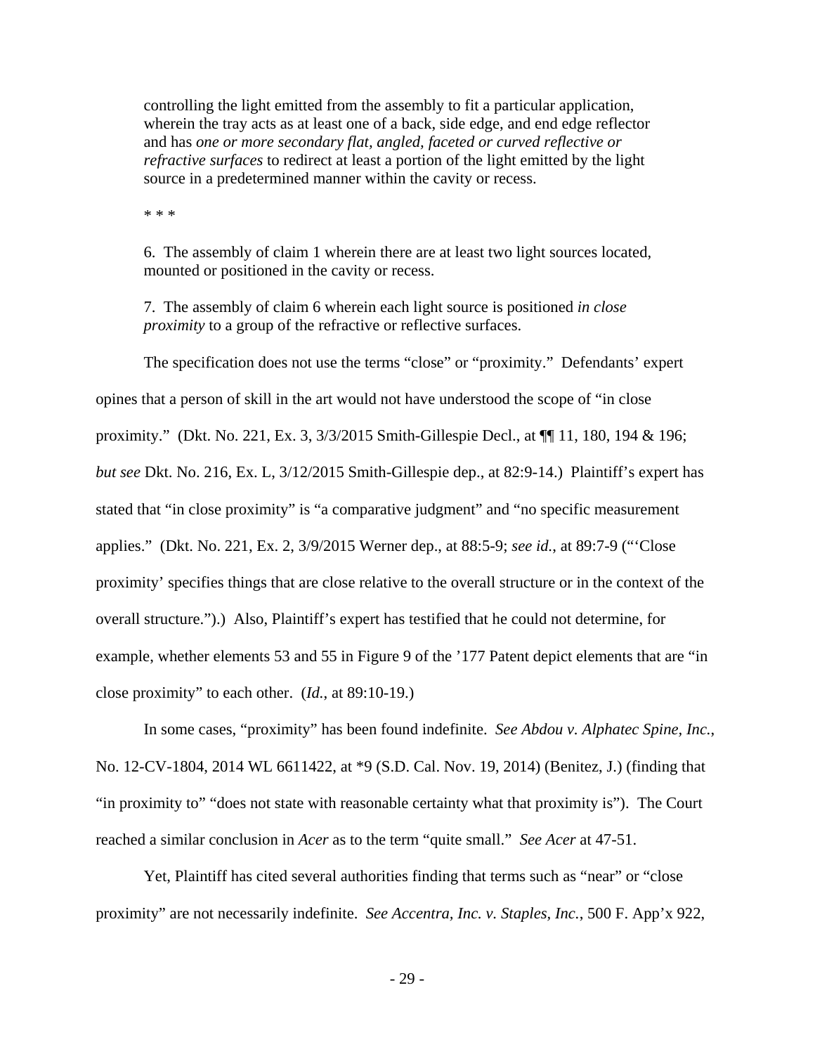> controlling the light emitted from the assembly to fit a particular application, wherein the tray acts as at least one of a back, side edge, and end edge reflector and has *one or more secondary flat, angled, faceted or curved reflective or refractive surfaces* to redirect at least a portion of the light emitted by the light source in a predetermined manner within the cavity or recess.
>
> * * *
>
> 6. The assembly of claim 1 wherein there are at least two light sources located, mounted or positioned in the cavity or recess.
>
> 7. The assembly of claim 6 wherein each light source is positioned *in close proximity* to a group of the refractive or reflective surfaces.

The specification does not use the terms "close" or "proximity." Defendants' expert opines that a person of skill in the art would not have understood the scope of "in close proximity." (Dkt. No. 221, Ex. 3, 3/3/2015 Smith-Gillespie Decl., at ¶¶ 11, 180, 194 & 196; *but see* Dkt. No. 216, Ex. L, 3/12/2015 Smith-Gillespie dep., at 82:9-14.) Plaintiff's expert has stated that "in close proximity" is "a comparative judgment" and "no specific measurement applies." (Dkt. No. 221, Ex. 2, 3/9/2015 Werner dep., at 88:5-9; *see id.*, at 89:7-9 ("'Close proximity' specifies things that are close relative to the overall structure or in the context of the overall structure.").) Also, Plaintiff's expert has testified that he could not determine, for example, whether elements 53 and 55 in Figure 9 of the '177 Patent depict elements that are "in close proximity" to each other. (*Id.*, at 89:10-19.)

In some cases, "proximity" has been found indefinite. *See Abdou v. Alphatec Spine, Inc.*, No. 12-CV-1804, 2014 WL 6611422, at *9 (S.D. Cal. Nov. 19, 2014) (Benitez, J.) (finding that "in proximity to" "does not state with reasonable certainty what that proximity is"). The Court reached a similar conclusion in *Acer* as to the term "quite small." *See Acer* at 47-51.

Yet, Plaintiff has cited several authorities finding that terms such as "near" or "close proximity" are not necessarily indefinite. *See Accentra, Inc. v. Staples, Inc.*, 500 F. App'x 922,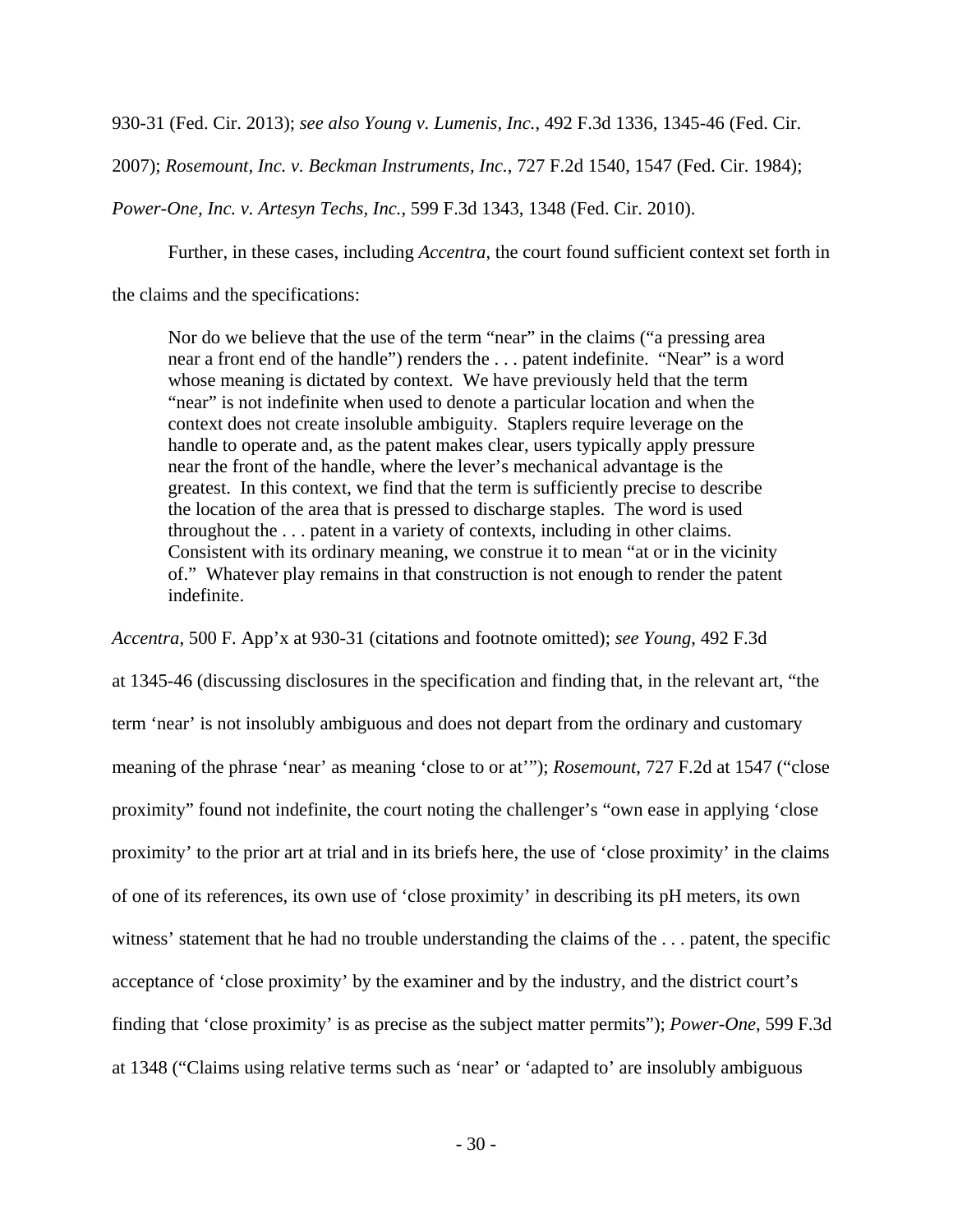930-31 (Fed. Cir. 2013); *see also Young v. Lumenis, Inc.*, 492 F.3d 1336, 1345-46 (Fed. Cir. 2007); *Rosemount, Inc. v. Beckman Instruments, Inc.*, 727 F.2d 1540, 1547 (Fed. Cir. 1984); *Power-One, Inc. v. Artesyn Techs, Inc.*, 599 F.3d 1343, 1348 (Fed. Cir. 2010).

Further, in these cases, including *Accentra*, the court found sufficient context set forth in the claims and the specifications:

> Nor do we believe that the use of the term "near" in the claims ("a pressing area near a front end of the handle") renders the . . . patent indefinite. "Near" is a word whose meaning is dictated by context. We have previously held that the term "near" is not indefinite when used to denote a particular location and when the context does not create insoluble ambiguity. Staplers require leverage on the handle to operate and, as the patent makes clear, users typically apply pressure near the front of the handle, where the lever's mechanical advantage is the greatest. In this context, we find that the term is sufficiently precise to describe the location of the area that is pressed to discharge staples. The word is used throughout the . . . patent in a variety of contexts, including in other claims. Consistent with its ordinary meaning, we construe it to mean "at or in the vicinity of." Whatever play remains in that construction is not enough to render the patent indefinite.

*Accentra*, 500 F. App'x at 930-31 (citations and footnote omitted); *see Young*, 492 F.3d at 1345-46 (discussing disclosures in the specification and finding that, in the relevant art, "the term 'near' is not insolubly ambiguous and does not depart from the ordinary and customary meaning of the phrase 'near' as meaning 'close to or at'"); *Rosemount*, 727 F.2d at 1547 ("close proximity" found not indefinite, the court noting the challenger's "own ease in applying 'close proximity' to the prior art at trial and in its briefs here, the use of 'close proximity' in the claims of one of its references, its own use of 'close proximity' in describing its pH meters, its own witness' statement that he had no trouble understanding the claims of the . . . patent, the specific acceptance of 'close proximity' by the examiner and by the industry, and the district court's finding that 'close proximity' is as precise as the subject matter permits"); *Power-One*, 599 F.3d at 1348 ("Claims using relative terms such as 'near' or 'adapted to' are insolubly ambiguous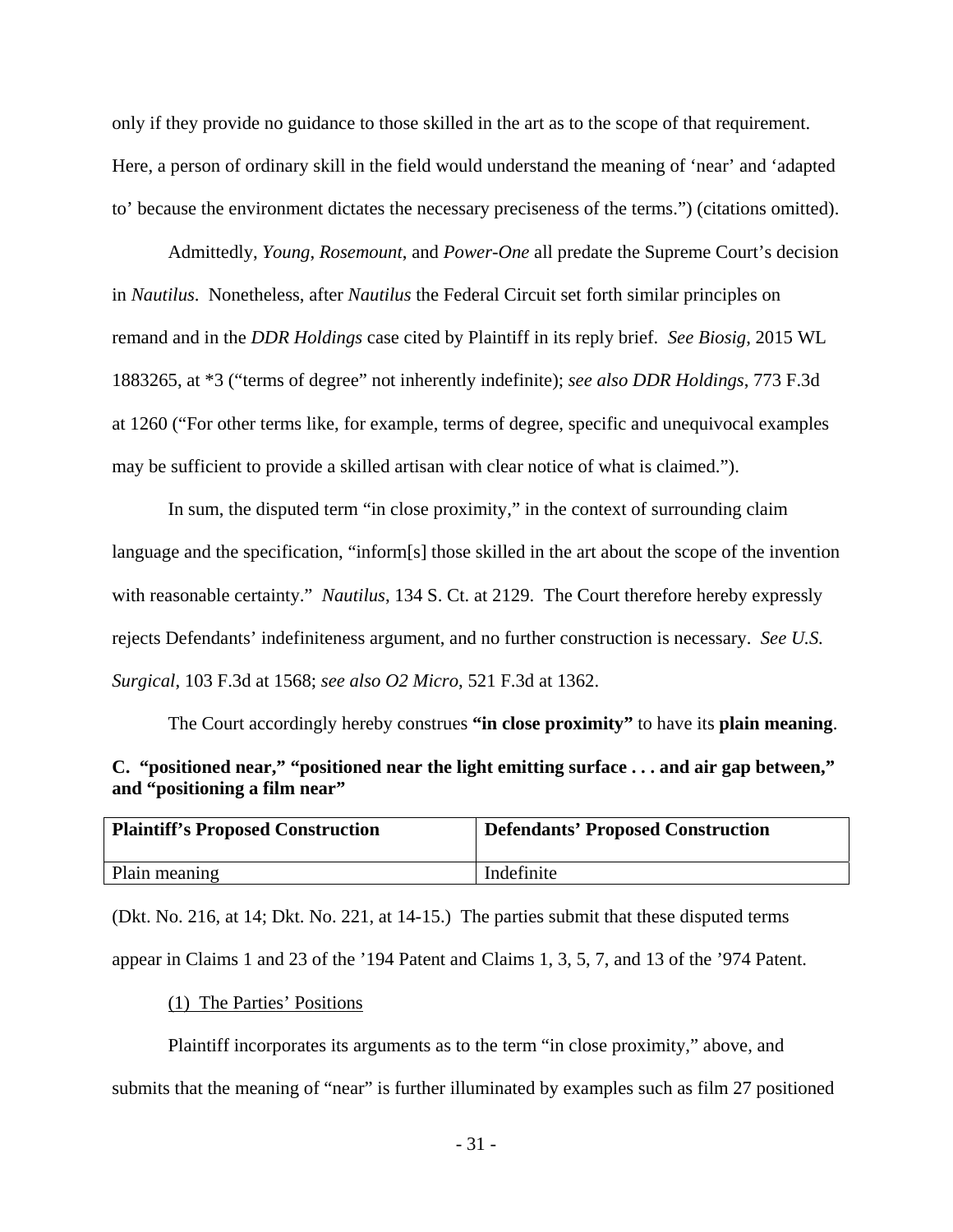only if they provide no guidance to those skilled in the art as to the scope of that requirement. Here, a person of ordinary skill in the field would understand the meaning of 'near' and 'adapted to' because the environment dictates the necessary preciseness of the terms.") (citations omitted).

Admittedly, *Young*, *Rosemount*, and *Power-One* all predate the Supreme Court's decision in *Nautilus*. Nonetheless, after *Nautilus* the Federal Circuit set forth similar principles on remand and in the *DDR Holdings* case cited by Plaintiff in its reply brief. *See Biosig*, 2015 WL 1883265, at *3 ("terms of degree" not inherently indefinite); *see also DDR Holdings*, 773 F.3d at 1260 ("For other terms like, for example, terms of degree, specific and unequivocal examples may be sufficient to provide a skilled artisan with clear notice of what is claimed.").

In sum, the disputed term "in close proximity," in the context of surrounding claim language and the specification, "inform[s] those skilled in the art about the scope of the invention with reasonable certainty." *Nautilus*, 134 S. Ct. at 2129. The Court therefore hereby expressly rejects Defendants' indefiniteness argument, and no further construction is necessary. *See U.S. Surgical*, 103 F.3d at 1568; *see also O2 Micro*, 521 F.3d at 1362.

The Court accordingly hereby construes **"in close proximity"** to have its **plain meaning**.

### C. "positioned near," "positioned near the light emitting surface . . . and air gap between," and "positioning a film near"

| Plaintiff's Proposed Construction | Defendants' Proposed Construction |
|---|---|
| Plain meaning | Indefinite |

(Dkt. No. 216, at 14; Dkt. No. 221, at 14-15.) The parties submit that these disputed terms appear in Claims 1 and 23 of the '194 Patent and Claims 1, 3, 5, 7, and 13 of the '974 Patent.

(1) The Parties' Positions

Plaintiff incorporates its arguments as to the term "in close proximity," above, and submits that the meaning of "near" is further illuminated by examples such as film 27 positioned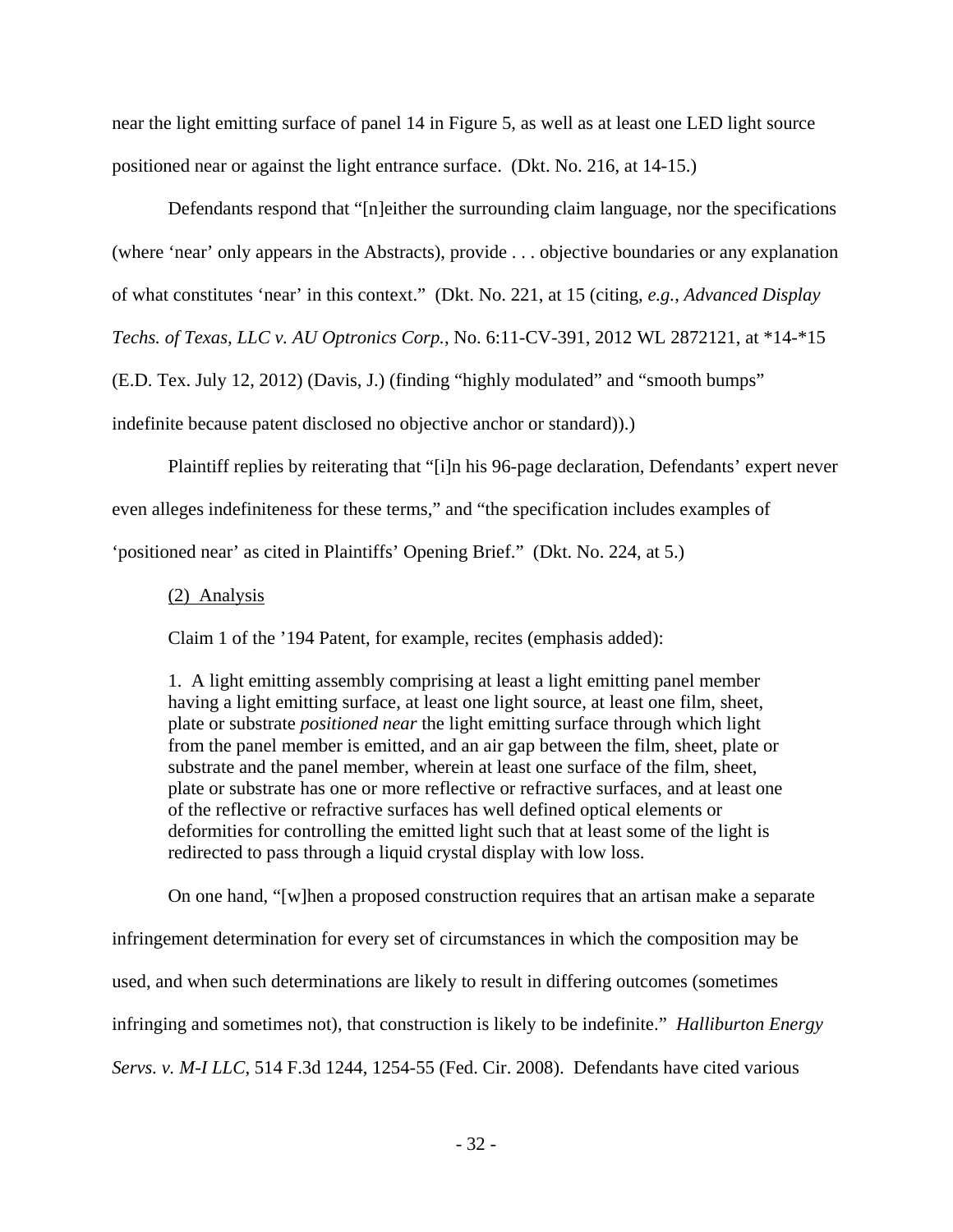near the light emitting surface of panel 14 in Figure 5, as well as at least one LED light source positioned near or against the light entrance surface. (Dkt. No. 216, at 14-15.)

Defendants respond that "[n]either the surrounding claim language, nor the specifications (where 'near' only appears in the Abstracts), provide . . . objective boundaries or any explanation of what constitutes 'near' in this context." (Dkt. No. 221, at 15 (citing, *e.g.*, *Advanced Display Techs. of Texas, LLC v. AU Optronics Corp.*, No. 6:11-CV-391, 2012 WL 2872121, at *14-*15 (E.D. Tex. July 12, 2012) (Davis, J.) (finding "highly modulated" and "smooth bumps" indefinite because patent disclosed no objective anchor or standard)).)

Plaintiff replies by reiterating that "[i]n his 96-page declaration, Defendants' expert never even alleges indefiniteness for these terms," and "the specification includes examples of 'positioned near' as cited in Plaintiffs' Opening Brief." (Dkt. No. 224, at 5.)

(2) Analysis

Claim 1 of the '194 Patent, for example, recites (emphasis added):

> 1. A light emitting assembly comprising at least a light emitting panel member having a light emitting surface, at least one light source, at least one film, sheet, plate or substrate *positioned near* the light emitting surface through which light from the panel member is emitted, and an air gap between the film, sheet, plate or substrate and the panel member, wherein at least one surface of the film, sheet, plate or substrate has one or more reflective or refractive surfaces, and at least one of the reflective or refractive surfaces has well defined optical elements or deformities for controlling the emitted light such that at least some of the light is redirected to pass through a liquid crystal display with low loss.

On one hand, "[w]hen a proposed construction requires that an artisan make a separate infringement determination for every set of circumstances in which the composition may be used, and when such determinations are likely to result in differing outcomes (sometimes infringing and sometimes not), that construction is likely to be indefinite." *Halliburton Energy Servs. v. M-I LLC*, 514 F.3d 1244, 1254-55 (Fed. Cir. 2008). Defendants have cited various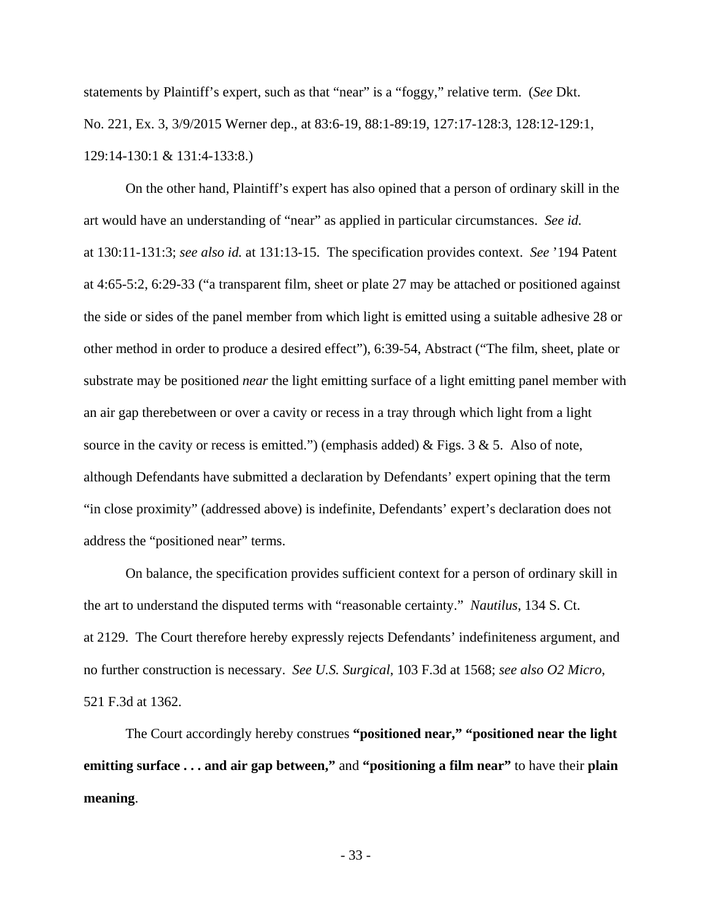statements by Plaintiff's expert, such as that "near" is a "foggy," relative term. (*See* Dkt. No. 221, Ex. 3, 3/9/2015 Werner dep., at 83:6-19, 88:1-89:19, 127:17-128:3, 128:12-129:1, 129:14-130:1 & 131:4-133:8.)

On the other hand, Plaintiff's expert has also opined that a person of ordinary skill in the art would have an understanding of "near" as applied in particular circumstances. *See id.* at 130:11-131:3; *see also id.* at 131:13-15. The specification provides context. *See* '194 Patent at 4:65-5:2, 6:29-33 ("a transparent film, sheet or plate 27 may be attached or positioned against the side or sides of the panel member from which light is emitted using a suitable adhesive 28 or other method in order to produce a desired effect"), 6:39-54, Abstract ("The film, sheet, plate or substrate may be positioned *near* the light emitting surface of a light emitting panel member with an air gap therebetween or over a cavity or recess in a tray through which light from a light source in the cavity or recess is emitted.") (emphasis added) & Figs. 3 & 5. Also of note, although Defendants have submitted a declaration by Defendants' expert opining that the term "in close proximity" (addressed above) is indefinite, Defendants' expert's declaration does not address the "positioned near" terms.

On balance, the specification provides sufficient context for a person of ordinary skill in the art to understand the disputed terms with "reasonable certainty." *Nautilus*, 134 S. Ct. at 2129. The Court therefore hereby expressly rejects Defendants' indefiniteness argument, and no further construction is necessary. *See U.S. Surgical*, 103 F.3d at 1568; *see also O2 Micro*, 521 F.3d at 1362.

The Court accordingly hereby construes **"positioned near," "positioned near the light emitting surface . . . and air gap between,"** and **"positioning a film near"** to have their **plain meaning**.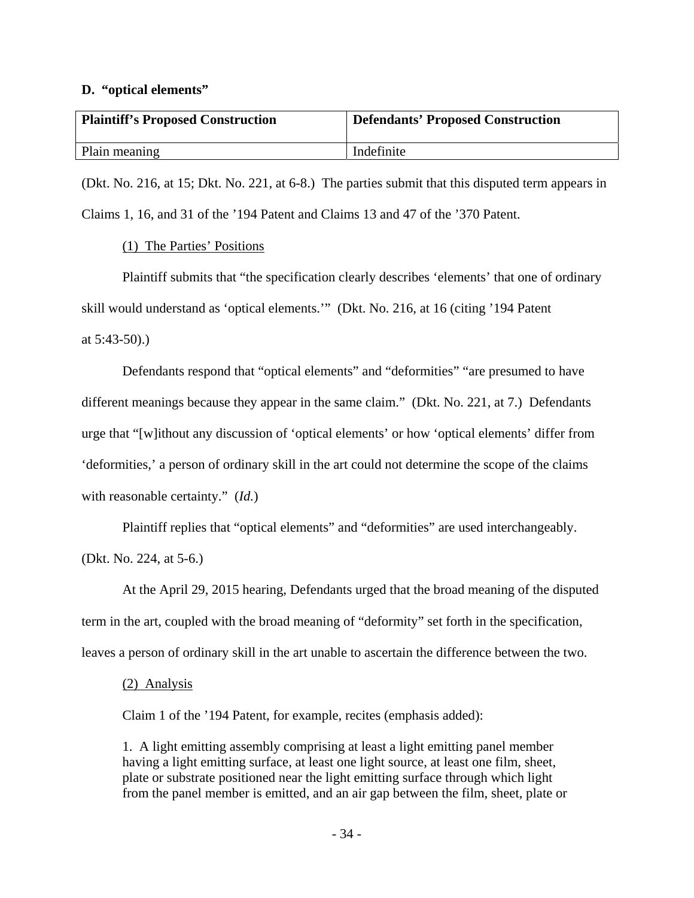### D. "optical elements"

| Plaintiff's Proposed Construction | Defendants' Proposed Construction |
|---|---|
| Plain meaning | Indefinite |

(Dkt. No. 216, at 15; Dkt. No. 221, at 6-8.) The parties submit that this disputed term appears in Claims 1, 16, and 31 of the '194 Patent and Claims 13 and 47 of the '370 Patent.

(1) The Parties' Positions

Plaintiff submits that "the specification clearly describes 'elements' that one of ordinary skill would understand as 'optical elements.'" (Dkt. No. 216, at 16 (citing '194 Patent at 5:43-50).)

Defendants respond that "optical elements" and "deformities" "are presumed to have different meanings because they appear in the same claim." (Dkt. No. 221, at 7.) Defendants urge that "[w]ithout any discussion of 'optical elements' or how 'optical elements' differ from 'deformities,' a person of ordinary skill in the art could not determine the scope of the claims with reasonable certainty." (*Id.*)

Plaintiff replies that "optical elements" and "deformities" are used interchangeably. (Dkt. No. 224, at 5-6.)

At the April 29, 2015 hearing, Defendants urged that the broad meaning of the disputed term in the art, coupled with the broad meaning of "deformity" set forth in the specification, leaves a person of ordinary skill in the art unable to ascertain the difference between the two.

(2) Analysis

Claim 1 of the '194 Patent, for example, recites (emphasis added):

> 1. A light emitting assembly comprising at least a light emitting panel member having a light emitting surface, at least one light source, at least one film, sheet, plate or substrate positioned near the light emitting surface through which light from the panel member is emitted, and an air gap between the film, sheet, plate or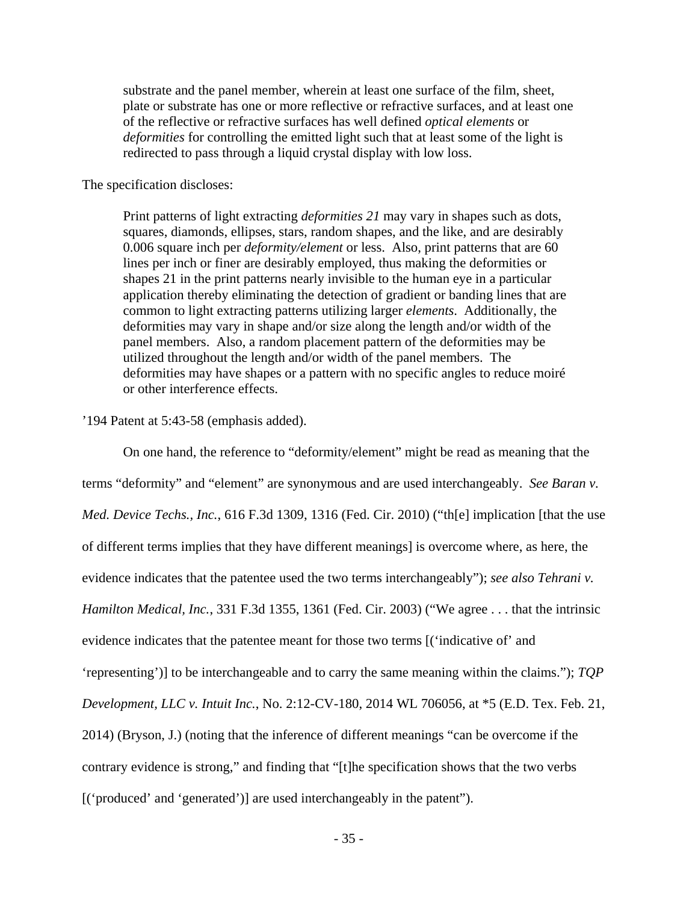> substrate and the panel member, wherein at least one surface of the film, sheet, plate or substrate has one or more reflective or refractive surfaces, and at least one of the reflective or refractive surfaces has well defined *optical elements* or *deformities* for controlling the emitted light such that at least some of the light is redirected to pass through a liquid crystal display with low loss.

The specification discloses:

> Print patterns of light extracting *deformities 21* may vary in shapes such as dots, squares, diamonds, ellipses, stars, random shapes, and the like, and are desirably 0.006 square inch per *deformity/element* or less. Also, print patterns that are 60 lines per inch or finer are desirably employed, thus making the deformities or shapes 21 in the print patterns nearly invisible to the human eye in a particular application thereby eliminating the detection of gradient or banding lines that are common to light extracting patterns utilizing larger *elements*. Additionally, the deformities may vary in shape and/or size along the length and/or width of the panel members. Also, a random placement pattern of the deformities may be utilized throughout the length and/or width of the panel members. The deformities may have shapes or a pattern with no specific angles to reduce moiré or other interference effects.

'194 Patent at 5:43-58 (emphasis added).

On one hand, the reference to "deformity/element" might be read as meaning that the terms "deformity" and "element" are synonymous and are used interchangeably. *See Baran v. Med. Device Techs., Inc.*, 616 F.3d 1309, 1316 (Fed. Cir. 2010) ("th[e] implication [that the use of different terms implies that they have different meanings] is overcome where, as here, the evidence indicates that the patentee used the two terms interchangeably"); *see also Tehrani v. Hamilton Medical, Inc.*, 331 F.3d 1355, 1361 (Fed. Cir. 2003) ("We agree . . . that the intrinsic evidence indicates that the patentee meant for those two terms [('indicative of' and 'representing')] to be interchangeable and to carry the same meaning within the claims."); *TQP Development, LLC v. Intuit Inc.*, No. 2:12-CV-180, 2014 WL 706056, at *5 (E.D. Tex. Feb. 21, 2014) (Bryson, J.) (noting that the inference of different meanings "can be overcome if the contrary evidence is strong," and finding that "[t]he specification shows that the two verbs [('produced' and 'generated')] are used interchangeably in the patent").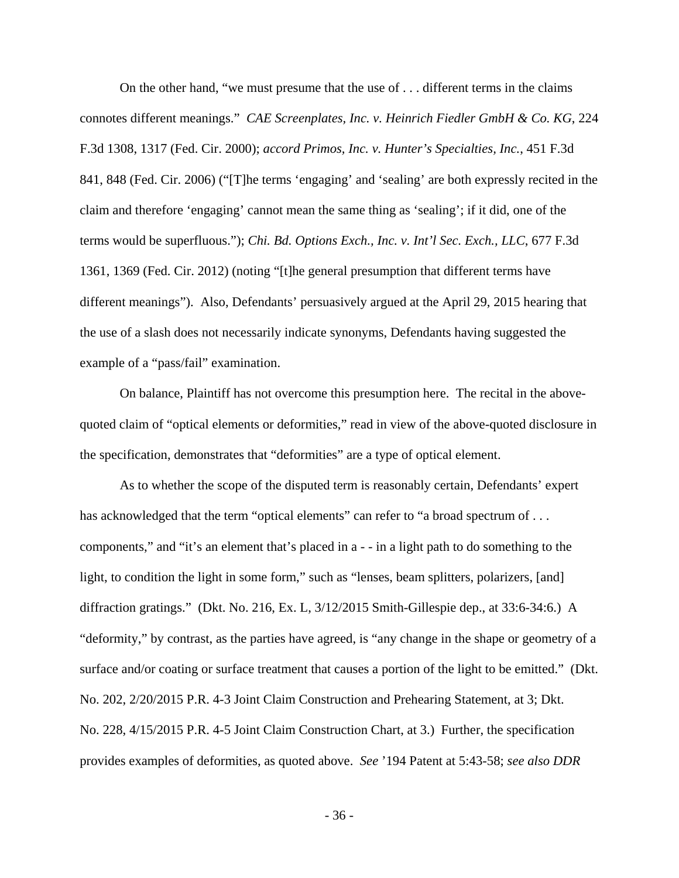On the other hand, "we must presume that the use of . . . different terms in the claims connotes different meanings." *CAE Screenplates, Inc. v. Heinrich Fiedler GmbH & Co. KG*, 224 F.3d 1308, 1317 (Fed. Cir. 2000); *accord Primos, Inc. v. Hunter's Specialties, Inc.*, 451 F.3d 841, 848 (Fed. Cir. 2006) ("[T]he terms 'engaging' and 'sealing' are both expressly recited in the claim and therefore 'engaging' cannot mean the same thing as 'sealing'; if it did, one of the terms would be superfluous."); *Chi. Bd. Options Exch., Inc. v. Int'l Sec. Exch., LLC*, 677 F.3d 1361, 1369 (Fed. Cir. 2012) (noting "[t]he general presumption that different terms have different meanings"). Also, Defendants' persuasively argued at the April 29, 2015 hearing that the use of a slash does not necessarily indicate synonyms, Defendants having suggested the example of a "pass/fail" examination.

On balance, Plaintiff has not overcome this presumption here. The recital in the above-quoted claim of "optical elements or deformities," read in view of the above-quoted disclosure in the specification, demonstrates that "deformities" are a type of optical element.

As to whether the scope of the disputed term is reasonably certain, Defendants' expert has acknowledged that the term "optical elements" can refer to "a broad spectrum of . . . components," and "it's an element that's placed in a - - in a light path to do something to the light, to condition the light in some form," such as "lenses, beam splitters, polarizers, [and] diffraction gratings." (Dkt. No. 216, Ex. L, 3/12/2015 Smith-Gillespie dep., at 33:6-34:6.) A "deformity," by contrast, as the parties have agreed, is "any change in the shape or geometry of a surface and/or coating or surface treatment that causes a portion of the light to be emitted." (Dkt. No. 202, 2/20/2015 P.R. 4-3 Joint Claim Construction and Prehearing Statement, at 3; Dkt. No. 228, 4/15/2015 P.R. 4-5 Joint Claim Construction Chart, at 3.) Further, the specification provides examples of deformities, as quoted above. *See* '194 Patent at 5:43-58; *see also DDR*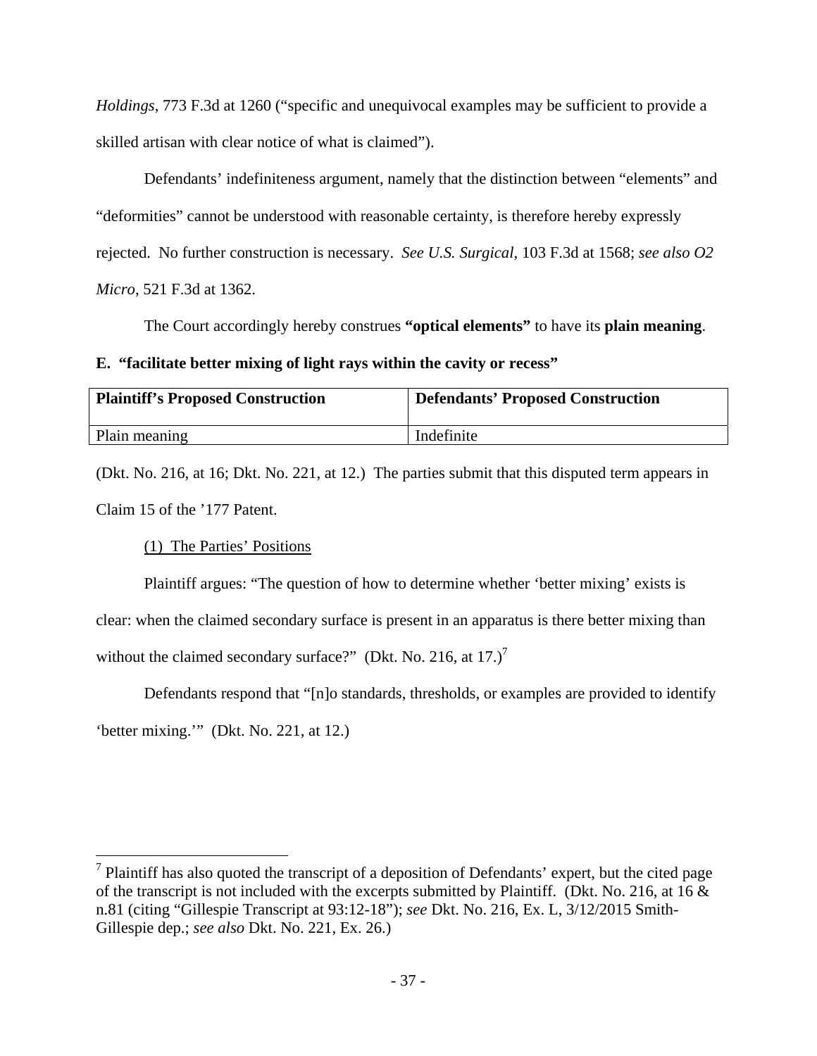*Holdings*, 773 F.3d at 1260 ("specific and unequivocal examples may be sufficient to provide a skilled artisan with clear notice of what is claimed").

Defendants' indefiniteness argument, namely that the distinction between "elements" and "deformities" cannot be understood with reasonable certainty, is therefore hereby expressly rejected. No further construction is necessary. *See U.S. Surgical*, 103 F.3d at 1568; *see also O2 Micro*, 521 F.3d at 1362.

The Court accordingly hereby construes **"optical elements"** to have its **plain meaning**.

**E. "facilitate better mixing of light rays within the cavity or recess"**

| Plaintiff's Proposed Construction | Defendants' Proposed Construction |
|---|---|
| Plain meaning | Indefinite |

(Dkt. No. 216, at 16; Dkt. No. 221, at 12.) The parties submit that this disputed term appears in Claim 15 of the '177 Patent.

(1) The Parties' Positions

Plaintiff argues: "The question of how to determine whether 'better mixing' exists is clear: when the claimed secondary surface is present in an apparatus is there better mixing than without the claimed secondary surface?" (Dkt. No. 216, at 17.)[7]

Defendants respond that "[n]o standards, thresholds, or examples are provided to identify 'better mixing.'" (Dkt. No. 221, at 12.)

---

[7] Plaintiff has also quoted the transcript of a deposition of Defendants' expert, but the cited page of the transcript is not included with the excerpts submitted by Plaintiff. (Dkt. No. 216, at 16 & n.81 (citing "Gillespie Transcript at 93:12-18"); *see* Dkt. No. 216, Ex. L, 3/12/2015 Smith-Gillespie dep.; *see also* Dkt. No. 221, Ex. 26.)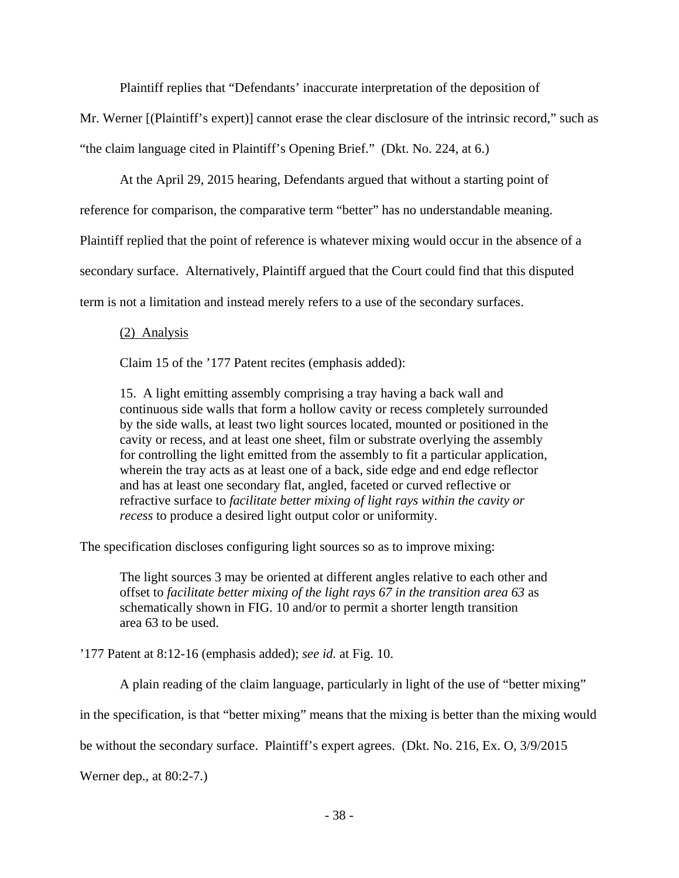Plaintiff replies that "Defendants' inaccurate interpretation of the deposition of Mr. Werner [(Plaintiff's expert)] cannot erase the clear disclosure of the intrinsic record," such as "the claim language cited in Plaintiff's Opening Brief." (Dkt. No. 224, at 6.)

At the April 29, 2015 hearing, Defendants argued that without a starting point of reference for comparison, the comparative term "better" has no understandable meaning. Plaintiff replied that the point of reference is whatever mixing would occur in the absence of a secondary surface. Alternatively, Plaintiff argued that the Court could find that this disputed term is not a limitation and instead merely refers to a use of the secondary surfaces.

(2) Analysis

Claim 15 of the '177 Patent recites (emphasis added):

> 15. A light emitting assembly comprising a tray having a back wall and continuous side walls that form a hollow cavity or recess completely surrounded by the side walls, at least two light sources located, mounted or positioned in the cavity or recess, and at least one sheet, film or substrate overlying the assembly for controlling the light emitted from the assembly to fit a particular application, wherein the tray acts as at least one of a back, side edge and end edge reflector and has at least one secondary flat, angled, faceted or curved reflective or refractive surface to *facilitate better mixing of light rays within the cavity or recess* to produce a desired light output color or uniformity.

The specification discloses configuring light sources so as to improve mixing:

> The light sources 3 may be oriented at different angles relative to each other and offset to *facilitate better mixing of the light rays 67 in the transition area 63* as schematically shown in FIG. 10 and/or to permit a shorter length transition area 63 to be used.

'177 Patent at 8:12-16 (emphasis added); *see id.* at Fig. 10.

A plain reading of the claim language, particularly in light of the use of "better mixing" in the specification, is that "better mixing" means that the mixing is better than the mixing would be without the secondary surface. Plaintiff's expert agrees. (Dkt. No. 216, Ex. O, 3/9/2015 Werner dep., at 80:2-7.)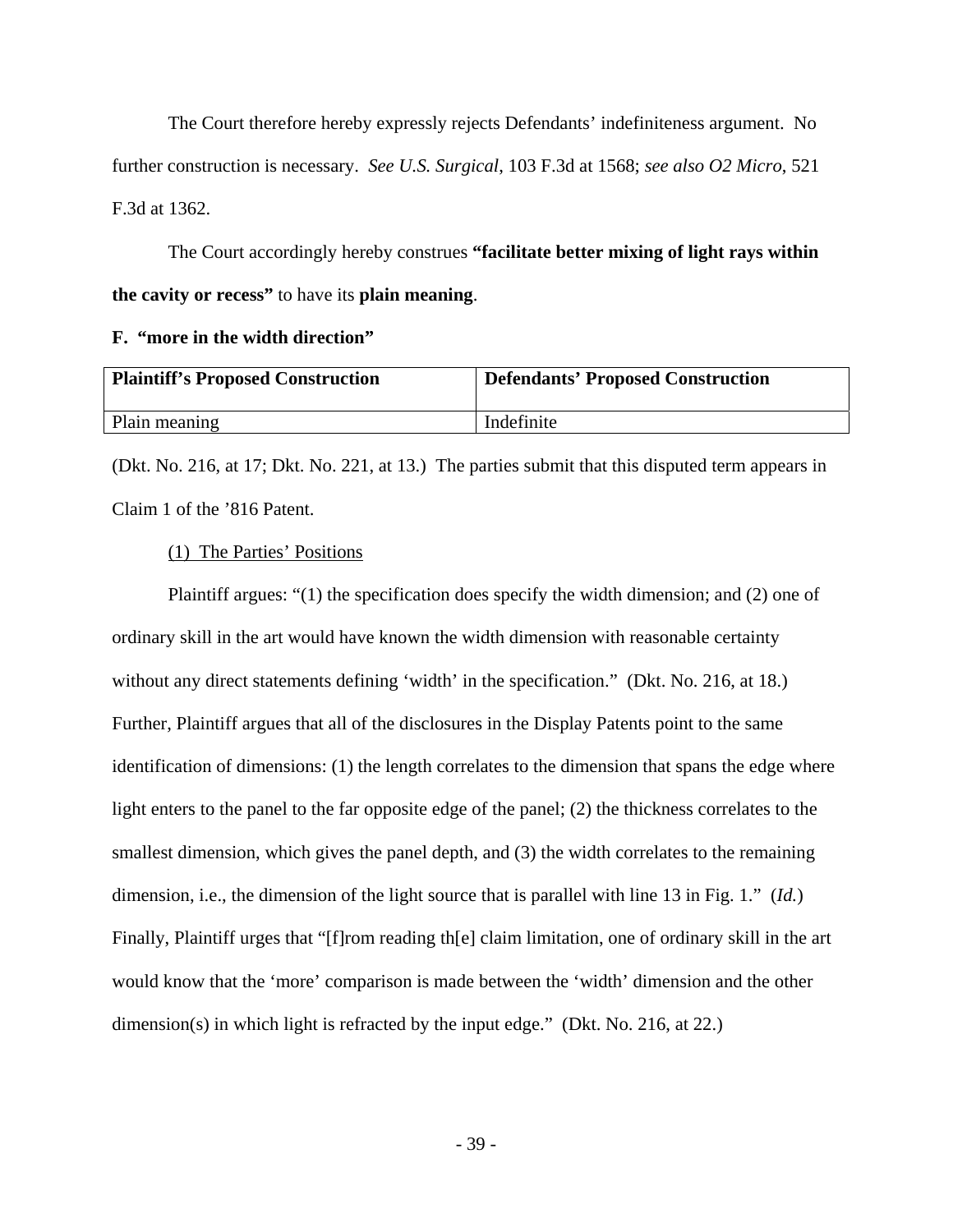The Court therefore hereby expressly rejects Defendants' indefiniteness argument. No further construction is necessary. *See U.S. Surgical*, 103 F.3d at 1568; *see also O2 Micro*, 521 F.3d at 1362.

The Court accordingly hereby construes **"facilitate better mixing of light rays within the cavity or recess"** to have its **plain meaning**.

**F. "more in the width direction"**

| **Plaintiff's Proposed Construction** | **Defendants' Proposed Construction** |
|---|---|
| Plain meaning | Indefinite |

(Dkt. No. 216, at 17; Dkt. No. 221, at 13.) The parties submit that this disputed term appears in Claim 1 of the '816 Patent.

(1) The Parties' Positions

Plaintiff argues: "(1) the specification does specify the width dimension; and (2) one of ordinary skill in the art would have known the width dimension with reasonable certainty without any direct statements defining 'width' in the specification." (Dkt. No. 216, at 18.) Further, Plaintiff argues that all of the disclosures in the Display Patents point to the same identification of dimensions: (1) the length correlates to the dimension that spans the edge where light enters to the panel to the far opposite edge of the panel; (2) the thickness correlates to the smallest dimension, which gives the panel depth, and (3) the width correlates to the remaining dimension, i.e., the dimension of the light source that is parallel with line 13 in Fig. 1." (*Id.*) Finally, Plaintiff urges that "[f]rom reading th[e] claim limitation, one of ordinary skill in the art would know that the 'more' comparison is made between the 'width' dimension and the other dimension(s) in which light is refracted by the input edge." (Dkt. No. 216, at 22.)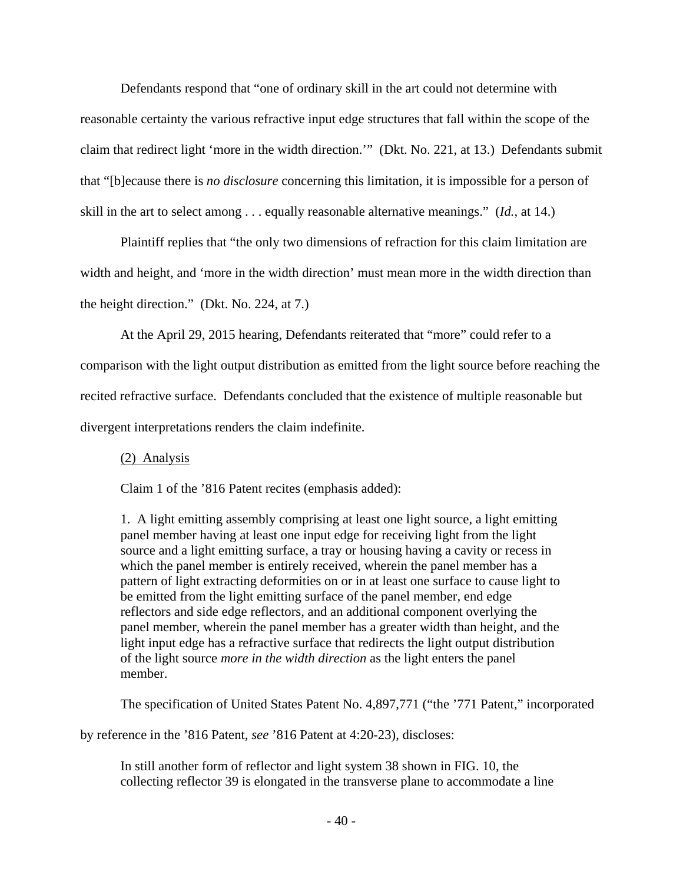Defendants respond that "one of ordinary skill in the art could not determine with reasonable certainty the various refractive input edge structures that fall within the scope of the claim that redirect light 'more in the width direction.'" (Dkt. No. 221, at 13.) Defendants submit that "[b]ecause there is *no disclosure* concerning this limitation, it is impossible for a person of skill in the art to select among . . . equally reasonable alternative meanings." (*Id.*, at 14.)

Plaintiff replies that "the only two dimensions of refraction for this claim limitation are width and height, and 'more in the width direction' must mean more in the width direction than the height direction." (Dkt. No. 224, at 7.)

At the April 29, 2015 hearing, Defendants reiterated that "more" could refer to a comparison with the light output distribution as emitted from the light source before reaching the recited refractive surface. Defendants concluded that the existence of multiple reasonable but divergent interpretations renders the claim indefinite.

(2) Analysis

Claim 1 of the '816 Patent recites (emphasis added):

> 1. A light emitting assembly comprising at least one light source, a light emitting panel member having at least one input edge for receiving light from the light source and a light emitting surface, a tray or housing having a cavity or recess in which the panel member is entirely received, wherein the panel member has a pattern of light extracting deformities on or in at least one surface to cause light to be emitted from the light emitting surface of the panel member, end edge reflectors and side edge reflectors, and an additional component overlying the panel member, wherein the panel member has a greater width than height, and the light input edge has a refractive surface that redirects the light output distribution of the light source *more in the width direction* as the light enters the panel member.

The specification of United States Patent No. 4,897,771 ("the '771 Patent," incorporated by reference in the '816 Patent, *see* '816 Patent at 4:20-23), discloses:

> In still another form of reflector and light system 38 shown in FIG. 10, the collecting reflector 39 is elongated in the transverse plane to accommodate a line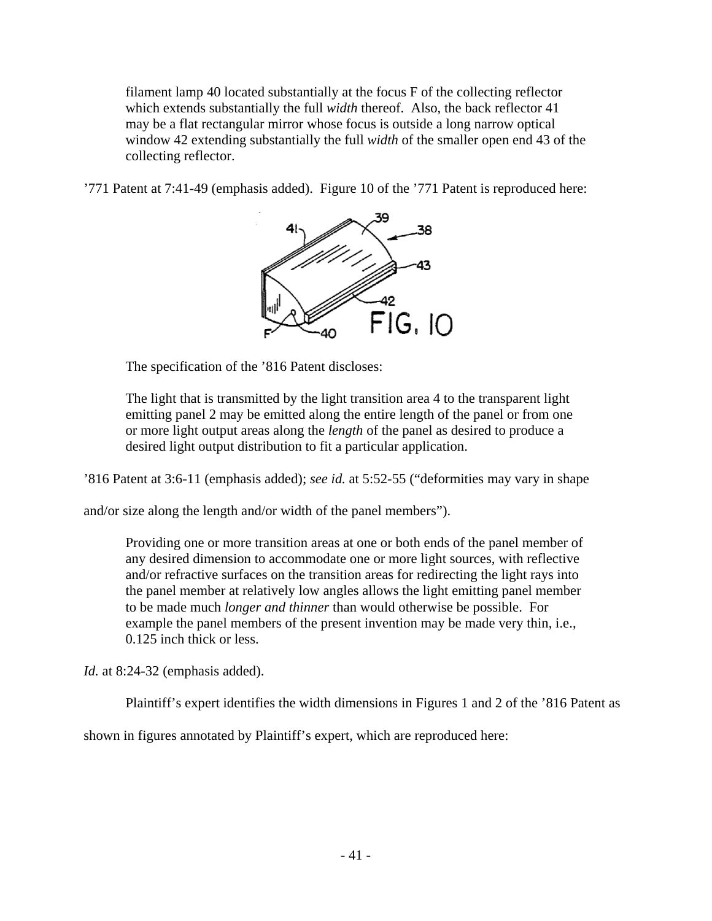filament lamp 40 located substantially at the focus F of the collecting reflector which extends substantially the full *width* thereof. Also, the back reflector 41 may be a flat rectangular mirror whose focus is outside a long narrow optical window 42 extending substantially the full *width* of the smaller open end 43 of the collecting reflector.

’771 Patent at 7:41-49 (emphasis added). Figure 10 of the ’771 Patent is reproduced here:

The specification of the ’816 Patent discloses:

> The light that is transmitted by the light transition area 4 to the transparent light emitting panel 2 may be emitted along the entire length of the panel or from one or more light output areas along the *length* of the panel as desired to produce a desired light output distribution to fit a particular application.

’816 Patent at 3:6-11 (emphasis added); *see id.* at 5:52-55 (“deformities may vary in shape and/or size along the length and/or width of the panel members”).

> Providing one or more transition areas at one or both ends of the panel member of any desired dimension to accommodate one or more light sources, with reflective and/or refractive surfaces on the transition areas for redirecting the light rays into the panel member at relatively low angles allows the light emitting panel member to be made much *longer and thinner* than would otherwise be possible. For example the panel members of the present invention may be made very thin, i.e., 0.125 inch thick or less.

*Id.* at 8:24-32 (emphasis added).

Plaintiff’s expert identifies the width dimensions in Figures 1 and 2 of the ’816 Patent as shown in figures annotated by Plaintiff’s expert, which are reproduced here: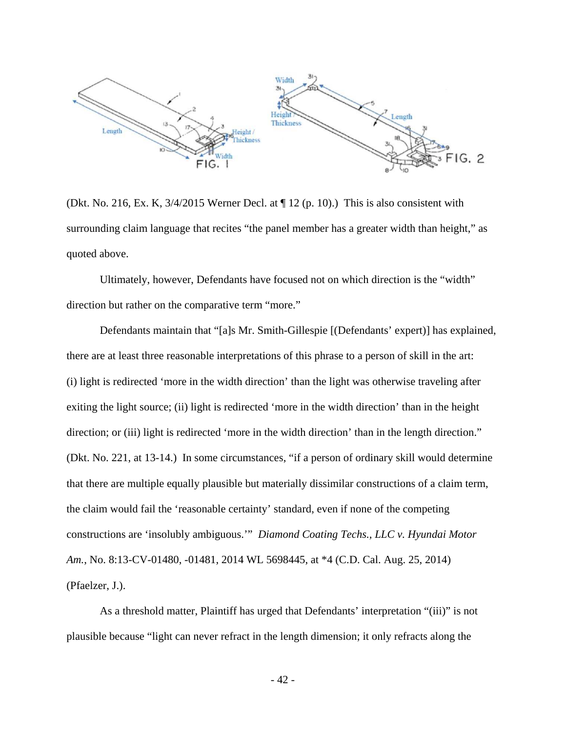(Dkt. No. 216, Ex. K, 3/4/2015 Werner Decl. at ¶ 12 (p. 10).) This is also consistent with surrounding claim language that recites "the panel member has a greater width than height," as quoted above.

Ultimately, however, Defendants have focused not on which direction is the "width" direction but rather on the comparative term "more."

Defendants maintain that "[a]s Mr. Smith-Gillespie [(Defendants' expert)] has explained, there are at least three reasonable interpretations of this phrase to a person of skill in the art: (i) light is redirected 'more in the width direction' than the light was otherwise traveling after exiting the light source; (ii) light is redirected 'more in the width direction' than in the height direction; or (iii) light is redirected 'more in the width direction' than in the length direction." (Dkt. No. 221, at 13-14.) In some circumstances, "if a person of ordinary skill would determine that there are multiple equally plausible but materially dissimilar constructions of a claim term, the claim would fail the 'reasonable certainty' standard, even if none of the competing constructions are 'insolubly ambiguous.'" *Diamond Coating Techs., LLC v. Hyundai Motor Am.*, No. 8:13-CV-01480, -01481, 2014 WL 5698445, at *4 (C.D. Cal. Aug. 25, 2014) (Pfaelzer, J.).

As a threshold matter, Plaintiff has urged that Defendants' interpretation "(iii)" is not plausible because "light can never refract in the length dimension; it only refracts along the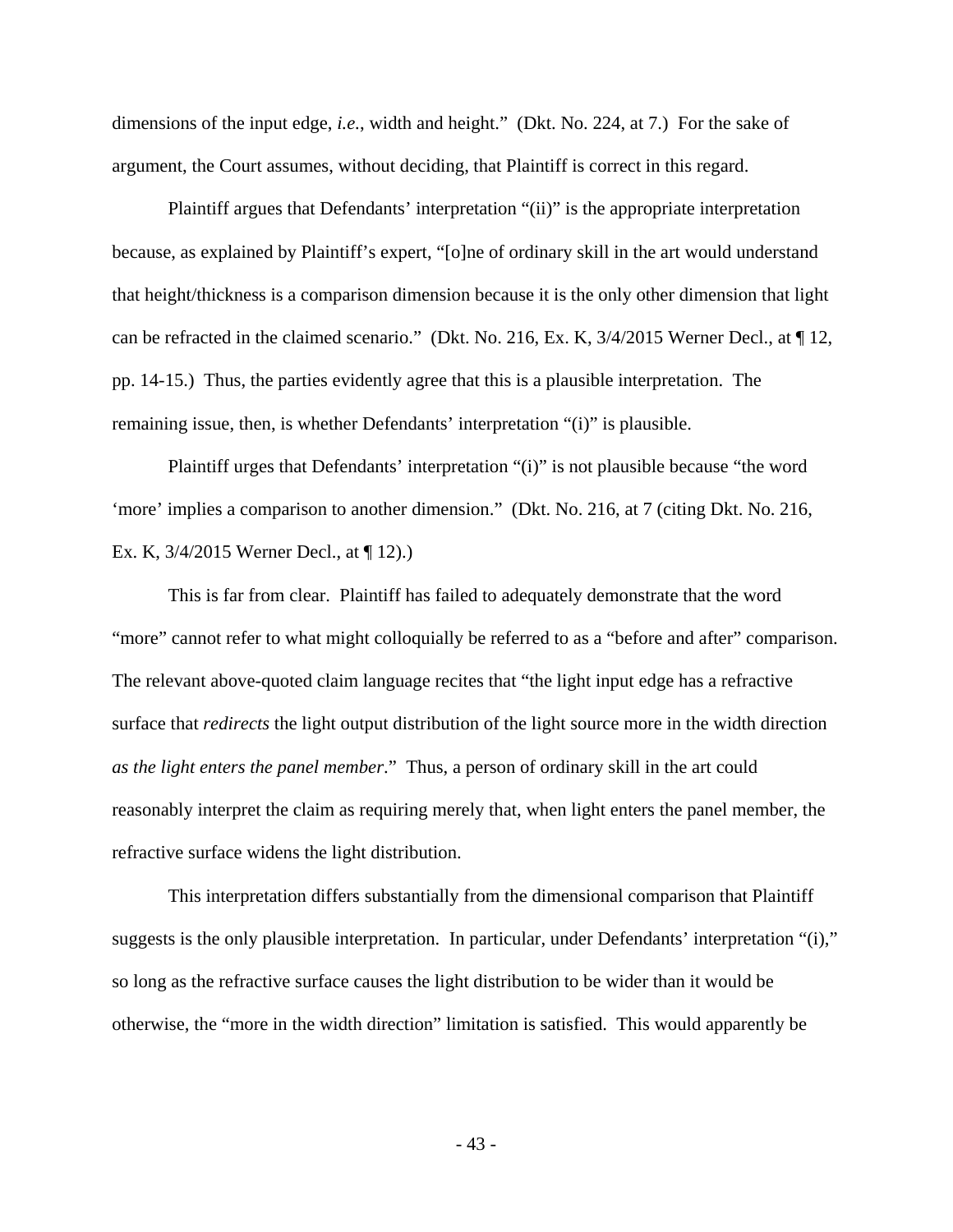dimensions of the input edge, *i.e.*, width and height." (Dkt. No. 224, at 7.) For the sake of argument, the Court assumes, without deciding, that Plaintiff is correct in this regard.

Plaintiff argues that Defendants' interpretation "(ii)" is the appropriate interpretation because, as explained by Plaintiff's expert, "[o]ne of ordinary skill in the art would understand that height/thickness is a comparison dimension because it is the only other dimension that light can be refracted in the claimed scenario." (Dkt. No. 216, Ex. K, 3/4/2015 Werner Decl., at ¶ 12, pp. 14-15.) Thus, the parties evidently agree that this is a plausible interpretation. The remaining issue, then, is whether Defendants' interpretation "(i)" is plausible.

Plaintiff urges that Defendants' interpretation "(i)" is not plausible because "the word 'more' implies a comparison to another dimension." (Dkt. No. 216, at 7 (citing Dkt. No. 216, Ex. K, 3/4/2015 Werner Decl., at ¶ 12).)

This is far from clear. Plaintiff has failed to adequately demonstrate that the word "more" cannot refer to what might colloquially be referred to as a "before and after" comparison. The relevant above-quoted claim language recites that "the light input edge has a refractive surface that *redirects* the light output distribution of the light source more in the width direction *as the light enters the panel member*." Thus, a person of ordinary skill in the art could reasonably interpret the claim as requiring merely that, when light enters the panel member, the refractive surface widens the light distribution.

This interpretation differs substantially from the dimensional comparison that Plaintiff suggests is the only plausible interpretation. In particular, under Defendants' interpretation "(i)," so long as the refractive surface causes the light distribution to be wider than it would be otherwise, the "more in the width direction" limitation is satisfied. This would apparently be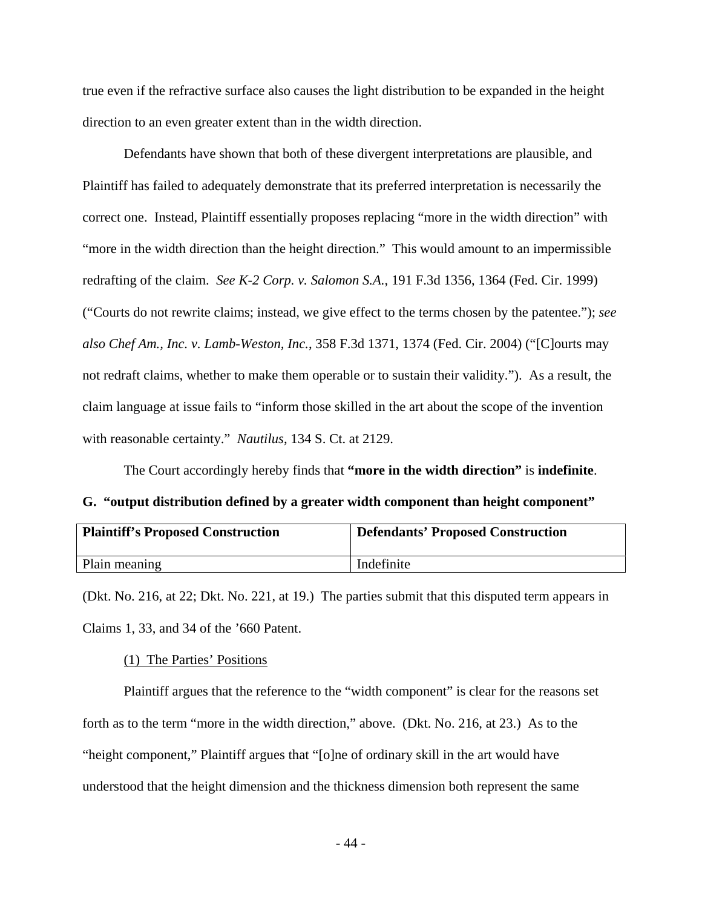true even if the refractive surface also causes the light distribution to be expanded in the height direction to an even greater extent than in the width direction.

Defendants have shown that both of these divergent interpretations are plausible, and Plaintiff has failed to adequately demonstrate that its preferred interpretation is necessarily the correct one. Instead, Plaintiff essentially proposes replacing "more in the width direction" with "more in the width direction than the height direction." This would amount to an impermissible redrafting of the claim. *See K-2 Corp. v. Salomon S.A.*, 191 F.3d 1356, 1364 (Fed. Cir. 1999) ("Courts do not rewrite claims; instead, we give effect to the terms chosen by the patentee."); *see also Chef Am., Inc. v. Lamb-Weston, Inc.*, 358 F.3d 1371, 1374 (Fed. Cir. 2004) ("[C]ourts may not redraft claims, whether to make them operable or to sustain their validity."). As a result, the claim language at issue fails to "inform those skilled in the art about the scope of the invention with reasonable certainty." *Nautilus*, 134 S. Ct. at 2129.

The Court accordingly hereby finds that **"more in the width direction"** is **indefinite**.

**G. "output distribution defined by a greater width component than height component"**

| Plaintiff's Proposed Construction | Defendants' Proposed Construction |
|---|---|
| Plain meaning | Indefinite |

(Dkt. No. 216, at 22; Dkt. No. 221, at 19.) The parties submit that this disputed term appears in Claims 1, 33, and 34 of the '660 Patent.

(1) The Parties' Positions

Plaintiff argues that the reference to the "width component" is clear for the reasons set forth as to the term "more in the width direction," above. (Dkt. No. 216, at 23.) As to the "height component," Plaintiff argues that "[o]ne of ordinary skill in the art would have understood that the height dimension and the thickness dimension both represent the same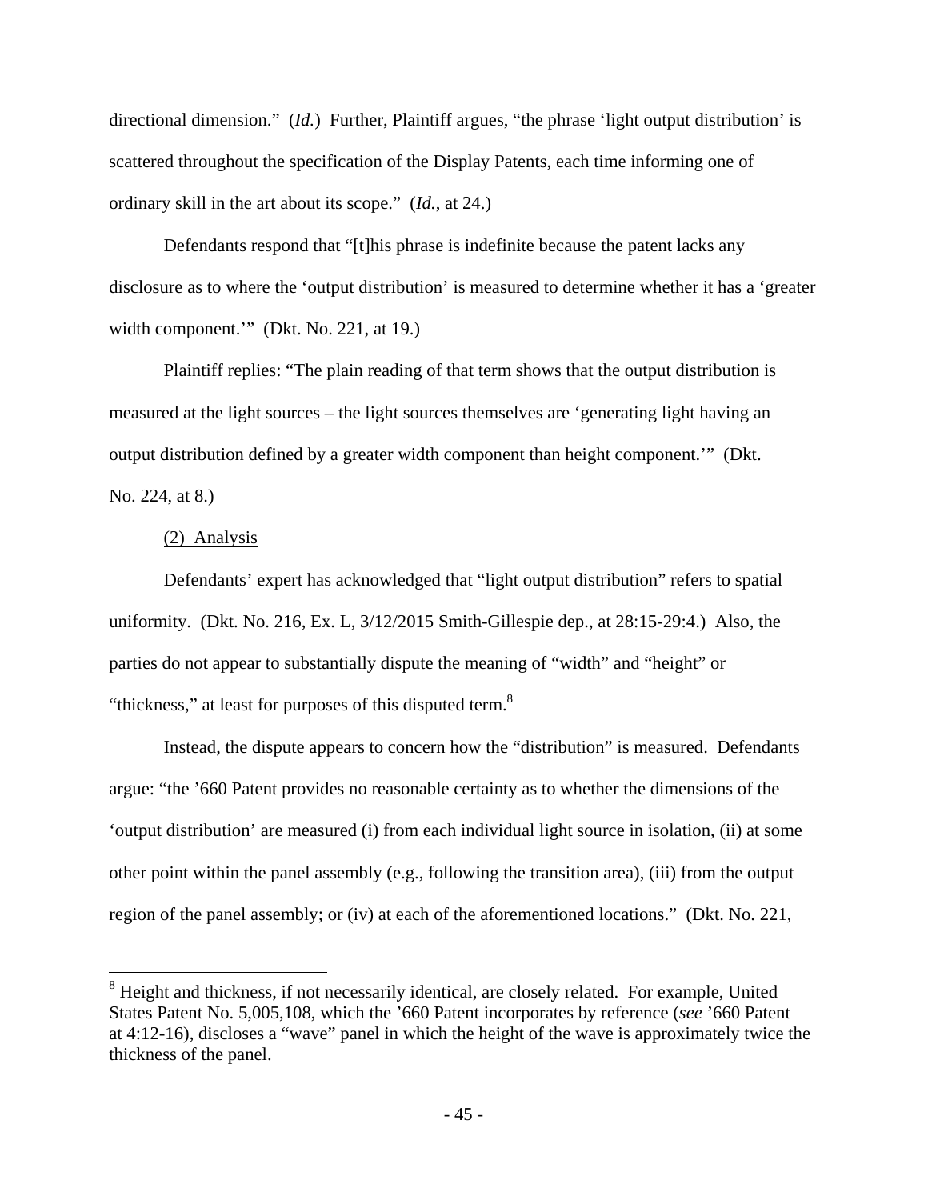directional dimension." (*Id.*) Further, Plaintiff argues, "the phrase 'light output distribution' is scattered throughout the specification of the Display Patents, each time informing one of ordinary skill in the art about its scope." (*Id.*, at 24.)

Defendants respond that "[t]his phrase is indefinite because the patent lacks any disclosure as to where the 'output distribution' is measured to determine whether it has a 'greater width component.'" (Dkt. No. 221, at 19.)

Plaintiff replies: "The plain reading of that term shows that the output distribution is measured at the light sources – the light sources themselves are 'generating light having an output distribution defined by a greater width component than height component.'" (Dkt. No. 224, at 8.)

(2) Analysis

Defendants' expert has acknowledged that "light output distribution" refers to spatial uniformity. (Dkt. No. 216, Ex. L, 3/12/2015 Smith-Gillespie dep., at 28:15-29:4.) Also, the parties do not appear to substantially dispute the meaning of "width" and "height" or "thickness," at least for purposes of this disputed term.[8]

Instead, the dispute appears to concern how the "distribution" is measured. Defendants argue: "the '660 Patent provides no reasonable certainty as to whether the dimensions of the 'output distribution' are measured (i) from each individual light source in isolation, (ii) at some other point within the panel assembly (e.g., following the transition area), (iii) from the output region of the panel assembly; or (iv) at each of the aforementioned locations." (Dkt. No. 221,

---

[8] Height and thickness, if not necessarily identical, are closely related. For example, United States Patent No. 5,005,108, which the '660 Patent incorporates by reference (*see* '660 Patent at 4:12-16), discloses a "wave" panel in which the height of the wave is approximately twice the thickness of the panel.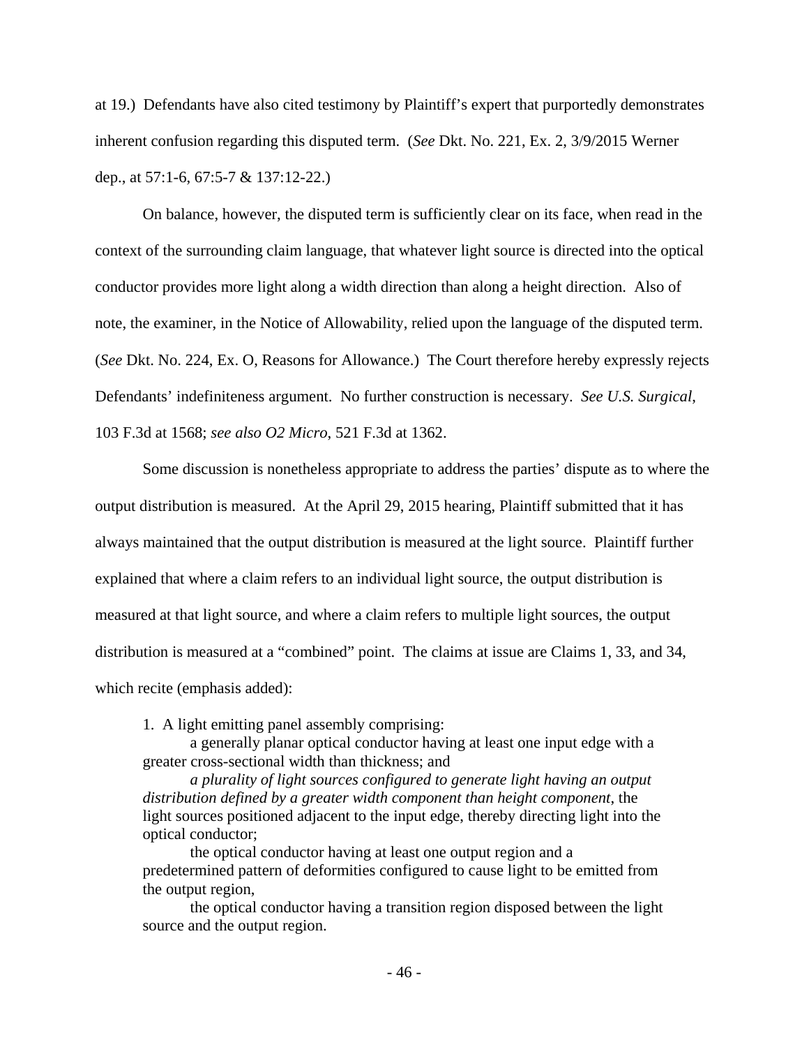at 19.) Defendants have also cited testimony by Plaintiff's expert that purportedly demonstrates inherent confusion regarding this disputed term. (*See* Dkt. No. 221, Ex. 2, 3/9/2015 Werner dep., at 57:1-6, 67:5-7 & 137:12-22.)

On balance, however, the disputed term is sufficiently clear on its face, when read in the context of the surrounding claim language, that whatever light source is directed into the optical conductor provides more light along a width direction than along a height direction. Also of note, the examiner, in the Notice of Allowability, relied upon the language of the disputed term. (*See* Dkt. No. 224, Ex. O, Reasons for Allowance.) The Court therefore hereby expressly rejects Defendants' indefiniteness argument. No further construction is necessary. *See U.S. Surgical*, 103 F.3d at 1568; *see also O2 Micro*, 521 F.3d at 1362.

Some discussion is nonetheless appropriate to address the parties' dispute as to where the output distribution is measured. At the April 29, 2015 hearing, Plaintiff submitted that it has always maintained that the output distribution is measured at the light source. Plaintiff further explained that where a claim refers to an individual light source, the output distribution is measured at that light source, and where a claim refers to multiple light sources, the output distribution is measured at a "combined" point. The claims at issue are Claims 1, 33, and 34, which recite (emphasis added):

> 1. A light emitting panel assembly comprising:
>
> a generally planar optical conductor having at least one input edge with a greater cross-sectional width than thickness; and
>
> *a plurality of light sources configured to generate light having an output distribution defined by a greater width component than height component*, the light sources positioned adjacent to the input edge, thereby directing light into the optical conductor;
>
> the optical conductor having at least one output region and a predetermined pattern of deformities configured to cause light to be emitted from the output region,
>
> the optical conductor having a transition region disposed between the light source and the output region.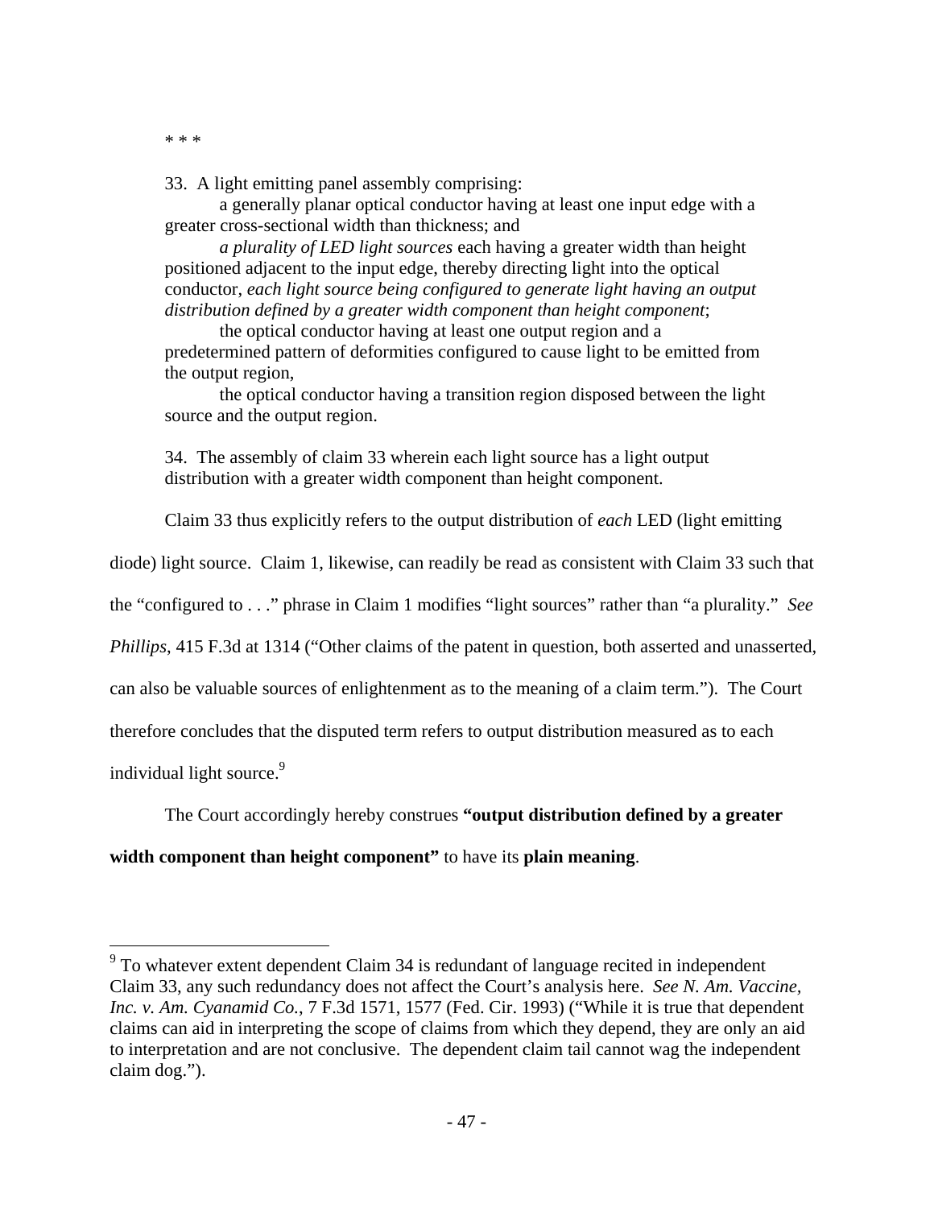* * *

> 33. A light emitting panel assembly comprising:
>
> a generally planar optical conductor having at least one input edge with a greater cross-sectional width than thickness; and
>
> *a plurality of LED light sources* each having a greater width than height positioned adjacent to the input edge, thereby directing light into the optical conductor, *each light source being configured to generate light having an output distribution defined by a greater width component than height component*;
>
> the optical conductor having at least one output region and a predetermined pattern of deformities configured to cause light to be emitted from the output region,
>
> the optical conductor having a transition region disposed between the light source and the output region.
>
> 34. The assembly of claim 33 wherein each light source has a light output distribution with a greater width component than height component.

Claim 33 thus explicitly refers to the output distribution of *each* LED (light emitting diode) light source. Claim 1, likewise, can readily be read as consistent with Claim 33 such that the "configured to . . ." phrase in Claim 1 modifies "light sources" rather than "a plurality." *See Phillips*, 415 F.3d at 1314 ("Other claims of the patent in question, both asserted and unasserted, can also be valuable sources of enlightenment as to the meaning of a claim term."). The Court therefore concludes that the disputed term refers to output distribution measured as to each individual light source.[9]

The Court accordingly hereby construes **"output distribution defined by a greater width component than height component"** to have its **plain meaning**.

---

[9] To whatever extent dependent Claim 34 is redundant of language recited in independent Claim 33, any such redundancy does not affect the Court's analysis here. *See N. Am. Vaccine, Inc. v. Am. Cyanamid Co.*, 7 F.3d 1571, 1577 (Fed. Cir. 1993) ("While it is true that dependent claims can aid in interpreting the scope of claims from which they depend, they are only an aid to interpretation and are not conclusive. The dependent claim tail cannot wag the independent claim dog.").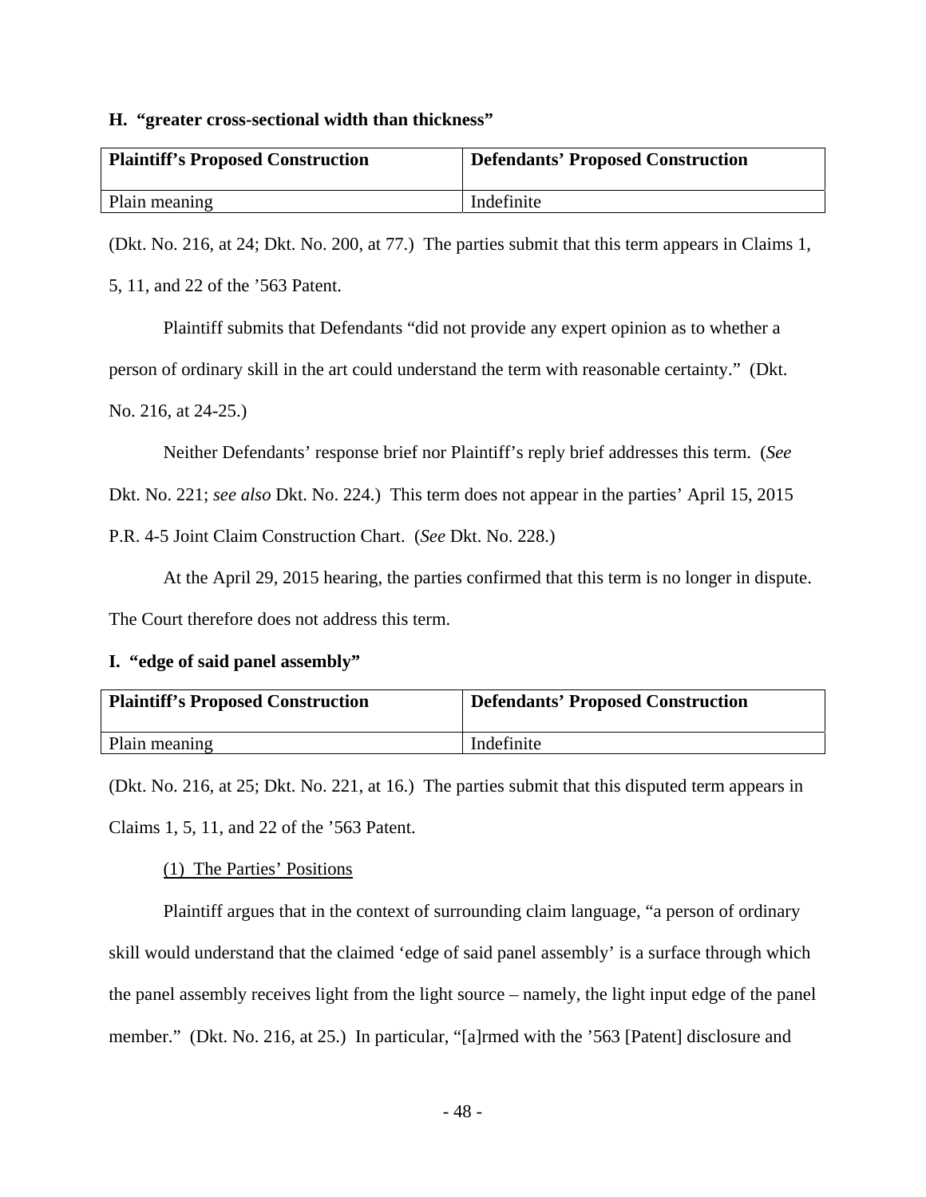### H. "greater cross-sectional width than thickness"

| Plaintiff's Proposed Construction | Defendants' Proposed Construction |
|---|---|
| Plain meaning | Indefinite |

(Dkt. No. 216, at 24; Dkt. No. 200, at 77.) The parties submit that this term appears in Claims 1, 5, 11, and 22 of the '563 Patent.

Plaintiff submits that Defendants "did not provide any expert opinion as to whether a person of ordinary skill in the art could understand the term with reasonable certainty." (Dkt. No. 216, at 24-25.)

Neither Defendants' response brief nor Plaintiff's reply brief addresses this term. (*See* Dkt. No. 221; *see also* Dkt. No. 224.) This term does not appear in the parties' April 15, 2015 P.R. 4-5 Joint Claim Construction Chart. (*See* Dkt. No. 228.)

At the April 29, 2015 hearing, the parties confirmed that this term is no longer in dispute. The Court therefore does not address this term.

### I. "edge of said panel assembly"

| Plaintiff's Proposed Construction | Defendants' Proposed Construction |
|---|---|
| Plain meaning | Indefinite |

(Dkt. No. 216, at 25; Dkt. No. 221, at 16.) The parties submit that this disputed term appears in Claims 1, 5, 11, and 22 of the '563 Patent.

(1) The Parties' Positions

Plaintiff argues that in the context of surrounding claim language, "a person of ordinary skill would understand that the claimed 'edge of said panel assembly' is a surface through which the panel assembly receives light from the light source – namely, the light input edge of the panel member." (Dkt. No. 216, at 25.) In particular, "[a]rmed with the '563 [Patent] disclosure and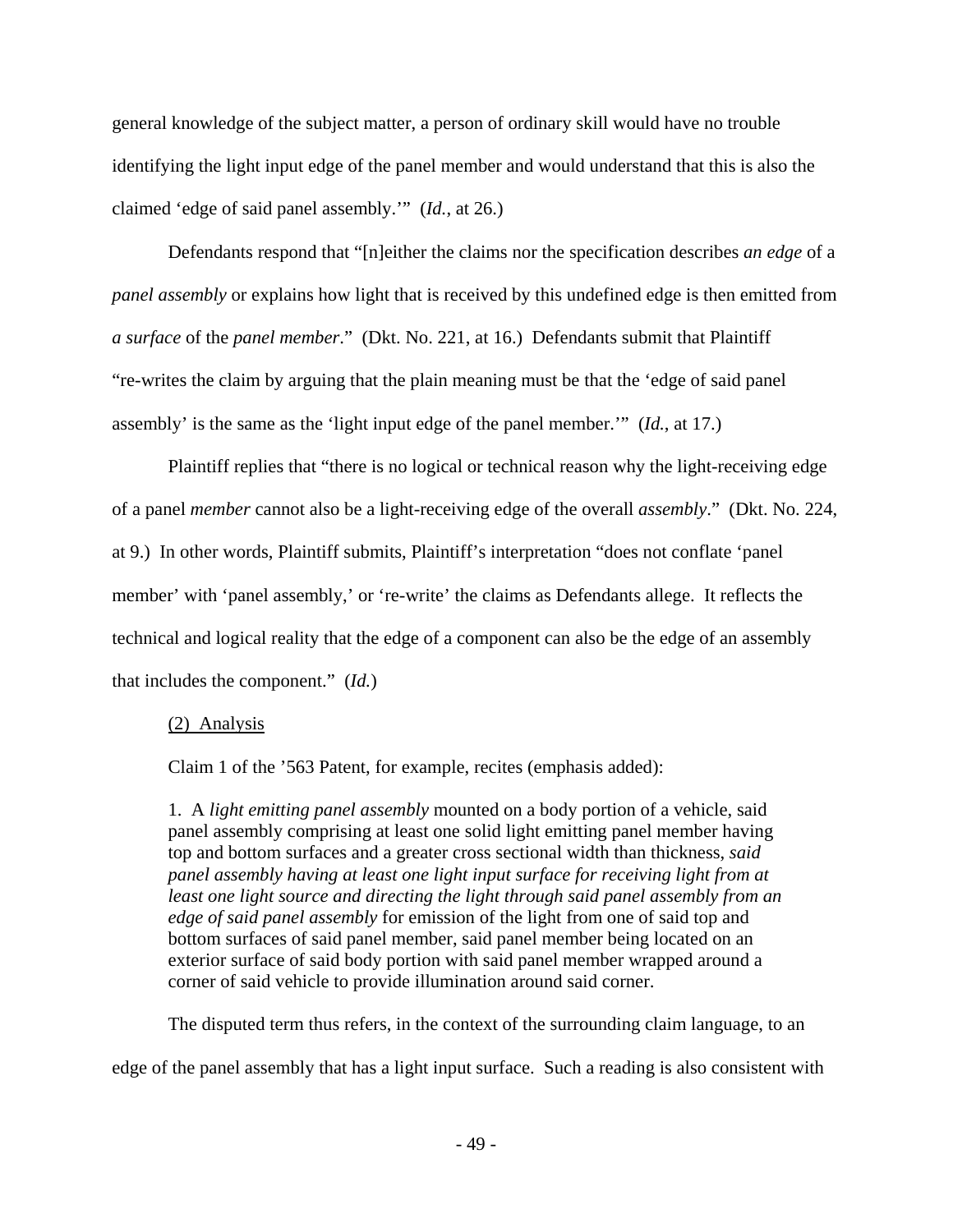general knowledge of the subject matter, a person of ordinary skill would have no trouble identifying the light input edge of the panel member and would understand that this is also the claimed 'edge of said panel assembly.'" (*Id.*, at 26.)

Defendants respond that "[n]either the claims nor the specification describes *an edge* of a *panel assembly* or explains how light that is received by this undefined edge is then emitted from *a surface* of the *panel member*." (Dkt. No. 221, at 16.) Defendants submit that Plaintiff "re-writes the claim by arguing that the plain meaning must be that the 'edge of said panel assembly' is the same as the 'light input edge of the panel member.'" (*Id.*, at 17.)

Plaintiff replies that "there is no logical or technical reason why the light-receiving edge of a panel *member* cannot also be a light-receiving edge of the overall *assembly*." (Dkt. No. 224, at 9.) In other words, Plaintiff submits, Plaintiff's interpretation "does not conflate 'panel member' with 'panel assembly,' or 're-write' the claims as Defendants allege. It reflects the technical and logical reality that the edge of a component can also be the edge of an assembly that includes the component." (*Id.*)

(2) Analysis

Claim 1 of the '563 Patent, for example, recites (emphasis added):

> 1. A *light emitting panel assembly* mounted on a body portion of a vehicle, said panel assembly comprising at least one solid light emitting panel member having top and bottom surfaces and a greater cross sectional width than thickness, *said panel assembly having at least one light input surface for receiving light from at least one light source and directing the light through said panel assembly from an edge of said panel assembly* for emission of the light from one of said top and bottom surfaces of said panel member, said panel member being located on an exterior surface of said body portion with said panel member wrapped around a corner of said vehicle to provide illumination around said corner.

The disputed term thus refers, in the context of the surrounding claim language, to an edge of the panel assembly that has a light input surface. Such a reading is also consistent with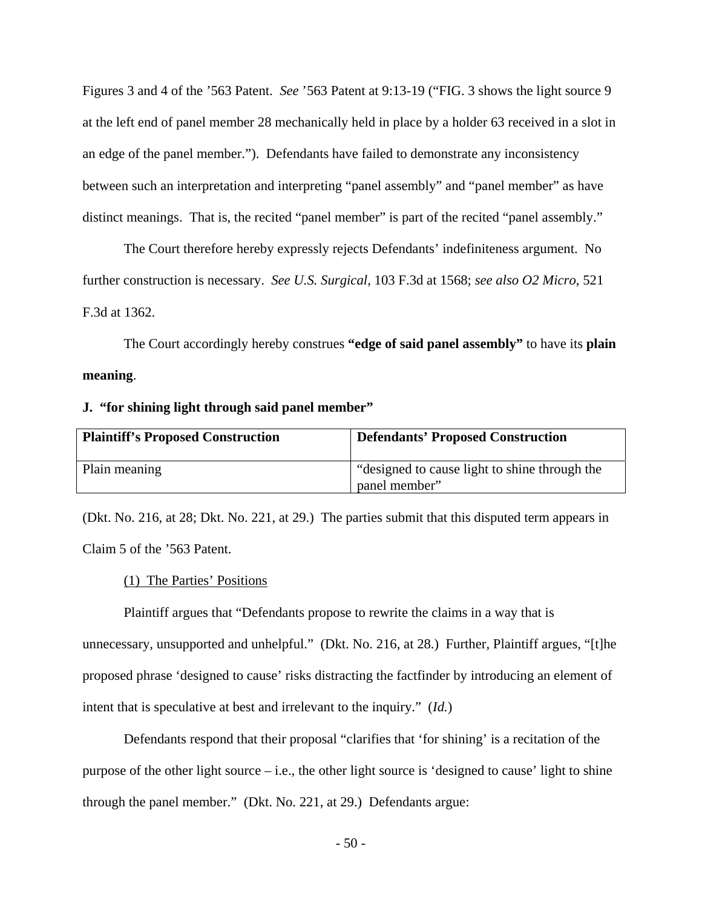Figures 3 and 4 of the '563 Patent. *See* '563 Patent at 9:13-19 ("FIG. 3 shows the light source 9 at the left end of panel member 28 mechanically held in place by a holder 63 received in a slot in an edge of the panel member."). Defendants have failed to demonstrate any inconsistency between such an interpretation and interpreting "panel assembly" and "panel member" as have distinct meanings. That is, the recited "panel member" is part of the recited "panel assembly."

The Court therefore hereby expressly rejects Defendants' indefiniteness argument. No further construction is necessary. *See U.S. Surgical*, 103 F.3d at 1568; *see also O2 Micro*, 521 F.3d at 1362.

The Court accordingly hereby construes **"edge of said panel assembly"** to have its **plain meaning**.

**J. "for shining light through said panel member"**

| Plaintiff's Proposed Construction | Defendants' Proposed Construction |
|---|---|
| Plain meaning | "designed to cause light to shine through the panel member" |

(Dkt. No. 216, at 28; Dkt. No. 221, at 29.) The parties submit that this disputed term appears in Claim 5 of the '563 Patent.

(1) The Parties' Positions

Plaintiff argues that "Defendants propose to rewrite the claims in a way that is unnecessary, unsupported and unhelpful." (Dkt. No. 216, at 28.) Further, Plaintiff argues, "[t]he proposed phrase 'designed to cause' risks distracting the factfinder by introducing an element of intent that is speculative at best and irrelevant to the inquiry." (*Id.*)

Defendants respond that their proposal "clarifies that 'for shining' is a recitation of the purpose of the other light source – i.e., the other light source is 'designed to cause' light to shine through the panel member." (Dkt. No. 221, at 29.) Defendants argue: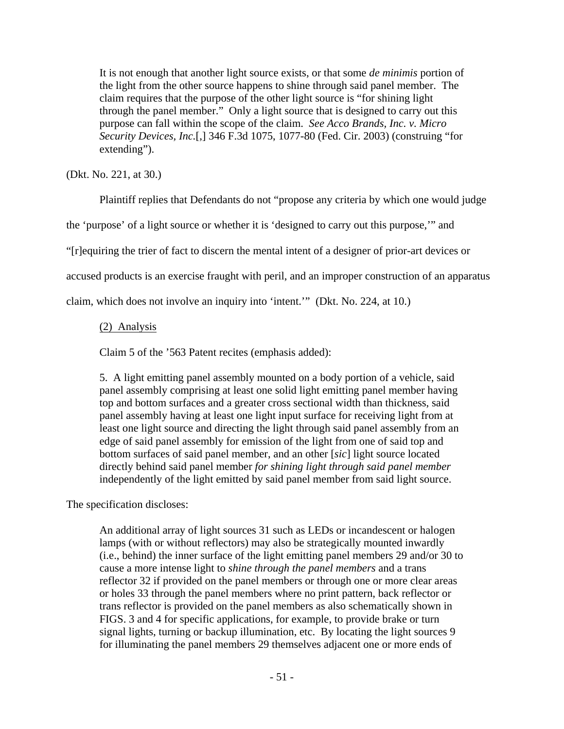> It is not enough that another light source exists, or that some *de minimis* portion of the light from the other source happens to shine through said panel member. The claim requires that the purpose of the other light source is "for shining light through the panel member." Only a light source that is designed to carry out this purpose can fall within the scope of the claim. *See Acco Brands, Inc. v. Micro Security Devices, Inc.*[,] 346 F.3d 1075, 1077-80 (Fed. Cir. 2003) (construing "for extending").

(Dkt. No. 221, at 30.)

Plaintiff replies that Defendants do not "propose any criteria by which one would judge the 'purpose' of a light source or whether it is 'designed to carry out this purpose,'" and "[r]equiring the trier of fact to discern the mental intent of a designer of prior-art devices or accused products is an exercise fraught with peril, and an improper construction of an apparatus claim, which does not involve an inquiry into 'intent.'" (Dkt. No. 224, at 10.)

(2) Analysis

Claim 5 of the '563 Patent recites (emphasis added):

> 5. A light emitting panel assembly mounted on a body portion of a vehicle, said panel assembly comprising at least one solid light emitting panel member having top and bottom surfaces and a greater cross sectional width than thickness, said panel assembly having at least one light input surface for receiving light from at least one light source and directing the light through said panel assembly from an edge of said panel assembly for emission of the light from one of said top and bottom surfaces of said panel member, and an other [*sic*] light source located directly behind said panel member *for shining light through said panel member* independently of the light emitted by said panel member from said light source.

The specification discloses:

> An additional array of light sources 31 such as LEDs or incandescent or halogen lamps (with or without reflectors) may also be strategically mounted inwardly (i.e., behind) the inner surface of the light emitting panel members 29 and/or 30 to cause a more intense light to *shine through the panel members* and a trans reflector 32 if provided on the panel members or through one or more clear areas or holes 33 through the panel members where no print pattern, back reflector or trans reflector is provided on the panel members as also schematically shown in FIGS. 3 and 4 for specific applications, for example, to provide brake or turn signal lights, turning or backup illumination, etc. By locating the light sources 9 for illuminating the panel members 29 themselves adjacent one or more ends of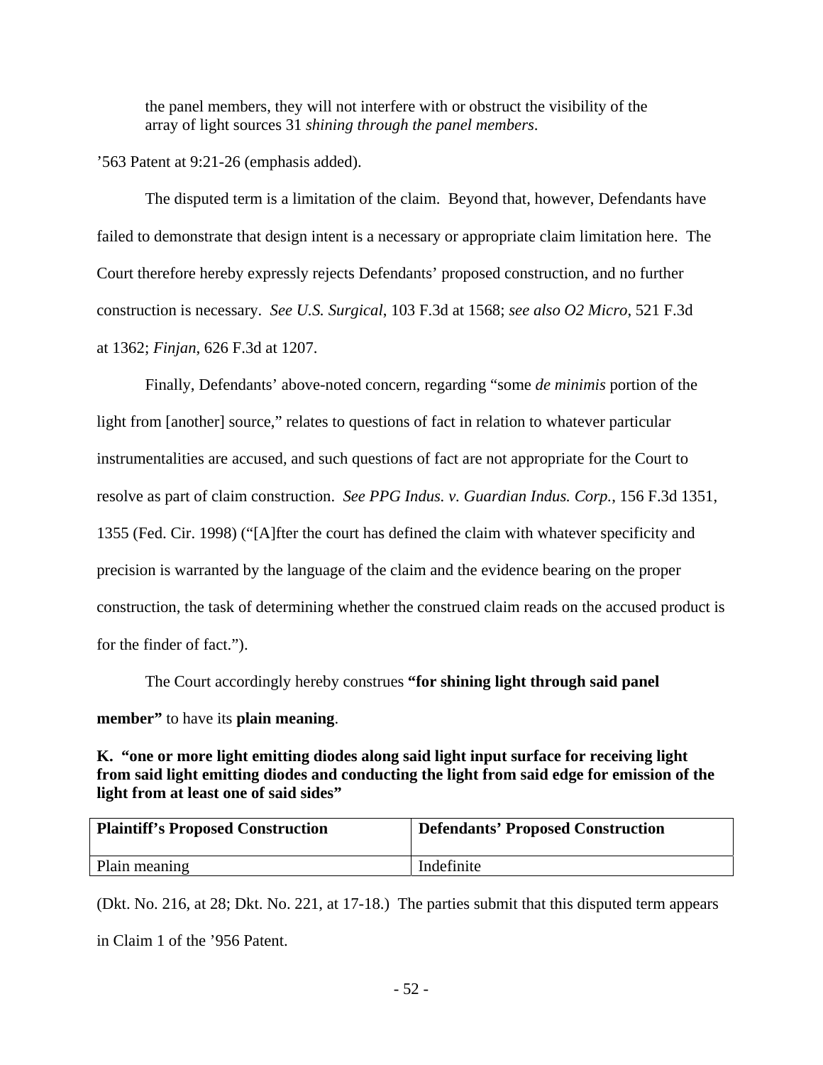> the panel members, they will not interfere with or obstruct the visibility of the array of light sources 31 *shining through the panel members*.

’563 Patent at 9:21-26 (emphasis added).

The disputed term is a limitation of the claim. Beyond that, however, Defendants have failed to demonstrate that design intent is a necessary or appropriate claim limitation here. The Court therefore hereby expressly rejects Defendants’ proposed construction, and no further construction is necessary. *See U.S. Surgical*, 103 F.3d at 1568; *see also O2 Micro*, 521 F.3d at 1362; *Finjan*, 626 F.3d at 1207.

Finally, Defendants’ above-noted concern, regarding “some *de minimis* portion of the light from [another] source,” relates to questions of fact in relation to whatever particular instrumentalities are accused, and such questions of fact are not appropriate for the Court to resolve as part of claim construction. *See PPG Indus. v. Guardian Indus. Corp.*, 156 F.3d 1351, 1355 (Fed. Cir. 1998) (“[A]fter the court has defined the claim with whatever specificity and precision is warranted by the language of the claim and the evidence bearing on the proper construction, the task of determining whether the construed claim reads on the accused product is for the finder of fact.”).

The Court accordingly hereby construes **“for shining light through said panel member”** to have its **plain meaning**.

**K. “one or more light emitting diodes along said light input surface for receiving light from said light emitting diodes and conducting the light from said edge for emission of the light from at least one of said sides”**

| Plaintiff’s Proposed Construction | Defendants’ Proposed Construction |
|---|---|
| Plain meaning | Indefinite |

(Dkt. No. 216, at 28; Dkt. No. 221, at 17-18.) The parties submit that this disputed term appears in Claim 1 of the ’956 Patent.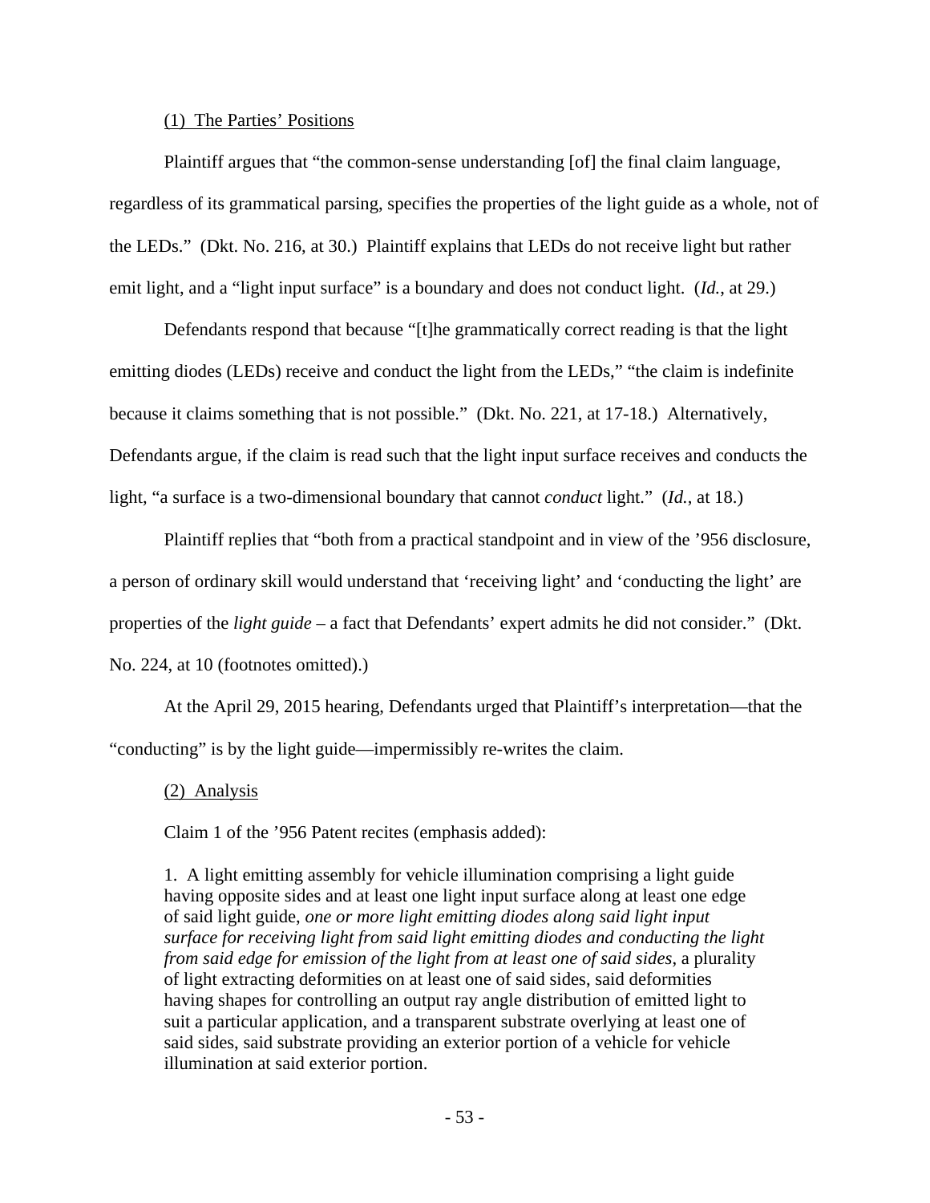(1) The Parties' Positions

Plaintiff argues that "the common-sense understanding [of] the final claim language, regardless of its grammatical parsing, specifies the properties of the light guide as a whole, not of the LEDs." (Dkt. No. 216, at 30.) Plaintiff explains that LEDs do not receive light but rather emit light, and a "light input surface" is a boundary and does not conduct light. (*Id.*, at 29.)

Defendants respond that because "[t]he grammatically correct reading is that the light emitting diodes (LEDs) receive and conduct the light from the LEDs," "the claim is indefinite because it claims something that is not possible." (Dkt. No. 221, at 17-18.) Alternatively, Defendants argue, if the claim is read such that the light input surface receives and conducts the light, "a surface is a two-dimensional boundary that cannot *conduct* light." (*Id.*, at 18.)

Plaintiff replies that "both from a practical standpoint and in view of the '956 disclosure, a person of ordinary skill would understand that 'receiving light' and 'conducting the light' are properties of the *light guide* – a fact that Defendants' expert admits he did not consider." (Dkt. No. 224, at 10 (footnotes omitted).)

At the April 29, 2015 hearing, Defendants urged that Plaintiff's interpretation—that the "conducting" is by the light guide—impermissibly re-writes the claim.

(2) Analysis

Claim 1 of the '956 Patent recites (emphasis added):

> 1. A light emitting assembly for vehicle illumination comprising a light guide having opposite sides and at least one light input surface along at least one edge of said light guide, *one or more light emitting diodes along said light input surface for receiving light from said light emitting diodes and conducting the light from said edge for emission of the light from at least one of said sides*, a plurality of light extracting deformities on at least one of said sides, said deformities having shapes for controlling an output ray angle distribution of emitted light to suit a particular application, and a transparent substrate overlying at least one of said sides, said substrate providing an exterior portion of a vehicle for vehicle illumination at said exterior portion.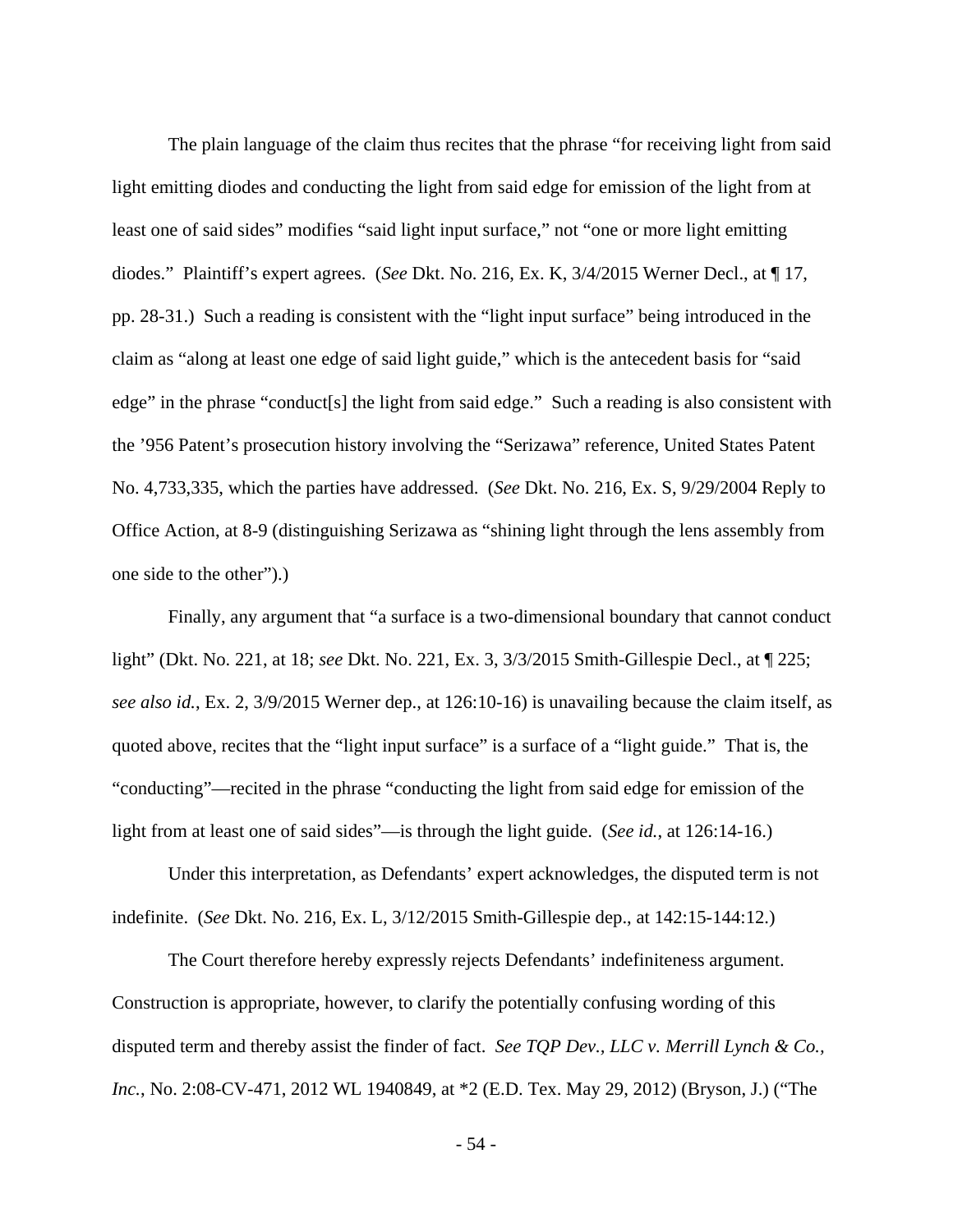The plain language of the claim thus recites that the phrase "for receiving light from said light emitting diodes and conducting the light from said edge for emission of the light from at least one of said sides" modifies "said light input surface," not "one or more light emitting diodes." Plaintiff's expert agrees. (*See* Dkt. No. 216, Ex. K, 3/4/2015 Werner Decl., at ¶ 17, pp. 28-31.) Such a reading is consistent with the "light input surface" being introduced in the claim as "along at least one edge of said light guide," which is the antecedent basis for "said edge" in the phrase "conduct[s] the light from said edge." Such a reading is also consistent with the '956 Patent's prosecution history involving the "Serizawa" reference, United States Patent No. 4,733,335, which the parties have addressed. (*See* Dkt. No. 216, Ex. S, 9/29/2004 Reply to Office Action, at 8-9 (distinguishing Serizawa as "shining light through the lens assembly from one side to the other").)

Finally, any argument that "a surface is a two-dimensional boundary that cannot conduct light" (Dkt. No. 221, at 18; *see* Dkt. No. 221, Ex. 3, 3/3/2015 Smith-Gillespie Decl., at ¶ 225; *see also id.*, Ex. 2, 3/9/2015 Werner dep., at 126:10-16) is unavailing because the claim itself, as quoted above, recites that the "light input surface" is a surface of a "light guide." That is, the "conducting"—recited in the phrase "conducting the light from said edge for emission of the light from at least one of said sides"—is through the light guide. (*See id.*, at 126:14-16.)

Under this interpretation, as Defendants' expert acknowledges, the disputed term is not indefinite. (*See* Dkt. No. 216, Ex. L, 3/12/2015 Smith-Gillespie dep., at 142:15-144:12.)

The Court therefore hereby expressly rejects Defendants' indefiniteness argument. Construction is appropriate, however, to clarify the potentially confusing wording of this disputed term and thereby assist the finder of fact. *See TQP Dev., LLC v. Merrill Lynch & Co., Inc.*, No. 2:08-CV-471, 2012 WL 1940849, at *2 (E.D. Tex. May 29, 2012) (Bryson, J.) ("The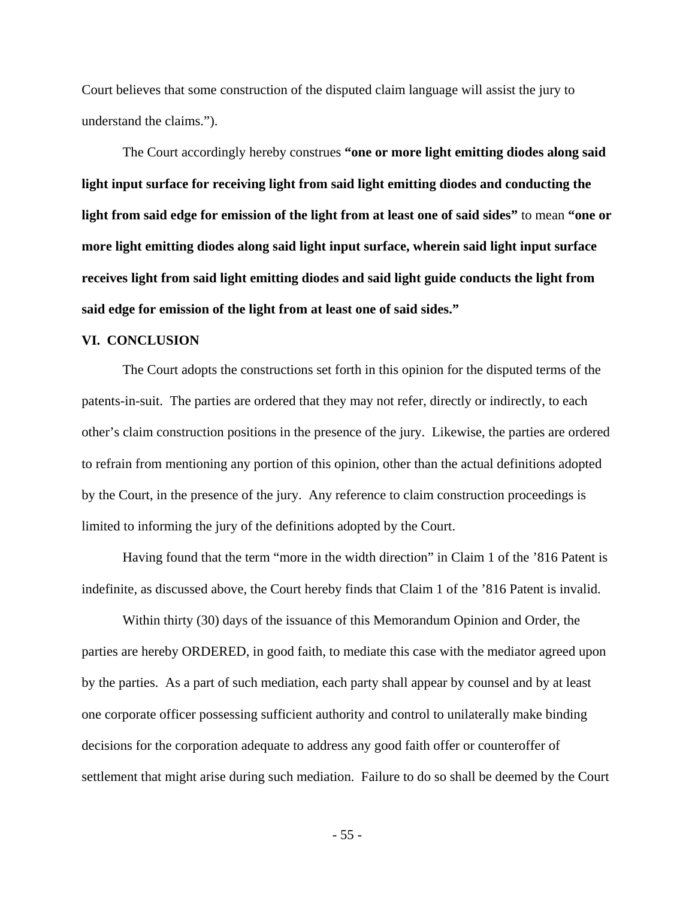Court believes that some construction of the disputed claim language will assist the jury to understand the claims.").

The Court accordingly hereby construes **"one or more light emitting diodes along said light input surface for receiving light from said light emitting diodes and conducting the light from said edge for emission of the light from at least one of said sides"** to mean **"one or more light emitting diodes along said light input surface, wherein said light input surface receives light from said light emitting diodes and said light guide conducts the light from said edge for emission of the light from at least one of said sides."**

## VI. CONCLUSION

The Court adopts the constructions set forth in this opinion for the disputed terms of the patents-in-suit. The parties are ordered that they may not refer, directly or indirectly, to each other's claim construction positions in the presence of the jury. Likewise, the parties are ordered to refrain from mentioning any portion of this opinion, other than the actual definitions adopted by the Court, in the presence of the jury. Any reference to claim construction proceedings is limited to informing the jury of the definitions adopted by the Court.

Having found that the term "more in the width direction" in Claim 1 of the '816 Patent is indefinite, as discussed above, the Court hereby finds that Claim 1 of the '816 Patent is invalid.

Within thirty (30) days of the issuance of this Memorandum Opinion and Order, the parties are hereby ORDERED, in good faith, to mediate this case with the mediator agreed upon by the parties. As a part of such mediation, each party shall appear by counsel and by at least one corporate officer possessing sufficient authority and control to unilaterally make binding decisions for the corporation adequate to address any good faith offer or counteroffer of settlement that might arise during such mediation. Failure to do so shall be deemed by the Court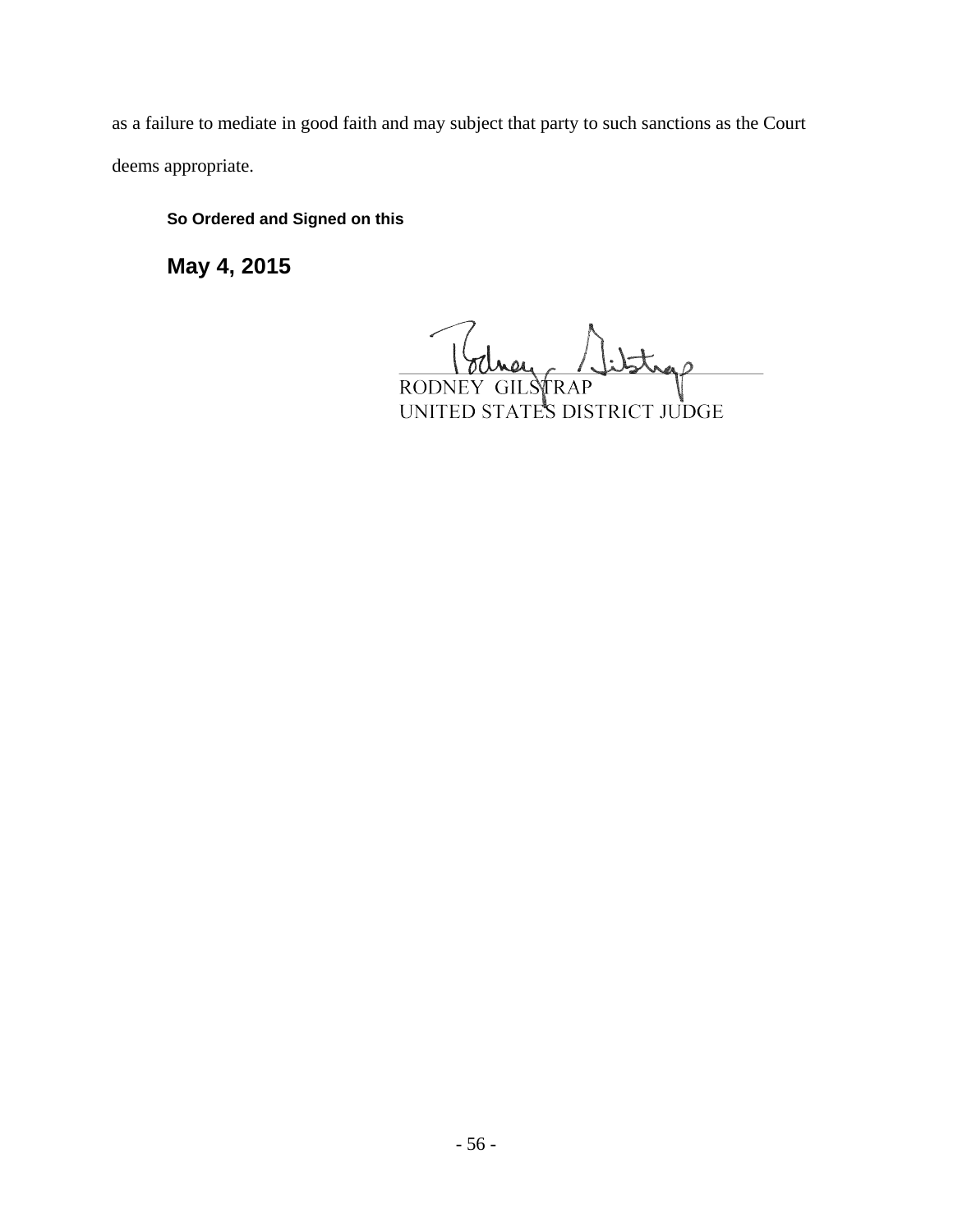as a failure to mediate in good faith and may subject that party to such sanctions as the Court deems appropriate.

**So Ordered and Signed on this**

**May 4, 2015**

RODNEY GILSTRAP
UNITED STATES DISTRICT JUDGE